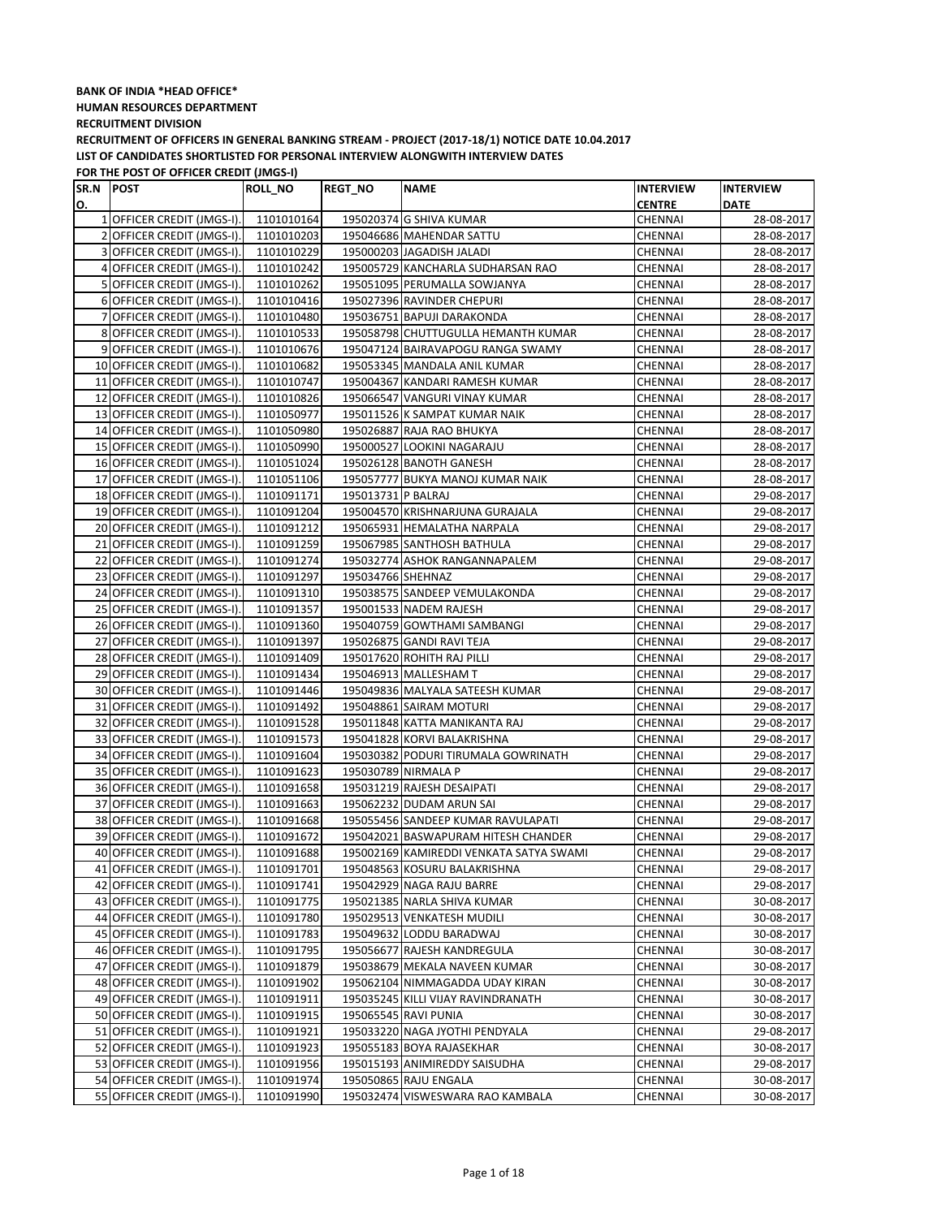**BANK OF INDIA *HEAD OFFICE***

**HUMAN RESOURCES DEPARTMENT**

**RECRUITMENT DIVISION**

**RECRUITMENT OF OFFICERS IN GENERAL BANKING STREAM - PROJECT (2017-18/1) NOTICE DATE 10.04.2017**

**LIST OF CANDIDATES SHORTLISTED FOR PERSONAL INTERVIEW ALONGWITH INTERVIEW DATES**

**FOR THE POST OF OFFICER CREDIT (JMGS-I)**

| SR.NO. | POST | ROLL_NO | REGT_NO | NAME | INTERVIEW CENTRE | INTERVIEW DATE |
|---|---|---|---|---|---|---|
| 1 | OFFICER CREDIT (JMGS-I). | 1101010164 | 195020374 | G SHIVA KUMAR | CHENNAI | 28-08-2017 |
| 2 | OFFICER CREDIT (JMGS-I). | 1101010203 | 195046686 | MAHENDAR SATTU | CHENNAI | 28-08-2017 |
| 3 | OFFICER CREDIT (JMGS-I). | 1101010229 | 195000203 | JAGADISH JALADI | CHENNAI | 28-08-2017 |
| 4 | OFFICER CREDIT (JMGS-I). | 1101010242 | 195005729 | KANCHARLA SUDHARSAN RAO | CHENNAI | 28-08-2017 |
| 5 | OFFICER CREDIT (JMGS-I). | 1101010262 | 195051095 | PERUMALLA SOWJANYA | CHENNAI | 28-08-2017 |
| 6 | OFFICER CREDIT (JMGS-I). | 1101010416 | 195027396 | RAVINDER CHEPURI | CHENNAI | 28-08-2017 |
| 7 | OFFICER CREDIT (JMGS-I). | 1101010480 | 195036751 | BAPUJI DARAKONDA | CHENNAI | 28-08-2017 |
| 8 | OFFICER CREDIT (JMGS-I). | 1101010533 | 195058798 | CHUTTUGULLA HEMANTH KUMAR | CHENNAI | 28-08-2017 |
| 9 | OFFICER CREDIT (JMGS-I). | 1101010676 | 195047124 | BAIRAVAPOGU RANGA SWAMY | CHENNAI | 28-08-2017 |
| 10 | OFFICER CREDIT (JMGS-I). | 1101010682 | 195053345 | MANDALA ANIL KUMAR | CHENNAI | 28-08-2017 |
| 11 | OFFICER CREDIT (JMGS-I). | 1101010747 | 195004367 | KANDARI RAMESH KUMAR | CHENNAI | 28-08-2017 |
| 12 | OFFICER CREDIT (JMGS-I). | 1101010826 | 195066547 | VANGURI VINAY KUMAR | CHENNAI | 28-08-2017 |
| 13 | OFFICER CREDIT (JMGS-I). | 1101050977 | 195011526 | K SAMPAT KUMAR NAIK | CHENNAI | 28-08-2017 |
| 14 | OFFICER CREDIT (JMGS-I). | 1101050980 | 195026887 | RAJA RAO BHUKYA | CHENNAI | 28-08-2017 |
| 15 | OFFICER CREDIT (JMGS-I). | 1101050990 | 195000527 | LOOKINI NAGARAJU | CHENNAI | 28-08-2017 |
| 16 | OFFICER CREDIT (JMGS-I). | 1101051024 | 195026128 | BANOTH GANESH | CHENNAI | 28-08-2017 |
| 17 | OFFICER CREDIT (JMGS-I). | 1101051106 | 195057777 | BUKYA MANOJ KUMAR NAIK | CHENNAI | 28-08-2017 |
| 18 | OFFICER CREDIT (JMGS-I). | 1101091171 | 195013731 | P BALRAJ | CHENNAI | 29-08-2017 |
| 19 | OFFICER CREDIT (JMGS-I). | 1101091204 | 195004570 | KRISHNARJUNA GURAJALA | CHENNAI | 29-08-2017 |
| 20 | OFFICER CREDIT (JMGS-I). | 1101091212 | 195065931 | HEMALATHA NARPALA | CHENNAI | 29-08-2017 |
| 21 | OFFICER CREDIT (JMGS-I). | 1101091259 | 195067985 | SANTHOSH BATHULA | CHENNAI | 29-08-2017 |
| 22 | OFFICER CREDIT (JMGS-I). | 1101091274 | 195032774 | ASHOK RANGANNAPALEM | CHENNAI | 29-08-2017 |
| 23 | OFFICER CREDIT (JMGS-I). | 1101091297 | 195034766 | SHEHNAZ | CHENNAI | 29-08-2017 |
| 24 | OFFICER CREDIT (JMGS-I). | 1101091310 | 195038575 | SANDEEP VEMULAKONDA | CHENNAI | 29-08-2017 |
| 25 | OFFICER CREDIT (JMGS-I). | 1101091357 | 195001533 | NADEM RAJESH | CHENNAI | 29-08-2017 |
| 26 | OFFICER CREDIT (JMGS-I). | 1101091360 | 195040759 | GOWTHAMI SAMBANGI | CHENNAI | 29-08-2017 |
| 27 | OFFICER CREDIT (JMGS-I). | 1101091397 | 195026875 | GANDI RAVI TEJA | CHENNAI | 29-08-2017 |
| 28 | OFFICER CREDIT (JMGS-I). | 1101091409 | 195017620 | ROHITH RAJ PILLI | CHENNAI | 29-08-2017 |
| 29 | OFFICER CREDIT (JMGS-I). | 1101091434 | 195046913 | MALLESHAM T | CHENNAI | 29-08-2017 |
| 30 | OFFICER CREDIT (JMGS-I). | 1101091446 | 195049836 | MALYALA SATEESH KUMAR | CHENNAI | 29-08-2017 |
| 31 | OFFICER CREDIT (JMGS-I). | 1101091492 | 195048861 | SAIRAM MOTURI | CHENNAI | 29-08-2017 |
| 32 | OFFICER CREDIT (JMGS-I). | 1101091528 | 195011848 | KATTA MANIKANTA RAJ | CHENNAI | 29-08-2017 |
| 33 | OFFICER CREDIT (JMGS-I). | 1101091573 | 195041828 | KORVI BALAKRISHNA | CHENNAI | 29-08-2017 |
| 34 | OFFICER CREDIT (JMGS-I). | 1101091604 | 195030382 | PODURI TIRUMALA GOWRINATH | CHENNAI | 29-08-2017 |
| 35 | OFFICER CREDIT (JMGS-I). | 1101091623 | 195030789 | NIRMALA P | CHENNAI | 29-08-2017 |
| 36 | OFFICER CREDIT (JMGS-I). | 1101091658 | 195031219 | RAJESH DESAIPATI | CHENNAI | 29-08-2017 |
| 37 | OFFICER CREDIT (JMGS-I). | 1101091663 | 195062232 | DUDAM ARUN SAI | CHENNAI | 29-08-2017 |
| 38 | OFFICER CREDIT (JMGS-I). | 1101091668 | 195055456 | SANDEEP KUMAR RAVULAPATI | CHENNAI | 29-08-2017 |
| 39 | OFFICER CREDIT (JMGS-I). | 1101091672 | 195042021 | BASWAPURAM HITESH CHANDER | CHENNAI | 29-08-2017 |
| 40 | OFFICER CREDIT (JMGS-I). | 1101091688 | 195002169 | KAMIREDDI VENKATA SATYA SWAMI | CHENNAI | 29-08-2017 |
| 41 | OFFICER CREDIT (JMGS-I). | 1101091701 | 195048563 | KOSURU BALAKRISHNA | CHENNAI | 29-08-2017 |
| 42 | OFFICER CREDIT (JMGS-I). | 1101091741 | 195042929 | NAGA RAJU BARRE | CHENNAI | 29-08-2017 |
| 43 | OFFICER CREDIT (JMGS-I). | 1101091775 | 195021385 | NARLA SHIVA KUMAR | CHENNAI | 30-08-2017 |
| 44 | OFFICER CREDIT (JMGS-I). | 1101091780 | 195029513 | VENKATESH MUDILI | CHENNAI | 30-08-2017 |
| 45 | OFFICER CREDIT (JMGS-I). | 1101091783 | 195049632 | LODDU BARADWAJ | CHENNAI | 30-08-2017 |
| 46 | OFFICER CREDIT (JMGS-I). | 1101091795 | 195056677 | RAJESH KANDREGULA | CHENNAI | 30-08-2017 |
| 47 | OFFICER CREDIT (JMGS-I). | 1101091879 | 195038679 | MEKALA NAVEEN KUMAR | CHENNAI | 30-08-2017 |
| 48 | OFFICER CREDIT (JMGS-I). | 1101091902 | 195062104 | NIMMAGADDA UDAY KIRAN | CHENNAI | 30-08-2017 |
| 49 | OFFICER CREDIT (JMGS-I). | 1101091911 | 195035245 | KILLI VIJAY RAVINDRANATH | CHENNAI | 30-08-2017 |
| 50 | OFFICER CREDIT (JMGS-I). | 1101091915 | 195065545 | RAVI PUNIA | CHENNAI | 30-08-2017 |
| 51 | OFFICER CREDIT (JMGS-I). | 1101091921 | 195033220 | NAGA JYOTHI PENDYALA | CHENNAI | 29-08-2017 |
| 52 | OFFICER CREDIT (JMGS-I). | 1101091923 | 195055183 | BOYA RAJASEKHAR | CHENNAI | 30-08-2017 |
| 53 | OFFICER CREDIT (JMGS-I). | 1101091956 | 195015193 | ANIMIREDDY SAISUDHA | CHENNAI | 29-08-2017 |
| 54 | OFFICER CREDIT (JMGS-I). | 1101091974 | 195050865 | RAJU ENGALA | CHENNAI | 30-08-2017 |
| 55 | OFFICER CREDIT (JMGS-I). | 1101091990 | 195032474 | VISWESWARA RAO KAMBALA | CHENNAI | 30-08-2017 |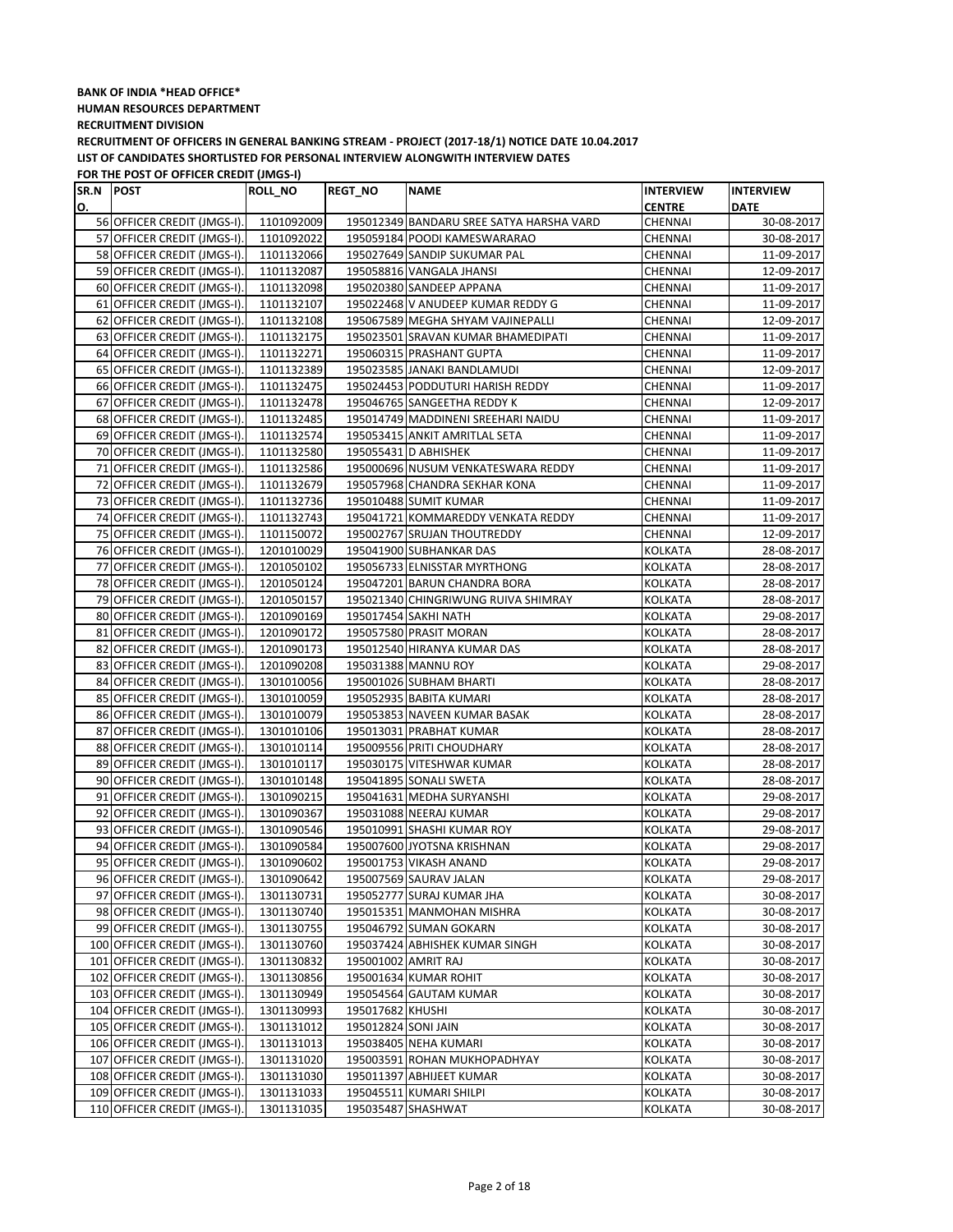**BANK OF INDIA *HEAD OFFICE***

**HUMAN RESOURCES DEPARTMENT**

**RECRUITMENT DIVISION**

**RECRUITMENT OF OFFICERS IN GENERAL BANKING STREAM - PROJECT (2017-18/1) NOTICE DATE 10.04.2017**

**LIST OF CANDIDATES SHORTLISTED FOR PERSONAL INTERVIEW ALONGWITH INTERVIEW DATES**

**FOR THE POST OF OFFICER CREDIT (JMGS-I)**

| SR.NO. | POST | ROLL_NO | REGT_NO | NAME | INTERVIEW CENTRE | INTERVIEW DATE |
|---|---|---|---|---|---|---|
| 56 | OFFICER CREDIT (JMGS-I). | 1101092009 | 195012349 | BANDARU SREE SATYA HARSHA VARD | CHENNAI | 30-08-2017 |
| 57 | OFFICER CREDIT (JMGS-I). | 1101092022 | 195059184 | POODI KAMESWARARAO | CHENNAI | 30-08-2017 |
| 58 | OFFICER CREDIT (JMGS-I). | 1101132066 | 195027649 | SANDIP SUKUMAR PAL | CHENNAI | 11-09-2017 |
| 59 | OFFICER CREDIT (JMGS-I). | 1101132087 | 195058816 | VANGALA JHANSI | CHENNAI | 12-09-2017 |
| 60 | OFFICER CREDIT (JMGS-I). | 1101132098 | 195020380 | SANDEEP APPANA | CHENNAI | 11-09-2017 |
| 61 | OFFICER CREDIT (JMGS-I). | 1101132107 | 195022468 | V ANUDEEP KUMAR REDDY G | CHENNAI | 11-09-2017 |
| 62 | OFFICER CREDIT (JMGS-I). | 1101132108 | 195067589 | MEGHA SHYAM VAJINEPALLI | CHENNAI | 12-09-2017 |
| 63 | OFFICER CREDIT (JMGS-I). | 1101132175 | 195023501 | SRAVAN KUMAR BHAMEDIPATI | CHENNAI | 11-09-2017 |
| 64 | OFFICER CREDIT (JMGS-I). | 1101132271 | 195060315 | PRASHANT GUPTA | CHENNAI | 11-09-2017 |
| 65 | OFFICER CREDIT (JMGS-I). | 1101132389 | 195023585 | JANAKI BANDLAMUDI | CHENNAI | 12-09-2017 |
| 66 | OFFICER CREDIT (JMGS-I). | 1101132475 | 195024453 | PODDUTURI HARISH REDDY | CHENNAI | 11-09-2017 |
| 67 | OFFICER CREDIT (JMGS-I). | 1101132478 | 195046765 | SANGEETHA REDDY K | CHENNAI | 12-09-2017 |
| 68 | OFFICER CREDIT (JMGS-I). | 1101132485 | 195014749 | MADDINENI SREEHARI NAIDU | CHENNAI | 11-09-2017 |
| 69 | OFFICER CREDIT (JMGS-I). | 1101132574 | 195053415 | ANKIT AMRITLAL SETA | CHENNAI | 11-09-2017 |
| 70 | OFFICER CREDIT (JMGS-I). | 1101132580 | 195055431 | D ABHISHEK | CHENNAI | 11-09-2017 |
| 71 | OFFICER CREDIT (JMGS-I). | 1101132586 | 195000696 | NUSUM VENKATESWARA REDDY | CHENNAI | 11-09-2017 |
| 72 | OFFICER CREDIT (JMGS-I). | 1101132679 | 195057968 | CHANDRA SEKHAR KONA | CHENNAI | 11-09-2017 |
| 73 | OFFICER CREDIT (JMGS-I). | 1101132736 | 195010488 | SUMIT KUMAR | CHENNAI | 11-09-2017 |
| 74 | OFFICER CREDIT (JMGS-I). | 1101132743 | 195041721 | KOMMAREDDY VENKATA REDDY | CHENNAI | 11-09-2017 |
| 75 | OFFICER CREDIT (JMGS-I). | 1101150072 | 195002767 | SRUJAN THOUTREDDY | CHENNAI | 12-09-2017 |
| 76 | OFFICER CREDIT (JMGS-I). | 1201010029 | 195041900 | SUBHANKAR DAS | KOLKATA | 28-08-2017 |
| 77 | OFFICER CREDIT (JMGS-I). | 1201050102 | 195056733 | ELNISSTAR MYRTHONG | KOLKATA | 28-08-2017 |
| 78 | OFFICER CREDIT (JMGS-I). | 1201050124 | 195047201 | BARUN CHANDRA BORA | KOLKATA | 28-08-2017 |
| 79 | OFFICER CREDIT (JMGS-I). | 1201050157 | 195021340 | CHINGRIWUNG RUIVA SHIMRAY | KOLKATA | 28-08-2017 |
| 80 | OFFICER CREDIT (JMGS-I). | 1201090169 | 195017454 | SAKHI NATH | KOLKATA | 29-08-2017 |
| 81 | OFFICER CREDIT (JMGS-I). | 1201090172 | 195057580 | PRASIT MORAN | KOLKATA | 28-08-2017 |
| 82 | OFFICER CREDIT (JMGS-I). | 1201090173 | 195012540 | HIRANYA KUMAR DAS | KOLKATA | 28-08-2017 |
| 83 | OFFICER CREDIT (JMGS-I). | 1201090208 | 195031388 | MANNU ROY | KOLKATA | 29-08-2017 |
| 84 | OFFICER CREDIT (JMGS-I). | 1301010056 | 195001026 | SUBHAM BHARTI | KOLKATA | 28-08-2017 |
| 85 | OFFICER CREDIT (JMGS-I). | 1301010059 | 195052935 | BABITA KUMARI | KOLKATA | 28-08-2017 |
| 86 | OFFICER CREDIT (JMGS-I). | 1301010079 | 195053853 | NAVEEN KUMAR BASAK | KOLKATA | 28-08-2017 |
| 87 | OFFICER CREDIT (JMGS-I). | 1301010106 | 195013031 | PRABHAT KUMAR | KOLKATA | 28-08-2017 |
| 88 | OFFICER CREDIT (JMGS-I). | 1301010114 | 195009556 | PRITI CHOUDHARY | KOLKATA | 28-08-2017 |
| 89 | OFFICER CREDIT (JMGS-I). | 1301010117 | 195030175 | VITESHWAR KUMAR | KOLKATA | 28-08-2017 |
| 90 | OFFICER CREDIT (JMGS-I). | 1301010148 | 195041895 | SONALI SWETA | KOLKATA | 28-08-2017 |
| 91 | OFFICER CREDIT (JMGS-I). | 1301090215 | 195041631 | MEDHA SURYANSHI | KOLKATA | 29-08-2017 |
| 92 | OFFICER CREDIT (JMGS-I). | 1301090367 | 195031088 | NEERAJ KUMAR | KOLKATA | 29-08-2017 |
| 93 | OFFICER CREDIT (JMGS-I). | 1301090546 | 195010991 | SHASHI KUMAR ROY | KOLKATA | 29-08-2017 |
| 94 | OFFICER CREDIT (JMGS-I). | 1301090584 | 195007600 | JYOTSNA KRISHNAN | KOLKATA | 29-08-2017 |
| 95 | OFFICER CREDIT (JMGS-I). | 1301090602 | 195001753 | VIKASH ANAND | KOLKATA | 29-08-2017 |
| 96 | OFFICER CREDIT (JMGS-I). | 1301090642 | 195007569 | SAURAV JALAN | KOLKATA | 29-08-2017 |
| 97 | OFFICER CREDIT (JMGS-I). | 1301130731 | 195052777 | SURAJ KUMAR JHA | KOLKATA | 30-08-2017 |
| 98 | OFFICER CREDIT (JMGS-I). | 1301130740 | 195015351 | MANMOHAN MISHRA | KOLKATA | 30-08-2017 |
| 99 | OFFICER CREDIT (JMGS-I). | 1301130755 | 195046792 | SUMAN GOKARN | KOLKATA | 30-08-2017 |
| 100 | OFFICER CREDIT (JMGS-I). | 1301130760 | 195037424 | ABHISHEK KUMAR SINGH | KOLKATA | 30-08-2017 |
| 101 | OFFICER CREDIT (JMGS-I). | 1301130832 | 195001002 | AMRIT RAJ | KOLKATA | 30-08-2017 |
| 102 | OFFICER CREDIT (JMGS-I). | 1301130856 | 195001634 | KUMAR ROHIT | KOLKATA | 30-08-2017 |
| 103 | OFFICER CREDIT (JMGS-I). | 1301130949 | 195054564 | GAUTAM KUMAR | KOLKATA | 30-08-2017 |
| 104 | OFFICER CREDIT (JMGS-I). | 1301130993 | 195017682 | KHUSHI | KOLKATA | 30-08-2017 |
| 105 | OFFICER CREDIT (JMGS-I). | 1301131012 | 195012824 | SONI JAIN | KOLKATA | 30-08-2017 |
| 106 | OFFICER CREDIT (JMGS-I). | 1301131013 | 195038405 | NEHA KUMARI | KOLKATA | 30-08-2017 |
| 107 | OFFICER CREDIT (JMGS-I). | 1301131020 | 195003591 | ROHAN MUKHOPADHYAY | KOLKATA | 30-08-2017 |
| 108 | OFFICER CREDIT (JMGS-I). | 1301131030 | 195011397 | ABHIJEET KUMAR | KOLKATA | 30-08-2017 |
| 109 | OFFICER CREDIT (JMGS-I). | 1301131033 | 195045511 | KUMARI SHILPI | KOLKATA | 30-08-2017 |
| 110 | OFFICER CREDIT (JMGS-I). | 1301131035 | 195035487 | SHASHWAT | KOLKATA | 30-08-2017 |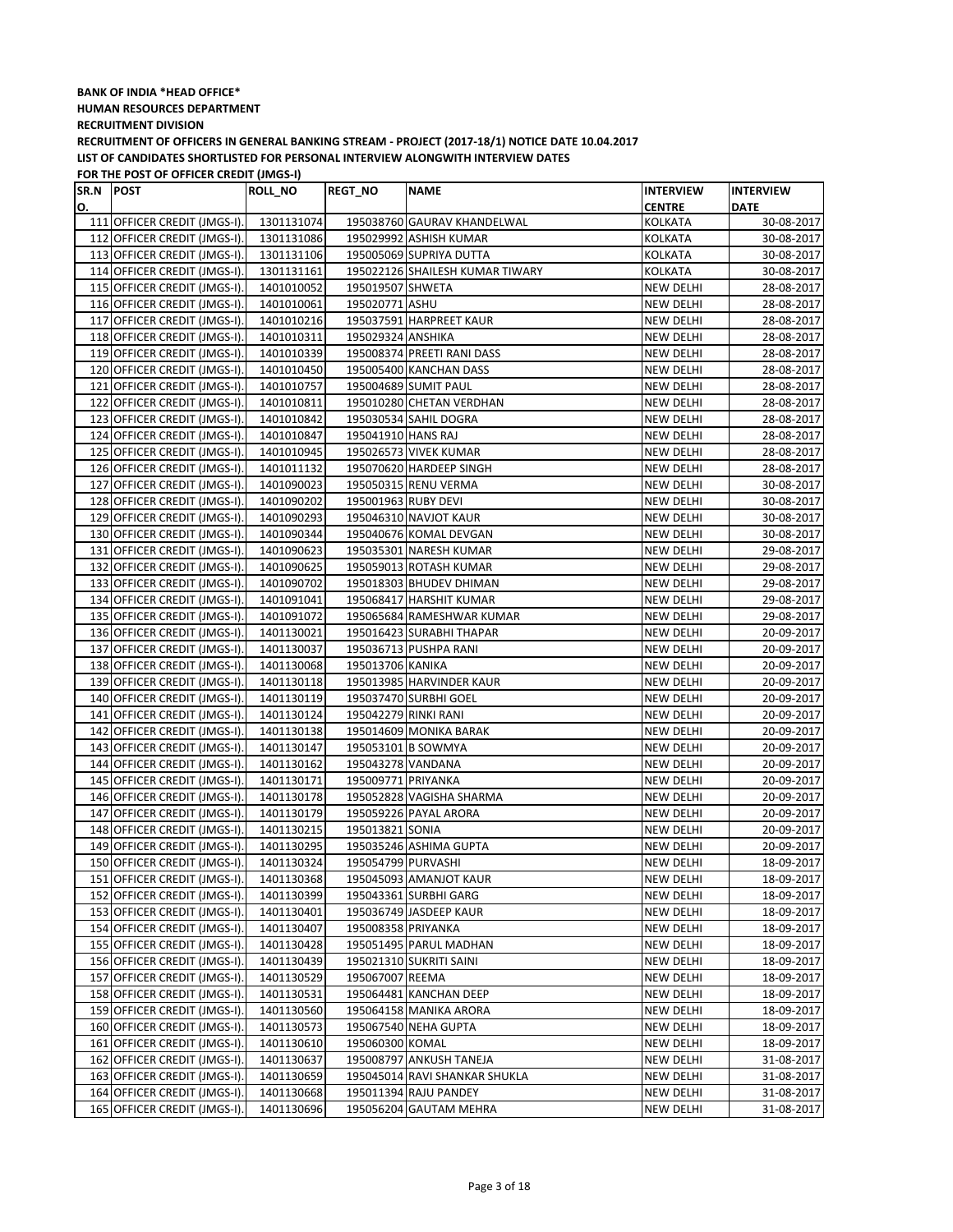**BANK OF INDIA *HEAD OFFICE***

**HUMAN RESOURCES DEPARTMENT**

**RECRUITMENT DIVISION**

**RECRUITMENT OF OFFICERS IN GENERAL BANKING STREAM - PROJECT (2017-18/1) NOTICE DATE 10.04.2017**

**LIST OF CANDIDATES SHORTLISTED FOR PERSONAL INTERVIEW ALONGWITH INTERVIEW DATES**

**FOR THE POST OF OFFICER CREDIT (JMGS-I)**

| SR.NO. | POST | ROLL_NO | REGT_NO | NAME | INTERVIEW CENTRE | INTERVIEW DATE |
|---|---|---|---|---|---|---|
| 111 | OFFICER CREDIT (JMGS-I). | 1301131074 | 195038760 | GAURAV KHANDELWAL | KOLKATA | 30-08-2017 |
| 112 | OFFICER CREDIT (JMGS-I). | 1301131086 | 195029992 | ASHISH KUMAR | KOLKATA | 30-08-2017 |
| 113 | OFFICER CREDIT (JMGS-I). | 1301131106 | 195005069 | SUPRIYA DUTTA | KOLKATA | 30-08-2017 |
| 114 | OFFICER CREDIT (JMGS-I). | 1301131161 | 195022126 | SHAILESH KUMAR TIWARY | KOLKATA | 30-08-2017 |
| 115 | OFFICER CREDIT (JMGS-I). | 1401010052 | 195019507 | SHWETA | NEW DELHI | 28-08-2017 |
| 116 | OFFICER CREDIT (JMGS-I). | 1401010061 | 195020771 | ASHU | NEW DELHI | 28-08-2017 |
| 117 | OFFICER CREDIT (JMGS-I). | 1401010216 | 195037591 | HARPREET KAUR | NEW DELHI | 28-08-2017 |
| 118 | OFFICER CREDIT (JMGS-I). | 1401010311 | 195029324 | ANSHIKA | NEW DELHI | 28-08-2017 |
| 119 | OFFICER CREDIT (JMGS-I). | 1401010339 | 195008374 | PREETI RANI DASS | NEW DELHI | 28-08-2017 |
| 120 | OFFICER CREDIT (JMGS-I). | 1401010450 | 195005400 | KANCHAN DASS | NEW DELHI | 28-08-2017 |
| 121 | OFFICER CREDIT (JMGS-I). | 1401010757 | 195004689 | SUMIT PAUL | NEW DELHI | 28-08-2017 |
| 122 | OFFICER CREDIT (JMGS-I). | 1401010811 | 195010280 | CHETAN VERDHAN | NEW DELHI | 28-08-2017 |
| 123 | OFFICER CREDIT (JMGS-I). | 1401010842 | 195030534 | SAHIL DOGRA | NEW DELHI | 28-08-2017 |
| 124 | OFFICER CREDIT (JMGS-I). | 1401010847 | 195041910 | HANS RAJ | NEW DELHI | 28-08-2017 |
| 125 | OFFICER CREDIT (JMGS-I). | 1401010945 | 195026573 | VIVEK KUMAR | NEW DELHI | 28-08-2017 |
| 126 | OFFICER CREDIT (JMGS-I). | 1401011132 | 195070620 | HARDEEP SINGH | NEW DELHI | 28-08-2017 |
| 127 | OFFICER CREDIT (JMGS-I). | 1401090023 | 195050315 | RENU VERMA | NEW DELHI | 30-08-2017 |
| 128 | OFFICER CREDIT (JMGS-I). | 1401090202 | 195001963 | RUBY DEVI | NEW DELHI | 30-08-2017 |
| 129 | OFFICER CREDIT (JMGS-I). | 1401090293 | 195046310 | NAVJOT KAUR | NEW DELHI | 30-08-2017 |
| 130 | OFFICER CREDIT (JMGS-I). | 1401090344 | 195040676 | KOMAL DEVGAN | NEW DELHI | 30-08-2017 |
| 131 | OFFICER CREDIT (JMGS-I). | 1401090623 | 195035301 | NARESH KUMAR | NEW DELHI | 29-08-2017 |
| 132 | OFFICER CREDIT (JMGS-I). | 1401090625 | 195059013 | ROTASH KUMAR | NEW DELHI | 29-08-2017 |
| 133 | OFFICER CREDIT (JMGS-I). | 1401090702 | 195018303 | BHUDEV DHIMAN | NEW DELHI | 29-08-2017 |
| 134 | OFFICER CREDIT (JMGS-I). | 1401091041 | 195068417 | HARSHIT KUMAR | NEW DELHI | 29-08-2017 |
| 135 | OFFICER CREDIT (JMGS-I). | 1401091072 | 195065684 | RAMESHWAR KUMAR | NEW DELHI | 29-08-2017 |
| 136 | OFFICER CREDIT (JMGS-I). | 1401130021 | 195016423 | SURABHI THAPAR | NEW DELHI | 20-09-2017 |
| 137 | OFFICER CREDIT (JMGS-I). | 1401130037 | 195036713 | PUSHPA RANI | NEW DELHI | 20-09-2017 |
| 138 | OFFICER CREDIT (JMGS-I). | 1401130068 | 195013706 | KANIKA | NEW DELHI | 20-09-2017 |
| 139 | OFFICER CREDIT (JMGS-I). | 1401130118 | 195013985 | HARVINDER KAUR | NEW DELHI | 20-09-2017 |
| 140 | OFFICER CREDIT (JMGS-I). | 1401130119 | 195037470 | SURBHI GOEL | NEW DELHI | 20-09-2017 |
| 141 | OFFICER CREDIT (JMGS-I). | 1401130124 | 195042279 | RINKI RANI | NEW DELHI | 20-09-2017 |
| 142 | OFFICER CREDIT (JMGS-I). | 1401130138 | 195014609 | MONIKA BARAK | NEW DELHI | 20-09-2017 |
| 143 | OFFICER CREDIT (JMGS-I). | 1401130147 | 195053101 | B SOWMYA | NEW DELHI | 20-09-2017 |
| 144 | OFFICER CREDIT (JMGS-I). | 1401130162 | 195043278 | VANDANA | NEW DELHI | 20-09-2017 |
| 145 | OFFICER CREDIT (JMGS-I). | 1401130171 | 195009771 | PRIYANKA | NEW DELHI | 20-09-2017 |
| 146 | OFFICER CREDIT (JMGS-I). | 1401130178 | 195052828 | VAGISHA SHARMA | NEW DELHI | 20-09-2017 |
| 147 | OFFICER CREDIT (JMGS-I). | 1401130179 | 195059226 | PAYAL ARORA | NEW DELHI | 20-09-2017 |
| 148 | OFFICER CREDIT (JMGS-I). | 1401130215 | 195013821 | SONIA | NEW DELHI | 20-09-2017 |
| 149 | OFFICER CREDIT (JMGS-I). | 1401130295 | 195035246 | ASHIMA GUPTA | NEW DELHI | 20-09-2017 |
| 150 | OFFICER CREDIT (JMGS-I). | 1401130324 | 195054799 | PURVASHI | NEW DELHI | 18-09-2017 |
| 151 | OFFICER CREDIT (JMGS-I). | 1401130368 | 195045093 | AMANJOT KAUR | NEW DELHI | 18-09-2017 |
| 152 | OFFICER CREDIT (JMGS-I). | 1401130399 | 195043361 | SURBHI GARG | NEW DELHI | 18-09-2017 |
| 153 | OFFICER CREDIT (JMGS-I). | 1401130401 | 195036749 | JASDEEP KAUR | NEW DELHI | 18-09-2017 |
| 154 | OFFICER CREDIT (JMGS-I). | 1401130407 | 195008358 | PRIYANKA | NEW DELHI | 18-09-2017 |
| 155 | OFFICER CREDIT (JMGS-I). | 1401130428 | 195051495 | PARUL MADHAN | NEW DELHI | 18-09-2017 |
| 156 | OFFICER CREDIT (JMGS-I). | 1401130439 | 195021310 | SUKRITI SAINI | NEW DELHI | 18-09-2017 |
| 157 | OFFICER CREDIT (JMGS-I). | 1401130529 | 195067007 | REEMA | NEW DELHI | 18-09-2017 |
| 158 | OFFICER CREDIT (JMGS-I). | 1401130531 | 195064481 | KANCHAN DEEP | NEW DELHI | 18-09-2017 |
| 159 | OFFICER CREDIT (JMGS-I). | 1401130560 | 195064158 | MANIKA ARORA | NEW DELHI | 18-09-2017 |
| 160 | OFFICER CREDIT (JMGS-I). | 1401130573 | 195067540 | NEHA GUPTA | NEW DELHI | 18-09-2017 |
| 161 | OFFICER CREDIT (JMGS-I). | 1401130610 | 195060300 | KOMAL | NEW DELHI | 18-09-2017 |
| 162 | OFFICER CREDIT (JMGS-I). | 1401130637 | 195008797 | ANKUSH TANEJA | NEW DELHI | 31-08-2017 |
| 163 | OFFICER CREDIT (JMGS-I). | 1401130659 | 195045014 | RAVI SHANKAR SHUKLA | NEW DELHI | 31-08-2017 |
| 164 | OFFICER CREDIT (JMGS-I). | 1401130668 | 195011394 | RAJU PANDEY | NEW DELHI | 31-08-2017 |
| 165 | OFFICER CREDIT (JMGS-I). | 1401130696 | 195056204 | GAUTAM MEHRA | NEW DELHI | 31-08-2017 |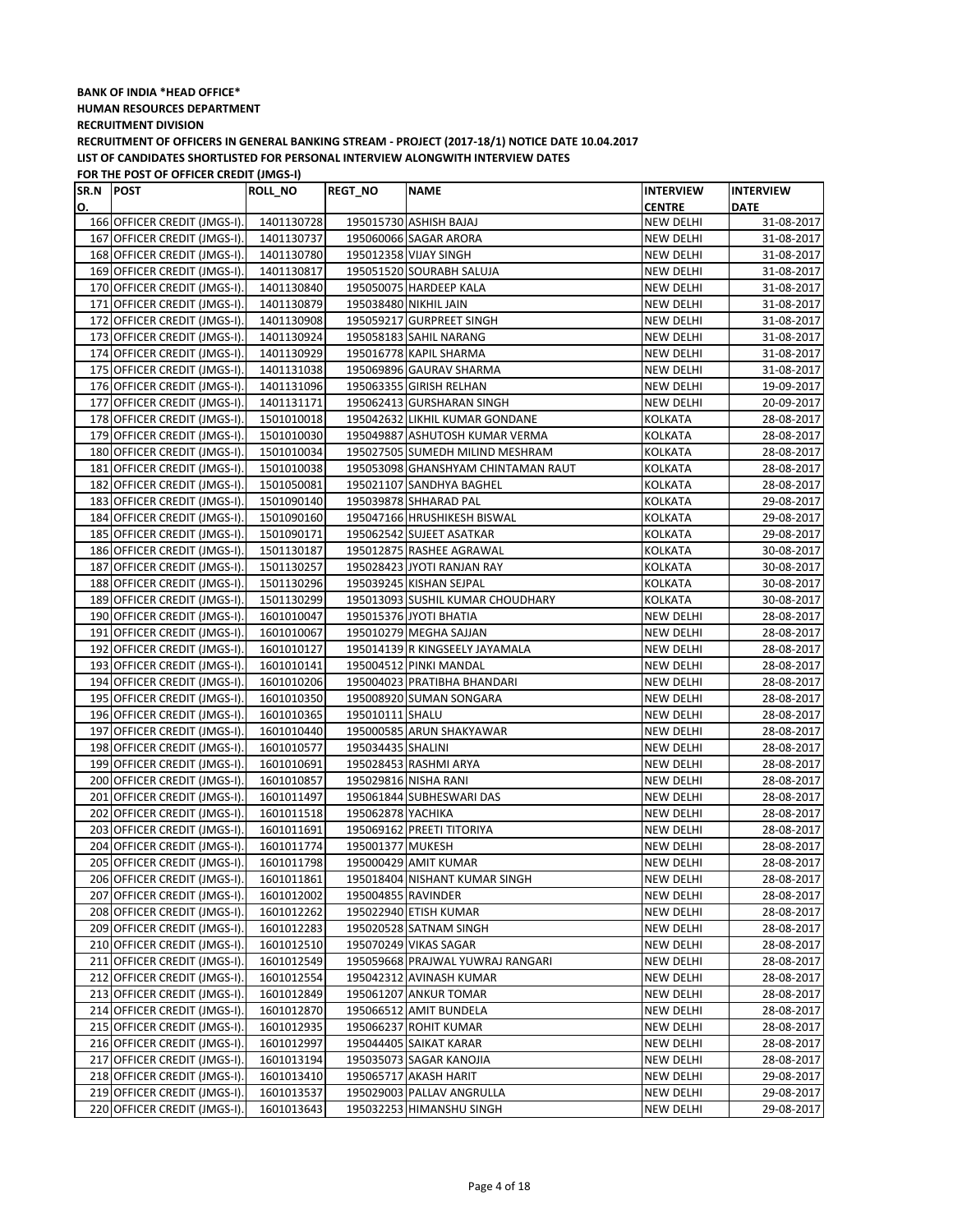**BANK OF INDIA *HEAD OFFICE***

**HUMAN RESOURCES DEPARTMENT**

**RECRUITMENT DIVISION**

**RECRUITMENT OF OFFICERS IN GENERAL BANKING STREAM - PROJECT (2017-18/1) NOTICE DATE 10.04.2017**

**LIST OF CANDIDATES SHORTLISTED FOR PERSONAL INTERVIEW ALONGWITH INTERVIEW DATES**

**FOR THE POST OF OFFICER CREDIT (JMGS-I)**

| SR.NO. | POST | ROLL_NO | REGT_NO | NAME | INTERVIEW CENTRE | INTERVIEW DATE |
|---|---|---|---|---|---|---|
| 166 | OFFICER CREDIT (JMGS-I). | 1401130728 | 195015730 | ASHISH BAJAJ | NEW DELHI | 31-08-2017 |
| 167 | OFFICER CREDIT (JMGS-I). | 1401130737 | 195060066 | SAGAR ARORA | NEW DELHI | 31-08-2017 |
| 168 | OFFICER CREDIT (JMGS-I). | 1401130780 | 195012358 | VIJAY SINGH | NEW DELHI | 31-08-2017 |
| 169 | OFFICER CREDIT (JMGS-I). | 1401130817 | 195051520 | SOURABH SALUJA | NEW DELHI | 31-08-2017 |
| 170 | OFFICER CREDIT (JMGS-I). | 1401130840 | 195050075 | HARDEEP KALA | NEW DELHI | 31-08-2017 |
| 171 | OFFICER CREDIT (JMGS-I). | 1401130879 | 195038480 | NIKHIL JAIN | NEW DELHI | 31-08-2017 |
| 172 | OFFICER CREDIT (JMGS-I). | 1401130908 | 195059217 | GURPREET SINGH | NEW DELHI | 31-08-2017 |
| 173 | OFFICER CREDIT (JMGS-I). | 1401130924 | 195058183 | SAHIL NARANG | NEW DELHI | 31-08-2017 |
| 174 | OFFICER CREDIT (JMGS-I). | 1401130929 | 195016778 | KAPIL SHARMA | NEW DELHI | 31-08-2017 |
| 175 | OFFICER CREDIT (JMGS-I). | 1401131038 | 195069896 | GAURAV SHARMA | NEW DELHI | 31-08-2017 |
| 176 | OFFICER CREDIT (JMGS-I). | 1401131096 | 195063355 | GIRISH RELHAN | NEW DELHI | 19-09-2017 |
| 177 | OFFICER CREDIT (JMGS-I). | 1401131171 | 195062413 | GURSHARAN SINGH | NEW DELHI | 20-09-2017 |
| 178 | OFFICER CREDIT (JMGS-I). | 1501010018 | 195042632 | LIKHIL KUMAR GONDANE | KOLKATA | 28-08-2017 |
| 179 | OFFICER CREDIT (JMGS-I). | 1501010030 | 195049887 | ASHUTOSH KUMAR VERMA | KOLKATA | 28-08-2017 |
| 180 | OFFICER CREDIT (JMGS-I). | 1501010034 | 195027505 | SUMEDH MILIND MESHRAM | KOLKATA | 28-08-2017 |
| 181 | OFFICER CREDIT (JMGS-I). | 1501010038 | 195053098 | GHANSHYAM CHINTAMAN RAUT | KOLKATA | 28-08-2017 |
| 182 | OFFICER CREDIT (JMGS-I). | 1501050081 | 195021107 | SANDHYA BAGHEL | KOLKATA | 28-08-2017 |
| 183 | OFFICER CREDIT (JMGS-I). | 1501090140 | 195039878 | SHHARAD PAL | KOLKATA | 29-08-2017 |
| 184 | OFFICER CREDIT (JMGS-I). | 1501090160 | 195047166 | HRUSHIKESH BISWAL | KOLKATA | 29-08-2017 |
| 185 | OFFICER CREDIT (JMGS-I). | 1501090171 | 195062542 | SUJEET ASATKAR | KOLKATA | 29-08-2017 |
| 186 | OFFICER CREDIT (JMGS-I). | 1501130187 | 195012875 | RASHEE AGRAWAL | KOLKATA | 30-08-2017 |
| 187 | OFFICER CREDIT (JMGS-I). | 1501130257 | 195028423 | JYOTI RANJAN RAY | KOLKATA | 30-08-2017 |
| 188 | OFFICER CREDIT (JMGS-I). | 1501130296 | 195039245 | KISHAN SEJPAL | KOLKATA | 30-08-2017 |
| 189 | OFFICER CREDIT (JMGS-I). | 1501130299 | 195013093 | SUSHIL KUMAR CHOUDHARY | KOLKATA | 30-08-2017 |
| 190 | OFFICER CREDIT (JMGS-I). | 1601010047 | 195015376 | JYOTI BHATIA | NEW DELHI | 28-08-2017 |
| 191 | OFFICER CREDIT (JMGS-I). | 1601010067 | 195010279 | MEGHA SAJJAN | NEW DELHI | 28-08-2017 |
| 192 | OFFICER CREDIT (JMGS-I). | 1601010127 | 195014139 | R KINGSEELY JAYAMALA | NEW DELHI | 28-08-2017 |
| 193 | OFFICER CREDIT (JMGS-I). | 1601010141 | 195004512 | PINKI MANDAL | NEW DELHI | 28-08-2017 |
| 194 | OFFICER CREDIT (JMGS-I). | 1601010206 | 195004023 | PRATIBHA BHANDARI | NEW DELHI | 28-08-2017 |
| 195 | OFFICER CREDIT (JMGS-I). | 1601010350 | 195008920 | SUMAN SONGARA | NEW DELHI | 28-08-2017 |
| 196 | OFFICER CREDIT (JMGS-I). | 1601010365 | 195010111 | SHALU | NEW DELHI | 28-08-2017 |
| 197 | OFFICER CREDIT (JMGS-I). | 1601010440 | 195000585 | ARUN SHAKYAWAR | NEW DELHI | 28-08-2017 |
| 198 | OFFICER CREDIT (JMGS-I). | 1601010577 | 195034435 | SHALINI | NEW DELHI | 28-08-2017 |
| 199 | OFFICER CREDIT (JMGS-I). | 1601010691 | 195028453 | RASHMI ARYA | NEW DELHI | 28-08-2017 |
| 200 | OFFICER CREDIT (JMGS-I). | 1601010857 | 195029816 | NISHA RANI | NEW DELHI | 28-08-2017 |
| 201 | OFFICER CREDIT (JMGS-I). | 1601011497 | 195061844 | SUBHESWARI DAS | NEW DELHI | 28-08-2017 |
| 202 | OFFICER CREDIT (JMGS-I). | 1601011518 | 195062878 | YACHIKA | NEW DELHI | 28-08-2017 |
| 203 | OFFICER CREDIT (JMGS-I). | 1601011691 | 195069162 | PREETI TITORIYA | NEW DELHI | 28-08-2017 |
| 204 | OFFICER CREDIT (JMGS-I). | 1601011774 | 195001377 | MUKESH | NEW DELHI | 28-08-2017 |
| 205 | OFFICER CREDIT (JMGS-I). | 1601011798 | 195000429 | AMIT KUMAR | NEW DELHI | 28-08-2017 |
| 206 | OFFICER CREDIT (JMGS-I). | 1601011861 | 195018404 | NISHANT KUMAR SINGH | NEW DELHI | 28-08-2017 |
| 207 | OFFICER CREDIT (JMGS-I). | 1601012002 | 195004855 | RAVINDER | NEW DELHI | 28-08-2017 |
| 208 | OFFICER CREDIT (JMGS-I). | 1601012262 | 195022940 | ETISH KUMAR | NEW DELHI | 28-08-2017 |
| 209 | OFFICER CREDIT (JMGS-I). | 1601012283 | 195020528 | SATNAM SINGH | NEW DELHI | 28-08-2017 |
| 210 | OFFICER CREDIT (JMGS-I). | 1601012510 | 195070249 | VIKAS SAGAR | NEW DELHI | 28-08-2017 |
| 211 | OFFICER CREDIT (JMGS-I). | 1601012549 | 195059668 | PRAJWAL YUWRAJ RANGARI | NEW DELHI | 28-08-2017 |
| 212 | OFFICER CREDIT (JMGS-I). | 1601012554 | 195042312 | AVINASH KUMAR | NEW DELHI | 28-08-2017 |
| 213 | OFFICER CREDIT (JMGS-I). | 1601012849 | 195061207 | ANKUR TOMAR | NEW DELHI | 28-08-2017 |
| 214 | OFFICER CREDIT (JMGS-I). | 1601012870 | 195066512 | AMIT BUNDELA | NEW DELHI | 28-08-2017 |
| 215 | OFFICER CREDIT (JMGS-I). | 1601012935 | 195066237 | ROHIT KUMAR | NEW DELHI | 28-08-2017 |
| 216 | OFFICER CREDIT (JMGS-I). | 1601012997 | 195044405 | SAIKAT KARAR | NEW DELHI | 28-08-2017 |
| 217 | OFFICER CREDIT (JMGS-I). | 1601013194 | 195035073 | SAGAR KANOJIA | NEW DELHI | 28-08-2017 |
| 218 | OFFICER CREDIT (JMGS-I). | 1601013410 | 195065717 | AKASH HARIT | NEW DELHI | 29-08-2017 |
| 219 | OFFICER CREDIT (JMGS-I). | 1601013537 | 195029003 | PALLAV ANGRULLA | NEW DELHI | 29-08-2017 |
| 220 | OFFICER CREDIT (JMGS-I). | 1601013643 | 195032253 | HIMANSHU SINGH | NEW DELHI | 29-08-2017 |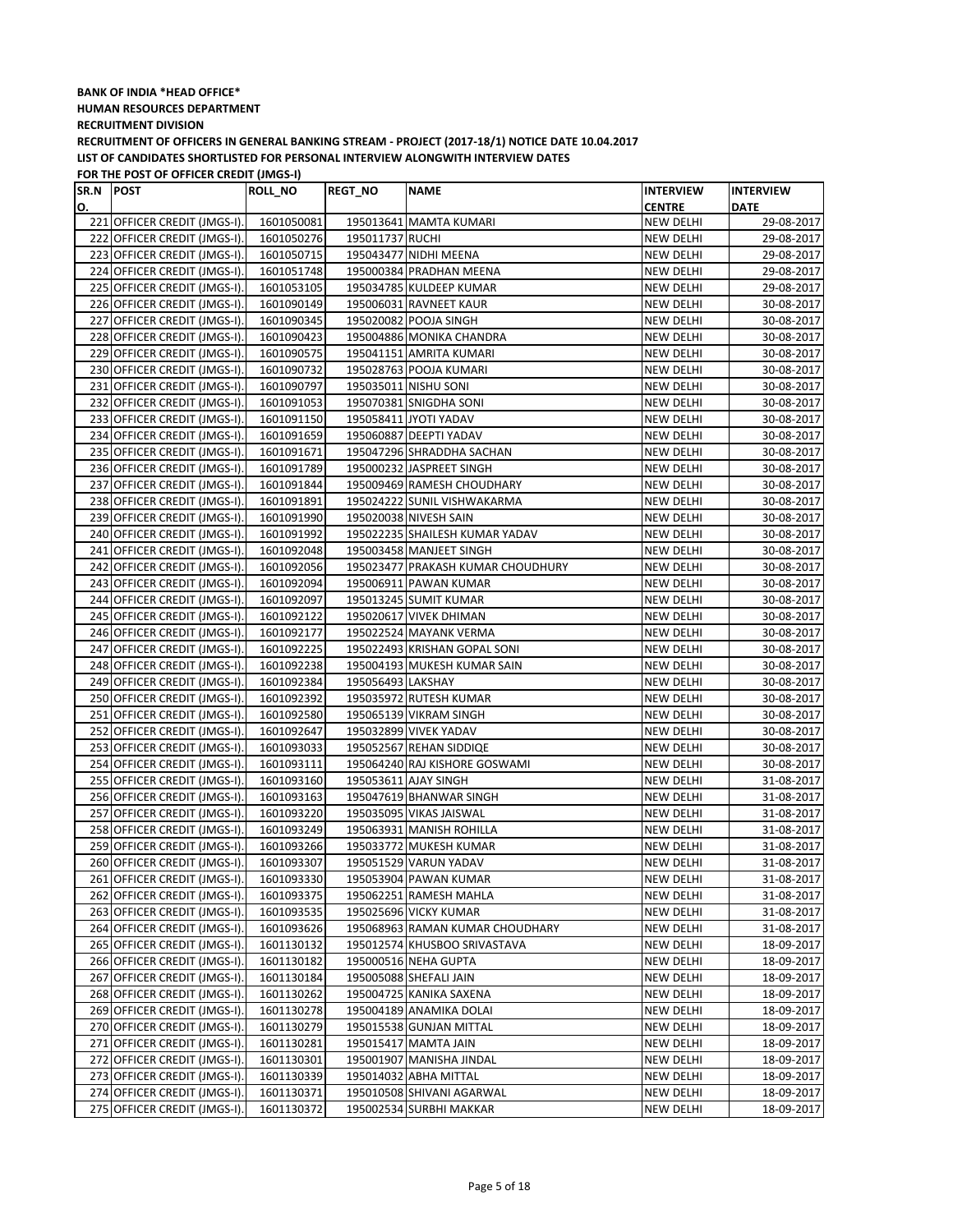**BANK OF INDIA *HEAD OFFICE***

**HUMAN RESOURCES DEPARTMENT**

**RECRUITMENT DIVISION**

**RECRUITMENT OF OFFICERS IN GENERAL BANKING STREAM - PROJECT (2017-18/1) NOTICE DATE 10.04.2017**

**LIST OF CANDIDATES SHORTLISTED FOR PERSONAL INTERVIEW ALONGWITH INTERVIEW DATES**

**FOR THE POST OF OFFICER CREDIT (JMGS-I)**

| SR.NO. | POST | ROLL_NO | REGT_NO | NAME | INTERVIEW CENTRE | INTERVIEW DATE |
|---|---|---|---|---|---|---|
| 221 | OFFICER CREDIT (JMGS-I). | 1601050081 | 195013641 | MAMTA KUMARI | NEW DELHI | 29-08-2017 |
| 222 | OFFICER CREDIT (JMGS-I). | 1601050276 | 195011737 | RUCHI | NEW DELHI | 29-08-2017 |
| 223 | OFFICER CREDIT (JMGS-I). | 1601050715 | 195043477 | NIDHI MEENA | NEW DELHI | 29-08-2017 |
| 224 | OFFICER CREDIT (JMGS-I). | 1601051748 | 195000384 | PRADHAN MEENA | NEW DELHI | 29-08-2017 |
| 225 | OFFICER CREDIT (JMGS-I). | 1601053105 | 195034785 | KULDEEP KUMAR | NEW DELHI | 29-08-2017 |
| 226 | OFFICER CREDIT (JMGS-I). | 1601090149 | 195006031 | RAVNEET KAUR | NEW DELHI | 30-08-2017 |
| 227 | OFFICER CREDIT (JMGS-I). | 1601090345 | 195020082 | POOJA SINGH | NEW DELHI | 30-08-2017 |
| 228 | OFFICER CREDIT (JMGS-I). | 1601090423 | 195004886 | MONIKA CHANDRA | NEW DELHI | 30-08-2017 |
| 229 | OFFICER CREDIT (JMGS-I). | 1601090575 | 195041151 | AMRITA KUMARI | NEW DELHI | 30-08-2017 |
| 230 | OFFICER CREDIT (JMGS-I). | 1601090732 | 195028763 | POOJA KUMARI | NEW DELHI | 30-08-2017 |
| 231 | OFFICER CREDIT (JMGS-I). | 1601090797 | 195035011 | NISHU SONI | NEW DELHI | 30-08-2017 |
| 232 | OFFICER CREDIT (JMGS-I). | 1601091053 | 195070381 | SNIGDHA SONI | NEW DELHI | 30-08-2017 |
| 233 | OFFICER CREDIT (JMGS-I). | 1601091150 | 195058411 | JYOTI YADAV | NEW DELHI | 30-08-2017 |
| 234 | OFFICER CREDIT (JMGS-I). | 1601091659 | 195060887 | DEEPTI YADAV | NEW DELHI | 30-08-2017 |
| 235 | OFFICER CREDIT (JMGS-I). | 1601091671 | 195047296 | SHRADDHA SACHAN | NEW DELHI | 30-08-2017 |
| 236 | OFFICER CREDIT (JMGS-I). | 1601091789 | 195000232 | JASPREET SINGH | NEW DELHI | 30-08-2017 |
| 237 | OFFICER CREDIT (JMGS-I). | 1601091844 | 195009469 | RAMESH CHOUDHARY | NEW DELHI | 30-08-2017 |
| 238 | OFFICER CREDIT (JMGS-I). | 1601091891 | 195024222 | SUNIL VISHWAKARMA | NEW DELHI | 30-08-2017 |
| 239 | OFFICER CREDIT (JMGS-I). | 1601091990 | 195020038 | NIVESH SAIN | NEW DELHI | 30-08-2017 |
| 240 | OFFICER CREDIT (JMGS-I). | 1601091992 | 195022235 | SHAILESH KUMAR YADAV | NEW DELHI | 30-08-2017 |
| 241 | OFFICER CREDIT (JMGS-I). | 1601092048 | 195003458 | MANJEET SINGH | NEW DELHI | 30-08-2017 |
| 242 | OFFICER CREDIT (JMGS-I). | 1601092056 | 195023477 | PRAKASH KUMAR CHOUDHURY | NEW DELHI | 30-08-2017 |
| 243 | OFFICER CREDIT (JMGS-I). | 1601092094 | 195006911 | PAWAN KUMAR | NEW DELHI | 30-08-2017 |
| 244 | OFFICER CREDIT (JMGS-I). | 1601092097 | 195013245 | SUMIT KUMAR | NEW DELHI | 30-08-2017 |
| 245 | OFFICER CREDIT (JMGS-I). | 1601092122 | 195020617 | VIVEK DHIMAN | NEW DELHI | 30-08-2017 |
| 246 | OFFICER CREDIT (JMGS-I). | 1601092177 | 195022524 | MAYANK VERMA | NEW DELHI | 30-08-2017 |
| 247 | OFFICER CREDIT (JMGS-I). | 1601092225 | 195022493 | KRISHAN GOPAL SONI | NEW DELHI | 30-08-2017 |
| 248 | OFFICER CREDIT (JMGS-I). | 1601092238 | 195004193 | MUKESH KUMAR SAIN | NEW DELHI | 30-08-2017 |
| 249 | OFFICER CREDIT (JMGS-I). | 1601092384 | 195056493 | LAKSHAY | NEW DELHI | 30-08-2017 |
| 250 | OFFICER CREDIT (JMGS-I). | 1601092392 | 195035972 | RUTESH KUMAR | NEW DELHI | 30-08-2017 |
| 251 | OFFICER CREDIT (JMGS-I). | 1601092580 | 195065139 | VIKRAM SINGH | NEW DELHI | 30-08-2017 |
| 252 | OFFICER CREDIT (JMGS-I). | 1601092647 | 195032899 | VIVEK YADAV | NEW DELHI | 30-08-2017 |
| 253 | OFFICER CREDIT (JMGS-I). | 1601093033 | 195052567 | REHAN SIDDIQE | NEW DELHI | 30-08-2017 |
| 254 | OFFICER CREDIT (JMGS-I). | 1601093111 | 195064240 | RAJ KISHORE GOSWAMI | NEW DELHI | 30-08-2017 |
| 255 | OFFICER CREDIT (JMGS-I). | 1601093160 | 195053611 | AJAY SINGH | NEW DELHI | 31-08-2017 |
| 256 | OFFICER CREDIT (JMGS-I). | 1601093163 | 195047619 | BHANWAR SINGH | NEW DELHI | 31-08-2017 |
| 257 | OFFICER CREDIT (JMGS-I). | 1601093220 | 195035095 | VIKAS JAISWAL | NEW DELHI | 31-08-2017 |
| 258 | OFFICER CREDIT (JMGS-I). | 1601093249 | 195063931 | MANISH ROHILLA | NEW DELHI | 31-08-2017 |
| 259 | OFFICER CREDIT (JMGS-I). | 1601093266 | 195033772 | MUKESH KUMAR | NEW DELHI | 31-08-2017 |
| 260 | OFFICER CREDIT (JMGS-I). | 1601093307 | 195051529 | VARUN YADAV | NEW DELHI | 31-08-2017 |
| 261 | OFFICER CREDIT (JMGS-I). | 1601093330 | 195053904 | PAWAN KUMAR | NEW DELHI | 31-08-2017 |
| 262 | OFFICER CREDIT (JMGS-I). | 1601093375 | 195062251 | RAMESH MAHLA | NEW DELHI | 31-08-2017 |
| 263 | OFFICER CREDIT (JMGS-I). | 1601093535 | 195025696 | VICKY KUMAR | NEW DELHI | 31-08-2017 |
| 264 | OFFICER CREDIT (JMGS-I). | 1601093626 | 195068963 | RAMAN KUMAR CHOUDHARY | NEW DELHI | 31-08-2017 |
| 265 | OFFICER CREDIT (JMGS-I). | 1601130132 | 195012574 | KHUSBOO SRIVASTAVA | NEW DELHI | 18-09-2017 |
| 266 | OFFICER CREDIT (JMGS-I). | 1601130182 | 195000516 | NEHA GUPTA | NEW DELHI | 18-09-2017 |
| 267 | OFFICER CREDIT (JMGS-I). | 1601130184 | 195005088 | SHEFALI JAIN | NEW DELHI | 18-09-2017 |
| 268 | OFFICER CREDIT (JMGS-I). | 1601130262 | 195004725 | KANIKA SAXENA | NEW DELHI | 18-09-2017 |
| 269 | OFFICER CREDIT (JMGS-I). | 1601130278 | 195004189 | ANAMIKA DOLAI | NEW DELHI | 18-09-2017 |
| 270 | OFFICER CREDIT (JMGS-I). | 1601130279 | 195015538 | GUNJAN MITTAL | NEW DELHI | 18-09-2017 |
| 271 | OFFICER CREDIT (JMGS-I). | 1601130281 | 195015417 | MAMTA JAIN | NEW DELHI | 18-09-2017 |
| 272 | OFFICER CREDIT (JMGS-I). | 1601130301 | 195001907 | MANISHA JINDAL | NEW DELHI | 18-09-2017 |
| 273 | OFFICER CREDIT (JMGS-I). | 1601130339 | 195014032 | ABHA MITTAL | NEW DELHI | 18-09-2017 |
| 274 | OFFICER CREDIT (JMGS-I). | 1601130371 | 195010508 | SHIVANI AGARWAL | NEW DELHI | 18-09-2017 |
| 275 | OFFICER CREDIT (JMGS-I). | 1601130372 | 195002534 | SURBHI MAKKAR | NEW DELHI | 18-09-2017 |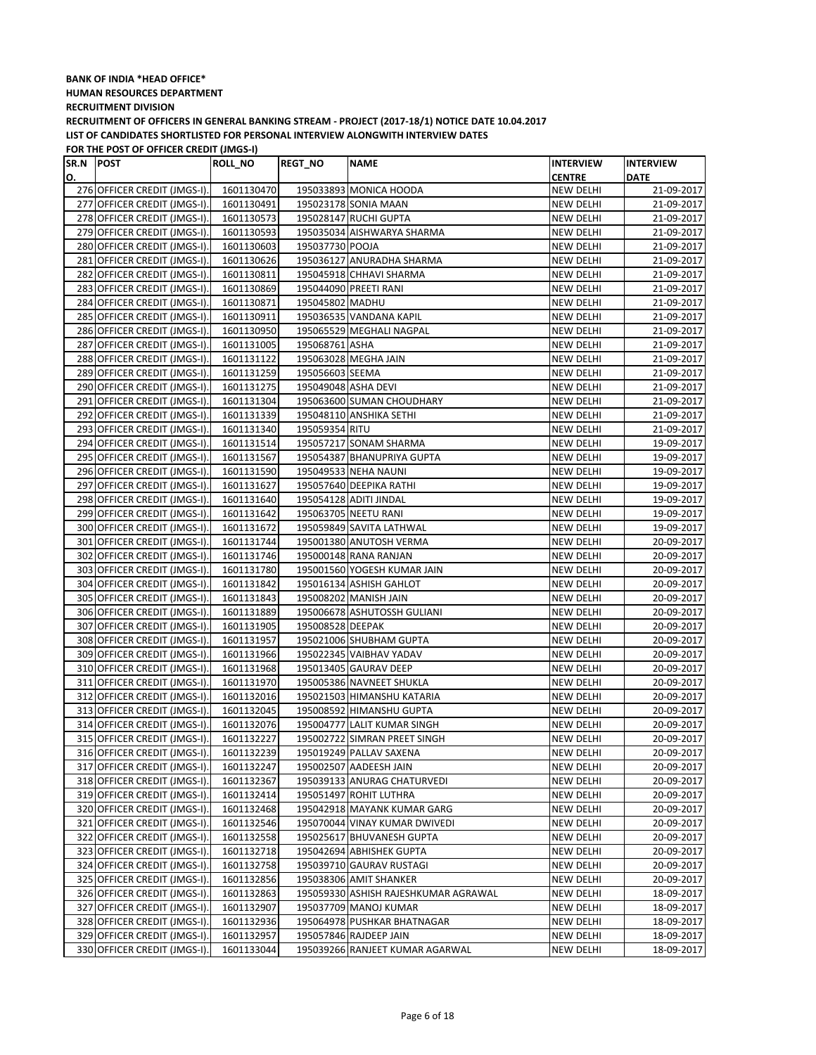**BANK OF INDIA *HEAD OFFICE***
**HUMAN RESOURCES DEPARTMENT**
**RECRUITMENT DIVISION**
**RECRUITMENT OF OFFICERS IN GENERAL BANKING STREAM - PROJECT (2017-18/1) NOTICE DATE 10.04.2017**
**LIST OF CANDIDATES SHORTLISTED FOR PERSONAL INTERVIEW ALONGWITH INTERVIEW DATES**
**FOR THE POST OF OFFICER CREDIT (JMGS-I)**

| SR.NO. | POST | ROLL_NO | REGT_NO | NAME | INTERVIEW CENTRE | INTERVIEW DATE |
|---|---|---|---|---|---|---|
| 276 | OFFICER CREDIT (JMGS-I). | 1601130470 | 195033893 | MONICA HOODA | NEW DELHI | 21-09-2017 |
| 277 | OFFICER CREDIT (JMGS-I). | 1601130491 | 195023178 | SONIA MAAN | NEW DELHI | 21-09-2017 |
| 278 | OFFICER CREDIT (JMGS-I). | 1601130573 | 195028147 | RUCHI GUPTA | NEW DELHI | 21-09-2017 |
| 279 | OFFICER CREDIT (JMGS-I). | 1601130593 | 195035034 | AISHWARYA SHARMA | NEW DELHI | 21-09-2017 |
| 280 | OFFICER CREDIT (JMGS-I). | 1601130603 | 195037730 | POOJA | NEW DELHI | 21-09-2017 |
| 281 | OFFICER CREDIT (JMGS-I). | 1601130626 | 195036127 | ANURADHA SHARMA | NEW DELHI | 21-09-2017 |
| 282 | OFFICER CREDIT (JMGS-I). | 1601130811 | 195045918 | CHHAVI SHARMA | NEW DELHI | 21-09-2017 |
| 283 | OFFICER CREDIT (JMGS-I). | 1601130869 | 195044090 | PREETI RANI | NEW DELHI | 21-09-2017 |
| 284 | OFFICER CREDIT (JMGS-I). | 1601130871 | 195045802 | MADHU | NEW DELHI | 21-09-2017 |
| 285 | OFFICER CREDIT (JMGS-I). | 1601130911 | 195036535 | VANDANA KAPIL | NEW DELHI | 21-09-2017 |
| 286 | OFFICER CREDIT (JMGS-I). | 1601130950 | 195065529 | MEGHALI NAGPAL | NEW DELHI | 21-09-2017 |
| 287 | OFFICER CREDIT (JMGS-I). | 1601131005 | 195068761 | ASHA | NEW DELHI | 21-09-2017 |
| 288 | OFFICER CREDIT (JMGS-I). | 1601131122 | 195063028 | MEGHA JAIN | NEW DELHI | 21-09-2017 |
| 289 | OFFICER CREDIT (JMGS-I). | 1601131259 | 195056603 | SEEMA | NEW DELHI | 21-09-2017 |
| 290 | OFFICER CREDIT (JMGS-I). | 1601131275 | 195049048 | ASHA DEVI | NEW DELHI | 21-09-2017 |
| 291 | OFFICER CREDIT (JMGS-I). | 1601131304 | 195063600 | SUMAN CHOUDHARY | NEW DELHI | 21-09-2017 |
| 292 | OFFICER CREDIT (JMGS-I). | 1601131339 | 195048110 | ANSHIKA SETHI | NEW DELHI | 21-09-2017 |
| 293 | OFFICER CREDIT (JMGS-I). | 1601131340 | 195059354 | RITU | NEW DELHI | 21-09-2017 |
| 294 | OFFICER CREDIT (JMGS-I). | 1601131514 | 195057217 | SONAM SHARMA | NEW DELHI | 19-09-2017 |
| 295 | OFFICER CREDIT (JMGS-I). | 1601131567 | 195054387 | BHANUPRIYA GUPTA | NEW DELHI | 19-09-2017 |
| 296 | OFFICER CREDIT (JMGS-I). | 1601131590 | 195049533 | NEHA NAUNI | NEW DELHI | 19-09-2017 |
| 297 | OFFICER CREDIT (JMGS-I). | 1601131627 | 195057640 | DEEPIKA RATHI | NEW DELHI | 19-09-2017 |
| 298 | OFFICER CREDIT (JMGS-I). | 1601131640 | 195054128 | ADITI JINDAL | NEW DELHI | 19-09-2017 |
| 299 | OFFICER CREDIT (JMGS-I). | 1601131642 | 195063705 | NEETU RANI | NEW DELHI | 19-09-2017 |
| 300 | OFFICER CREDIT (JMGS-I). | 1601131672 | 195059849 | SAVITA LATHWAL | NEW DELHI | 19-09-2017 |
| 301 | OFFICER CREDIT (JMGS-I). | 1601131744 | 195001380 | ANUTOSH VERMA | NEW DELHI | 20-09-2017 |
| 302 | OFFICER CREDIT (JMGS-I). | 1601131746 | 195000148 | RANA RANJAN | NEW DELHI | 20-09-2017 |
| 303 | OFFICER CREDIT (JMGS-I). | 1601131780 | 195001560 | YOGESH KUMAR JAIN | NEW DELHI | 20-09-2017 |
| 304 | OFFICER CREDIT (JMGS-I). | 1601131842 | 195016134 | ASHISH GAHLOT | NEW DELHI | 20-09-2017 |
| 305 | OFFICER CREDIT (JMGS-I). | 1601131843 | 195008202 | MANISH JAIN | NEW DELHI | 20-09-2017 |
| 306 | OFFICER CREDIT (JMGS-I). | 1601131889 | 195006678 | ASHUTOSSH GULIANI | NEW DELHI | 20-09-2017 |
| 307 | OFFICER CREDIT (JMGS-I). | 1601131905 | 195008528 | DEEPAK | NEW DELHI | 20-09-2017 |
| 308 | OFFICER CREDIT (JMGS-I). | 1601131957 | 195021006 | SHUBHAM GUPTA | NEW DELHI | 20-09-2017 |
| 309 | OFFICER CREDIT (JMGS-I). | 1601131966 | 195022345 | VAIBHAV YADAV | NEW DELHI | 20-09-2017 |
| 310 | OFFICER CREDIT (JMGS-I). | 1601131968 | 195013405 | GAURAV DEEP | NEW DELHI | 20-09-2017 |
| 311 | OFFICER CREDIT (JMGS-I). | 1601131970 | 195005386 | NAVNEET SHUKLA | NEW DELHI | 20-09-2017 |
| 312 | OFFICER CREDIT (JMGS-I). | 1601132016 | 195021503 | HIMANSHU KATARIA | NEW DELHI | 20-09-2017 |
| 313 | OFFICER CREDIT (JMGS-I). | 1601132045 | 195008592 | HIMANSHU GUPTA | NEW DELHI | 20-09-2017 |
| 314 | OFFICER CREDIT (JMGS-I). | 1601132076 | 195004777 | LALIT KUMAR SINGH | NEW DELHI | 20-09-2017 |
| 315 | OFFICER CREDIT (JMGS-I). | 1601132227 | 195002722 | SIMRAN PREET SINGH | NEW DELHI | 20-09-2017 |
| 316 | OFFICER CREDIT (JMGS-I). | 1601132239 | 195019249 | PALLAV SAXENA | NEW DELHI | 20-09-2017 |
| 317 | OFFICER CREDIT (JMGS-I). | 1601132247 | 195002507 | AADEESH JAIN | NEW DELHI | 20-09-2017 |
| 318 | OFFICER CREDIT (JMGS-I). | 1601132367 | 195039133 | ANURAG CHATURVEDI | NEW DELHI | 20-09-2017 |
| 319 | OFFICER CREDIT (JMGS-I). | 1601132414 | 195051497 | ROHIT LUTHRA | NEW DELHI | 20-09-2017 |
| 320 | OFFICER CREDIT (JMGS-I). | 1601132468 | 195042918 | MAYANK KUMAR GARG | NEW DELHI | 20-09-2017 |
| 321 | OFFICER CREDIT (JMGS-I). | 1601132546 | 195070044 | VINAY KUMAR DWIVEDI | NEW DELHI | 20-09-2017 |
| 322 | OFFICER CREDIT (JMGS-I). | 1601132558 | 195025617 | BHUVANESH GUPTA | NEW DELHI | 20-09-2017 |
| 323 | OFFICER CREDIT (JMGS-I). | 1601132718 | 195042694 | ABHISHEK GUPTA | NEW DELHI | 20-09-2017 |
| 324 | OFFICER CREDIT (JMGS-I). | 1601132758 | 195039710 | GAURAV RUSTAGI | NEW DELHI | 20-09-2017 |
| 325 | OFFICER CREDIT (JMGS-I). | 1601132856 | 195038306 | AMIT SHANKER | NEW DELHI | 20-09-2017 |
| 326 | OFFICER CREDIT (JMGS-I). | 1601132863 | 195059330 | ASHISH RAJESHKUMAR AGRAWAL | NEW DELHI | 18-09-2017 |
| 327 | OFFICER CREDIT (JMGS-I). | 1601132907 | 195037709 | MANOJ KUMAR | NEW DELHI | 18-09-2017 |
| 328 | OFFICER CREDIT (JMGS-I). | 1601132936 | 195064978 | PUSHKAR BHATNAGAR | NEW DELHI | 18-09-2017 |
| 329 | OFFICER CREDIT (JMGS-I). | 1601132957 | 195057846 | RAJDEEP JAIN | NEW DELHI | 18-09-2017 |
| 330 | OFFICER CREDIT (JMGS-I). | 1601133044 | 195039266 | RANJEET KUMAR AGARWAL | NEW DELHI | 18-09-2017 |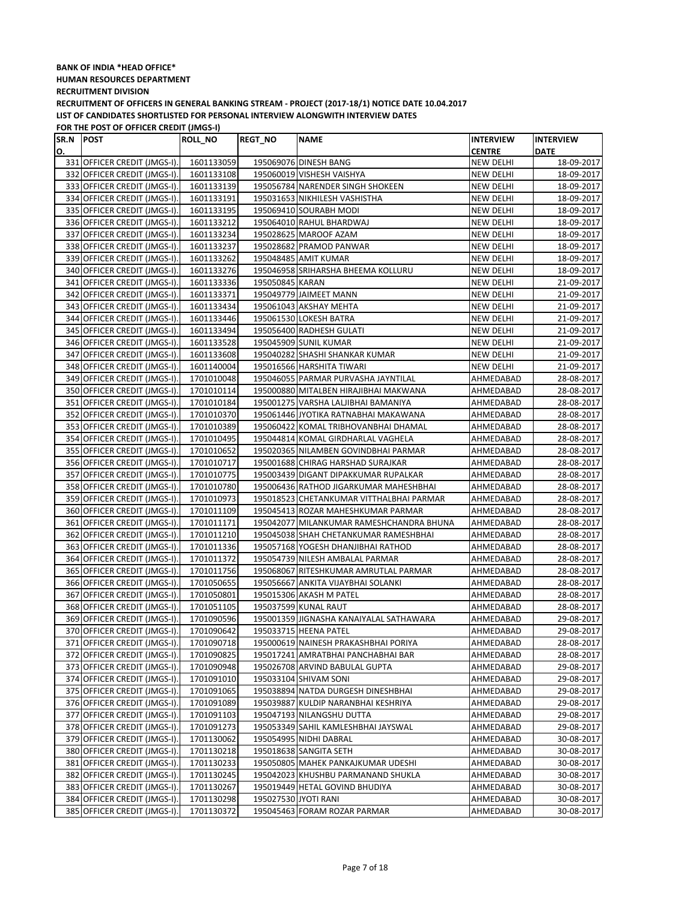**BANK OF INDIA *HEAD OFFICE***

**HUMAN RESOURCES DEPARTMENT**

**RECRUITMENT DIVISION**

**RECRUITMENT OF OFFICERS IN GENERAL BANKING STREAM - PROJECT (2017-18/1) NOTICE DATE 10.04.2017**

**LIST OF CANDIDATES SHORTLISTED FOR PERSONAL INTERVIEW ALONGWITH INTERVIEW DATES**

**FOR THE POST OF OFFICER CREDIT (JMGS-I)**

| SR.NO. | POST | ROLL_NO | REGT_NO | NAME | INTERVIEW CENTRE | INTERVIEW DATE |
|---|---|---|---|---|---|---|
| 331 | OFFICER CREDIT (JMGS-I). | 1601133059 | 195069076 | DINESH BANG | NEW DELHI | 18-09-2017 |
| 332 | OFFICER CREDIT (JMGS-I). | 1601133108 | 195060019 | VISHESH VAISHYA | NEW DELHI | 18-09-2017 |
| 333 | OFFICER CREDIT (JMGS-I). | 1601133139 | 195056784 | NARENDER SINGH SHOKEEN | NEW DELHI | 18-09-2017 |
| 334 | OFFICER CREDIT (JMGS-I). | 1601133191 | 195031653 | NIKHILESH VASHISTHA | NEW DELHI | 18-09-2017 |
| 335 | OFFICER CREDIT (JMGS-I). | 1601133195 | 195069410 | SOURABH MODI | NEW DELHI | 18-09-2017 |
| 336 | OFFICER CREDIT (JMGS-I). | 1601133212 | 195064010 | RAHUL BHARDWAJ | NEW DELHI | 18-09-2017 |
| 337 | OFFICER CREDIT (JMGS-I). | 1601133234 | 195028625 | MAROOF AZAM | NEW DELHI | 18-09-2017 |
| 338 | OFFICER CREDIT (JMGS-I). | 1601133237 | 195028682 | PRAMOD PANWAR | NEW DELHI | 18-09-2017 |
| 339 | OFFICER CREDIT (JMGS-I). | 1601133262 | 195048485 | AMIT KUMAR | NEW DELHI | 18-09-2017 |
| 340 | OFFICER CREDIT (JMGS-I). | 1601133276 | 195046958 | SRIHARSHA BHEEMA KOLLURU | NEW DELHI | 18-09-2017 |
| 341 | OFFICER CREDIT (JMGS-I). | 1601133336 | 195050845 | KARAN | NEW DELHI | 21-09-2017 |
| 342 | OFFICER CREDIT (JMGS-I). | 1601133371 | 195049779 | JAIMEET MANN | NEW DELHI | 21-09-2017 |
| 343 | OFFICER CREDIT (JMGS-I). | 1601133434 | 195061043 | AKSHAY MEHTA | NEW DELHI | 21-09-2017 |
| 344 | OFFICER CREDIT (JMGS-I). | 1601133446 | 195061530 | LOKESH BATRA | NEW DELHI | 21-09-2017 |
| 345 | OFFICER CREDIT (JMGS-I). | 1601133494 | 195056400 | RADHESH GULATI | NEW DELHI | 21-09-2017 |
| 346 | OFFICER CREDIT (JMGS-I). | 1601133528 | 195045909 | SUNIL KUMAR | NEW DELHI | 21-09-2017 |
| 347 | OFFICER CREDIT (JMGS-I). | 1601133608 | 195040282 | SHASHI SHANKAR KUMAR | NEW DELHI | 21-09-2017 |
| 348 | OFFICER CREDIT (JMGS-I). | 1601140004 | 195016566 | HARSHITA TIWARI | NEW DELHI | 21-09-2017 |
| 349 | OFFICER CREDIT (JMGS-I). | 1701010048 | 195046055 | PARMAR PURVASHA JAYNTILAL | AHMEDABAD | 28-08-2017 |
| 350 | OFFICER CREDIT (JMGS-I). | 1701010114 | 195000880 | MITALBEN HIRAJIBHAI MAKWANA | AHMEDABAD | 28-08-2017 |
| 351 | OFFICER CREDIT (JMGS-I). | 1701010184 | 195001275 | VARSHA LALJIBHAI BAMANIYA | AHMEDABAD | 28-08-2017 |
| 352 | OFFICER CREDIT (JMGS-I). | 1701010370 | 195061446 | JYOTIKA RATNABHAI MAKAWANA | AHMEDABAD | 28-08-2017 |
| 353 | OFFICER CREDIT (JMGS-I). | 1701010389 | 195060422 | KOMAL TRIBHOVANBHAI DHAMAL | AHMEDABAD | 28-08-2017 |
| 354 | OFFICER CREDIT (JMGS-I). | 1701010495 | 195044814 | KOMAL GIRDHARLAL VAGHELA | AHMEDABAD | 28-08-2017 |
| 355 | OFFICER CREDIT (JMGS-I). | 1701010652 | 195020365 | NILAMBEN GOVINDBHAI PARMAR | AHMEDABAD | 28-08-2017 |
| 356 | OFFICER CREDIT (JMGS-I). | 1701010717 | 195001688 | CHIRAG HARSHAD SURAJKAR | AHMEDABAD | 28-08-2017 |
| 357 | OFFICER CREDIT (JMGS-I). | 1701010775 | 195003439 | DIGANT DIPAKKUMAR RUPALKAR | AHMEDABAD | 28-08-2017 |
| 358 | OFFICER CREDIT (JMGS-I). | 1701010780 | 195006436 | RATHOD JIGARKUMAR MAHESHBHAI | AHMEDABAD | 28-08-2017 |
| 359 | OFFICER CREDIT (JMGS-I). | 1701010973 | 195018523 | CHETANKUMAR VITTHALBHAI PARMAR | AHMEDABAD | 28-08-2017 |
| 360 | OFFICER CREDIT (JMGS-I). | 1701011109 | 195045413 | ROZAR MAHESHKUMAR PARMAR | AHMEDABAD | 28-08-2017 |
| 361 | OFFICER CREDIT (JMGS-I). | 1701011171 | 195042077 | MILANKUMAR RAMESHCHANDRA BHUNA | AHMEDABAD | 28-08-2017 |
| 362 | OFFICER CREDIT (JMGS-I). | 1701011210 | 195045038 | SHAH CHETANKUMAR RAMESHBHAI | AHMEDABAD | 28-08-2017 |
| 363 | OFFICER CREDIT (JMGS-I). | 1701011336 | 195057168 | YOGESH DHANJIBHAI RATHOD | AHMEDABAD | 28-08-2017 |
| 364 | OFFICER CREDIT (JMGS-I). | 1701011372 | 195054739 | NILESH AMBALAL PARMAR | AHMEDABAD | 28-08-2017 |
| 365 | OFFICER CREDIT (JMGS-I). | 1701011756 | 195068067 | RITESHKUMAR AMRUTLAL PARMAR | AHMEDABAD | 28-08-2017 |
| 366 | OFFICER CREDIT (JMGS-I). | 1701050655 | 195056667 | ANKITA VIJAYBHAI SOLANKI | AHMEDABAD | 28-08-2017 |
| 367 | OFFICER CREDIT (JMGS-I). | 1701050801 | 195015306 | AKASH M PATEL | AHMEDABAD | 28-08-2017 |
| 368 | OFFICER CREDIT (JMGS-I). | 1701051105 | 195037599 | KUNAL RAUT | AHMEDABAD | 28-08-2017 |
| 369 | OFFICER CREDIT (JMGS-I). | 1701090596 | 195001359 | JIGNASHA KANAIYALAL SATHAWARA | AHMEDABAD | 29-08-2017 |
| 370 | OFFICER CREDIT (JMGS-I). | 1701090642 | 195033715 | HEENA PATEL | AHMEDABAD | 29-08-2017 |
| 371 | OFFICER CREDIT (JMGS-I). | 1701090718 | 195000619 | NAINESH PRAKASHBHAI PORIYA | AHMEDABAD | 28-08-2017 |
| 372 | OFFICER CREDIT (JMGS-I). | 1701090825 | 195017241 | AMRATBHAI PANCHABHAI BAR | AHMEDABAD | 28-08-2017 |
| 373 | OFFICER CREDIT (JMGS-I). | 1701090948 | 195026708 | ARVIND BABULAL GUPTA | AHMEDABAD | 29-08-2017 |
| 374 | OFFICER CREDIT (JMGS-I). | 1701091010 | 195033104 | SHIVAM SONI | AHMEDABAD | 29-08-2017 |
| 375 | OFFICER CREDIT (JMGS-I). | 1701091065 | 195038894 | NATDA DURGESH DINESHBHAI | AHMEDABAD | 29-08-2017 |
| 376 | OFFICER CREDIT (JMGS-I). | 1701091089 | 195039887 | KULDIP NARANBHAI KESHRIYA | AHMEDABAD | 29-08-2017 |
| 377 | OFFICER CREDIT (JMGS-I). | 1701091103 | 195047193 | NILANGSHU DUTTA | AHMEDABAD | 29-08-2017 |
| 378 | OFFICER CREDIT (JMGS-I). | 1701091273 | 195053349 | SAHIL KAMLESHBHAI JAYSWAL | AHMEDABAD | 29-08-2017 |
| 379 | OFFICER CREDIT (JMGS-I). | 1701130062 | 195054995 | NIDHI DABRAL | AHMEDABAD | 30-08-2017 |
| 380 | OFFICER CREDIT (JMGS-I). | 1701130218 | 195018638 | SANGITA SETH | AHMEDABAD | 30-08-2017 |
| 381 | OFFICER CREDIT (JMGS-I). | 1701130233 | 195050805 | MAHEK PANKAJKUMAR UDESHI | AHMEDABAD | 30-08-2017 |
| 382 | OFFICER CREDIT (JMGS-I). | 1701130245 | 195042023 | KHUSHBU PARMANAND SHUKLA | AHMEDABAD | 30-08-2017 |
| 383 | OFFICER CREDIT (JMGS-I). | 1701130267 | 195019449 | HETAL GOVIND BHUDIYA | AHMEDABAD | 30-08-2017 |
| 384 | OFFICER CREDIT (JMGS-I). | 1701130298 | 195027530 | JYOTI RANI | AHMEDABAD | 30-08-2017 |
| 385 | OFFICER CREDIT (JMGS-I). | 1701130372 | 195045463 | FORAM ROZAR PARMAR | AHMEDABAD | 30-08-2017 |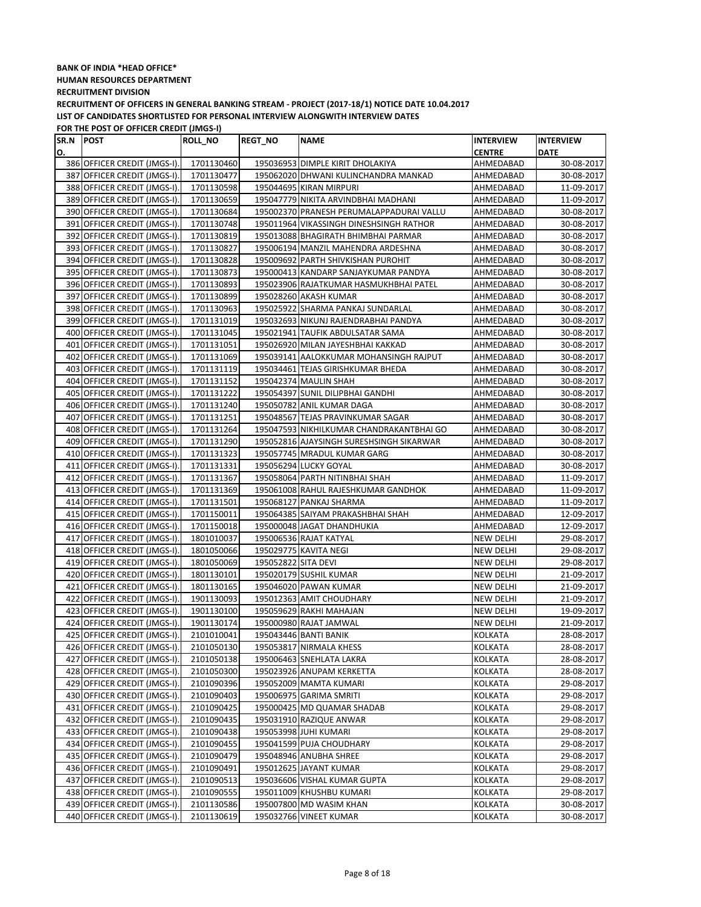**BANK OF INDIA *HEAD OFFICE***
**HUMAN RESOURCES DEPARTMENT**
**RECRUITMENT DIVISION**
**RECRUITMENT OF OFFICERS IN GENERAL BANKING STREAM - PROJECT (2017-18/1) NOTICE DATE 10.04.2017**
**LIST OF CANDIDATES SHORTLISTED FOR PERSONAL INTERVIEW ALONGWITH INTERVIEW DATES**
**FOR THE POST OF OFFICER CREDIT (JMGS-I)**

| SR.NO. | POST | ROLL_NO | REGT_NO | NAME | INTERVIEW CENTRE | INTERVIEW DATE |
|---|---|---|---|---|---|---|
| 386 | OFFICER CREDIT (JMGS-I). | 1701130460 | 195036953 | DIMPLE KIRIT DHOLAKIYA | AHMEDABAD | 30-08-2017 |
| 387 | OFFICER CREDIT (JMGS-I). | 1701130477 | 195062020 | DHWANI KULINCHANDRA MANKAD | AHMEDABAD | 30-08-2017 |
| 388 | OFFICER CREDIT (JMGS-I). | 1701130598 | 195044695 | KIRAN MIRPURI | AHMEDABAD | 11-09-2017 |
| 389 | OFFICER CREDIT (JMGS-I). | 1701130659 | 195047779 | NIKITA ARVINDBHAI MADHANI | AHMEDABAD | 11-09-2017 |
| 390 | OFFICER CREDIT (JMGS-I). | 1701130684 | 195002370 | PRANESH PERUMALAPPADURAI VALLU | AHMEDABAD | 30-08-2017 |
| 391 | OFFICER CREDIT (JMGS-I). | 1701130748 | 195011964 | VIKASSINGH DINESHSINGH RATHOR | AHMEDABAD | 30-08-2017 |
| 392 | OFFICER CREDIT (JMGS-I). | 1701130819 | 195013088 | BHAGIRATH BHIMBHAI PARMAR | AHMEDABAD | 30-08-2017 |
| 393 | OFFICER CREDIT (JMGS-I). | 1701130827 | 195006194 | MANZIL MAHENDRA ARDESHNA | AHMEDABAD | 30-08-2017 |
| 394 | OFFICER CREDIT (JMGS-I). | 1701130828 | 195009692 | PARTH SHIVKISHAN PUROHIT | AHMEDABAD | 30-08-2017 |
| 395 | OFFICER CREDIT (JMGS-I). | 1701130873 | 195000413 | KANDARP SANJAYKUMAR PANDYA | AHMEDABAD | 30-08-2017 |
| 396 | OFFICER CREDIT (JMGS-I). | 1701130893 | 195023906 | RAJATKUMAR HASMUKHBHAI PATEL | AHMEDABAD | 30-08-2017 |
| 397 | OFFICER CREDIT (JMGS-I). | 1701130899 | 195028260 | AKASH KUMAR | AHMEDABAD | 30-08-2017 |
| 398 | OFFICER CREDIT (JMGS-I). | 1701130963 | 195025922 | SHARMA PANKAJ SUNDARLAL | AHMEDABAD | 30-08-2017 |
| 399 | OFFICER CREDIT (JMGS-I). | 1701131019 | 195032693 | NIKUNJ RAJENDRABHAI PANDYA | AHMEDABAD | 30-08-2017 |
| 400 | OFFICER CREDIT (JMGS-I). | 1701131045 | 195021941 | TAUFIK ABDULSATAR SAMA | AHMEDABAD | 30-08-2017 |
| 401 | OFFICER CREDIT (JMGS-I). | 1701131051 | 195026920 | MILAN JAYESHBHAI KAKKAD | AHMEDABAD | 30-08-2017 |
| 402 | OFFICER CREDIT (JMGS-I). | 1701131069 | 195039141 | AALOKKUMAR MOHANSINGH RAJPUT | AHMEDABAD | 30-08-2017 |
| 403 | OFFICER CREDIT (JMGS-I). | 1701131119 | 195034461 | TEJAS GIRISHKUMAR BHEDA | AHMEDABAD | 30-08-2017 |
| 404 | OFFICER CREDIT (JMGS-I). | 1701131152 | 195042374 | MAULIN SHAH | AHMEDABAD | 30-08-2017 |
| 405 | OFFICER CREDIT (JMGS-I). | 1701131222 | 195054397 | SUNIL DILIPBHAI GANDHI | AHMEDABAD | 30-08-2017 |
| 406 | OFFICER CREDIT (JMGS-I). | 1701131240 | 195050782 | ANIL KUMAR DAGA | AHMEDABAD | 30-08-2017 |
| 407 | OFFICER CREDIT (JMGS-I). | 1701131251 | 195048567 | TEJAS PRAVINKUMAR SAGAR | AHMEDABAD | 30-08-2017 |
| 408 | OFFICER CREDIT (JMGS-I). | 1701131264 | 195047593 | NIKHILKUMAR CHANDRAKANTBHAI GO | AHMEDABAD | 30-08-2017 |
| 409 | OFFICER CREDIT (JMGS-I). | 1701131290 | 195052816 | AJAYSINGH SURESHSINGH SIKARWAR | AHMEDABAD | 30-08-2017 |
| 410 | OFFICER CREDIT (JMGS-I). | 1701131323 | 195057745 | MRADUL KUMAR GARG | AHMEDABAD | 30-08-2017 |
| 411 | OFFICER CREDIT (JMGS-I). | 1701131331 | 195056294 | LUCKY GOYAL | AHMEDABAD | 30-08-2017 |
| 412 | OFFICER CREDIT (JMGS-I). | 1701131367 | 195058064 | PARTH NITINBHAI SHAH | AHMEDABAD | 11-09-2017 |
| 413 | OFFICER CREDIT (JMGS-I). | 1701131369 | 195061008 | RAHUL RAJESHKUMAR GANDHOK | AHMEDABAD | 11-09-2017 |
| 414 | OFFICER CREDIT (JMGS-I). | 1701131501 | 195068127 | PANKAJ SHARMA | AHMEDABAD | 11-09-2017 |
| 415 | OFFICER CREDIT (JMGS-I). | 1701150011 | 195064385 | SAIYAM PRAKASHBHAI SHAH | AHMEDABAD | 12-09-2017 |
| 416 | OFFICER CREDIT (JMGS-I). | 1701150018 | 195000048 | JAGAT DHANDHUKIA | AHMEDABAD | 12-09-2017 |
| 417 | OFFICER CREDIT (JMGS-I). | 1801010037 | 195006536 | RAJAT KATYAL | NEW DELHI | 29-08-2017 |
| 418 | OFFICER CREDIT (JMGS-I). | 1801050066 | 195029775 | KAVITA NEGI | NEW DELHI | 29-08-2017 |
| 419 | OFFICER CREDIT (JMGS-I). | 1801050069 | 195052822 | SITA DEVI | NEW DELHI | 29-08-2017 |
| 420 | OFFICER CREDIT (JMGS-I). | 1801130101 | 195020179 | SUSHIL KUMAR | NEW DELHI | 21-09-2017 |
| 421 | OFFICER CREDIT (JMGS-I). | 1801130165 | 195046020 | PAWAN KUMAR | NEW DELHI | 21-09-2017 |
| 422 | OFFICER CREDIT (JMGS-I). | 1901130093 | 195012363 | AMIT CHOUDHARY | NEW DELHI | 21-09-2017 |
| 423 | OFFICER CREDIT (JMGS-I). | 1901130100 | 195059629 | RAKHI MAHAJAN | NEW DELHI | 19-09-2017 |
| 424 | OFFICER CREDIT (JMGS-I). | 1901130174 | 195000980 | RAJAT JAMWAL | NEW DELHI | 21-09-2017 |
| 425 | OFFICER CREDIT (JMGS-I). | 2101010041 | 195043446 | BANTI BANIK | KOLKATA | 28-08-2017 |
| 426 | OFFICER CREDIT (JMGS-I). | 2101050130 | 195053817 | NIRMALA KHESS | KOLKATA | 28-08-2017 |
| 427 | OFFICER CREDIT (JMGS-I). | 2101050138 | 195006463 | SNEHLATA LAKRA | KOLKATA | 28-08-2017 |
| 428 | OFFICER CREDIT (JMGS-I). | 2101050300 | 195023926 | ANUPAM KERKETTA | KOLKATA | 28-08-2017 |
| 429 | OFFICER CREDIT (JMGS-I). | 2101090396 | 195052009 | MAMTA KUMARI | KOLKATA | 29-08-2017 |
| 430 | OFFICER CREDIT (JMGS-I). | 2101090403 | 195006975 | GARIMA SMRITI | KOLKATA | 29-08-2017 |
| 431 | OFFICER CREDIT (JMGS-I). | 2101090425 | 195000425 | MD QUAMAR SHADAB | KOLKATA | 29-08-2017 |
| 432 | OFFICER CREDIT (JMGS-I). | 2101090435 | 195031910 | RAZIQUE ANWAR | KOLKATA | 29-08-2017 |
| 433 | OFFICER CREDIT (JMGS-I). | 2101090438 | 195053998 | JUHI KUMARI | KOLKATA | 29-08-2017 |
| 434 | OFFICER CREDIT (JMGS-I). | 2101090455 | 195041599 | PUJA CHOUDHARY | KOLKATA | 29-08-2017 |
| 435 | OFFICER CREDIT (JMGS-I). | 2101090479 | 195048946 | ANUBHA SHREE | KOLKATA | 29-08-2017 |
| 436 | OFFICER CREDIT (JMGS-I). | 2101090491 | 195012625 | JAYANT KUMAR | KOLKATA | 29-08-2017 |
| 437 | OFFICER CREDIT (JMGS-I). | 2101090513 | 195036606 | VISHAL KUMAR GUPTA | KOLKATA | 29-08-2017 |
| 438 | OFFICER CREDIT (JMGS-I). | 2101090555 | 195011009 | KHUSHBU KUMARI | KOLKATA | 29-08-2017 |
| 439 | OFFICER CREDIT (JMGS-I). | 2101130586 | 195007800 | MD WASIM KHAN | KOLKATA | 30-08-2017 |
| 440 | OFFICER CREDIT (JMGS-I). | 2101130619 | 195032766 | VINEET KUMAR | KOLKATA | 30-08-2017 |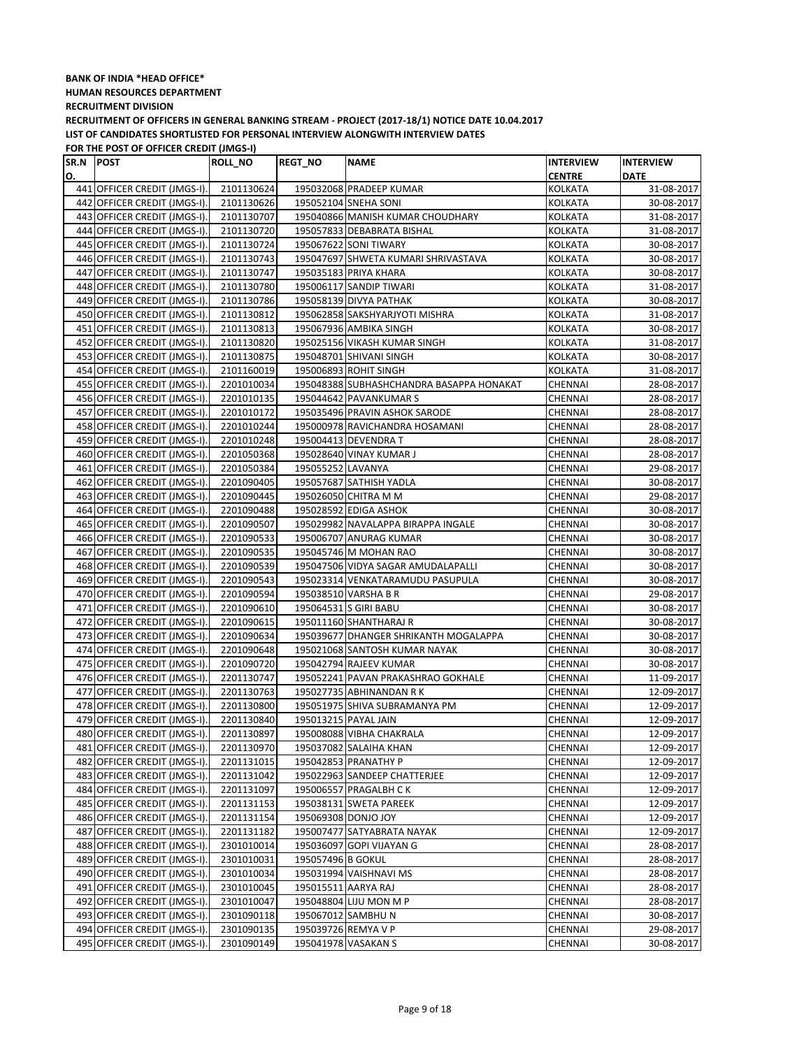**BANK OF INDIA *HEAD OFFICE***

**HUMAN RESOURCES DEPARTMENT**

**RECRUITMENT DIVISION**

**RECRUITMENT OF OFFICERS IN GENERAL BANKING STREAM - PROJECT (2017-18/1) NOTICE DATE 10.04.2017**

**LIST OF CANDIDATES SHORTLISTED FOR PERSONAL INTERVIEW ALONGWITH INTERVIEW DATES**

**FOR THE POST OF OFFICER CREDIT (JMGS-I)**

| SR.NO. | POST | ROLL_NO | REGT_NO | NAME | INTERVIEW CENTRE | INTERVIEW DATE |
|---|---|---|---|---|---|---|
| 441 | OFFICER CREDIT (JMGS-I). | 2101130624 | 195032068 | PRADEEP KUMAR | KOLKATA | 31-08-2017 |
| 442 | OFFICER CREDIT (JMGS-I). | 2101130626 | 195052104 | SNEHA SONI | KOLKATA | 30-08-2017 |
| 443 | OFFICER CREDIT (JMGS-I). | 2101130707 | 195040866 | MANISH KUMAR CHOUDHARY | KOLKATA | 31-08-2017 |
| 444 | OFFICER CREDIT (JMGS-I). | 2101130720 | 195057833 | DEBABRATA BISHAL | KOLKATA | 31-08-2017 |
| 445 | OFFICER CREDIT (JMGS-I). | 2101130724 | 195067622 | SONI TIWARY | KOLKATA | 30-08-2017 |
| 446 | OFFICER CREDIT (JMGS-I). | 2101130743 | 195047697 | SHWETA KUMARI SHRIVASTAVA | KOLKATA | 30-08-2017 |
| 447 | OFFICER CREDIT (JMGS-I). | 2101130747 | 195035183 | PRIYA KHARA | KOLKATA | 30-08-2017 |
| 448 | OFFICER CREDIT (JMGS-I). | 2101130780 | 195006117 | SANDIP TIWARI | KOLKATA | 31-08-2017 |
| 449 | OFFICER CREDIT (JMGS-I). | 2101130786 | 195058139 | DIVYA PATHAK | KOLKATA | 30-08-2017 |
| 450 | OFFICER CREDIT (JMGS-I). | 2101130812 | 195062858 | SAKSHYARJYOTI MISHRA | KOLKATA | 31-08-2017 |
| 451 | OFFICER CREDIT (JMGS-I). | 2101130813 | 195067936 | AMBIKA SINGH | KOLKATA | 30-08-2017 |
| 452 | OFFICER CREDIT (JMGS-I). | 2101130820 | 195025156 | VIKASH KUMAR SINGH | KOLKATA | 31-08-2017 |
| 453 | OFFICER CREDIT (JMGS-I). | 2101130875 | 195048701 | SHIVANI SINGH | KOLKATA | 30-08-2017 |
| 454 | OFFICER CREDIT (JMGS-I). | 2101160019 | 195006893 | ROHIT SINGH | KOLKATA | 31-08-2017 |
| 455 | OFFICER CREDIT (JMGS-I). | 2201010034 | 195048388 | SUBHASHCHANDRA BASAPPA HONAKAT | CHENNAI | 28-08-2017 |
| 456 | OFFICER CREDIT (JMGS-I). | 2201010135 | 195044642 | PAVANKUMAR S | CHENNAI | 28-08-2017 |
| 457 | OFFICER CREDIT (JMGS-I). | 2201010172 | 195035496 | PRAVIN ASHOK SARODE | CHENNAI | 28-08-2017 |
| 458 | OFFICER CREDIT (JMGS-I). | 2201010244 | 195000978 | RAVICHANDRA HOSAMANI | CHENNAI | 28-08-2017 |
| 459 | OFFICER CREDIT (JMGS-I). | 2201010248 | 195004413 | DEVENDRA T | CHENNAI | 28-08-2017 |
| 460 | OFFICER CREDIT (JMGS-I). | 2201050368 | 195028640 | VINAY KUMAR J | CHENNAI | 28-08-2017 |
| 461 | OFFICER CREDIT (JMGS-I). | 2201050384 | 195055252 | LAVANYA | CHENNAI | 29-08-2017 |
| 462 | OFFICER CREDIT (JMGS-I). | 2201090405 | 195057687 | SATHISH YADLA | CHENNAI | 30-08-2017 |
| 463 | OFFICER CREDIT (JMGS-I). | 2201090445 | 195026050 | CHITRA M M | CHENNAI | 29-08-2017 |
| 464 | OFFICER CREDIT (JMGS-I). | 2201090488 | 195028592 | EDIGA ASHOK | CHENNAI | 30-08-2017 |
| 465 | OFFICER CREDIT (JMGS-I). | 2201090507 | 195029982 | NAVALAPPA BIRAPPA INGALE | CHENNAI | 30-08-2017 |
| 466 | OFFICER CREDIT (JMGS-I). | 2201090533 | 195006707 | ANURAG KUMAR | CHENNAI | 30-08-2017 |
| 467 | OFFICER CREDIT (JMGS-I). | 2201090535 | 195045746 | M MOHAN RAO | CHENNAI | 30-08-2017 |
| 468 | OFFICER CREDIT (JMGS-I). | 2201090539 | 195047506 | VIDYA SAGAR AMUDALAPALLI | CHENNAI | 30-08-2017 |
| 469 | OFFICER CREDIT (JMGS-I). | 2201090543 | 195023314 | VENKATARAMUDU PASUPULA | CHENNAI | 30-08-2017 |
| 470 | OFFICER CREDIT (JMGS-I). | 2201090594 | 195038510 | VARSHA B R | CHENNAI | 29-08-2017 |
| 471 | OFFICER CREDIT (JMGS-I). | 2201090610 | 195064531 | S GIRI BABU | CHENNAI | 30-08-2017 |
| 472 | OFFICER CREDIT (JMGS-I). | 2201090615 | 195011160 | SHANTHARAJ R | CHENNAI | 30-08-2017 |
| 473 | OFFICER CREDIT (JMGS-I). | 2201090634 | 195039677 | DHANGER SHRIKANTH MOGALAPPA | CHENNAI | 30-08-2017 |
| 474 | OFFICER CREDIT (JMGS-I). | 2201090648 | 195021068 | SANTOSH KUMAR NAYAK | CHENNAI | 30-08-2017 |
| 475 | OFFICER CREDIT (JMGS-I). | 2201090720 | 195042794 | RAJEEV KUMAR | CHENNAI | 30-08-2017 |
| 476 | OFFICER CREDIT (JMGS-I). | 2201130747 | 195052241 | PAVAN PRAKASHRAO GOKHALE | CHENNAI | 11-09-2017 |
| 477 | OFFICER CREDIT (JMGS-I). | 2201130763 | 195027735 | ABHINANDAN R K | CHENNAI | 12-09-2017 |
| 478 | OFFICER CREDIT (JMGS-I). | 2201130800 | 195051975 | SHIVA SUBRAMANYA PM | CHENNAI | 12-09-2017 |
| 479 | OFFICER CREDIT (JMGS-I). | 2201130840 | 195013215 | PAYAL JAIN | CHENNAI | 12-09-2017 |
| 480 | OFFICER CREDIT (JMGS-I). | 2201130897 | 195008088 | VIBHA CHAKRALA | CHENNAI | 12-09-2017 |
| 481 | OFFICER CREDIT (JMGS-I). | 2201130970 | 195037082 | SALAIHA KHAN | CHENNAI | 12-09-2017 |
| 482 | OFFICER CREDIT (JMGS-I). | 2201131015 | 195042853 | PRANATHY P | CHENNAI | 12-09-2017 |
| 483 | OFFICER CREDIT (JMGS-I). | 2201131042 | 195022963 | SANDEEP CHATTERJEE | CHENNAI | 12-09-2017 |
| 484 | OFFICER CREDIT (JMGS-I). | 2201131097 | 195006557 | PRAGALBH C K | CHENNAI | 12-09-2017 |
| 485 | OFFICER CREDIT (JMGS-I). | 2201131153 | 195038131 | SWETA PAREEK | CHENNAI | 12-09-2017 |
| 486 | OFFICER CREDIT (JMGS-I). | 2201131154 | 195069308 | DONJO JOY | CHENNAI | 12-09-2017 |
| 487 | OFFICER CREDIT (JMGS-I). | 2201131182 | 195007477 | SATYABRATA NAYAK | CHENNAI | 12-09-2017 |
| 488 | OFFICER CREDIT (JMGS-I). | 2301010014 | 195036097 | GOPI VIJAYAN G | CHENNAI | 28-08-2017 |
| 489 | OFFICER CREDIT (JMGS-I). | 2301010031 | 195057496 | B GOKUL | CHENNAI | 28-08-2017 |
| 490 | OFFICER CREDIT (JMGS-I). | 2301010034 | 195031994 | VAISHNAVI MS | CHENNAI | 28-08-2017 |
| 491 | OFFICER CREDIT (JMGS-I). | 2301010045 | 195015511 | AARYA RAJ | CHENNAI | 28-08-2017 |
| 492 | OFFICER CREDIT (JMGS-I). | 2301010047 | 195048804 | LIJU MON M P | CHENNAI | 28-08-2017 |
| 493 | OFFICER CREDIT (JMGS-I). | 2301090118 | 195067012 | SAMBHU N | CHENNAI | 30-08-2017 |
| 494 | OFFICER CREDIT (JMGS-I). | 2301090135 | 195039726 | REMYA V P | CHENNAI | 29-08-2017 |
| 495 | OFFICER CREDIT (JMGS-I). | 2301090149 | 195041978 | VASAKAN S | CHENNAI | 30-08-2017 |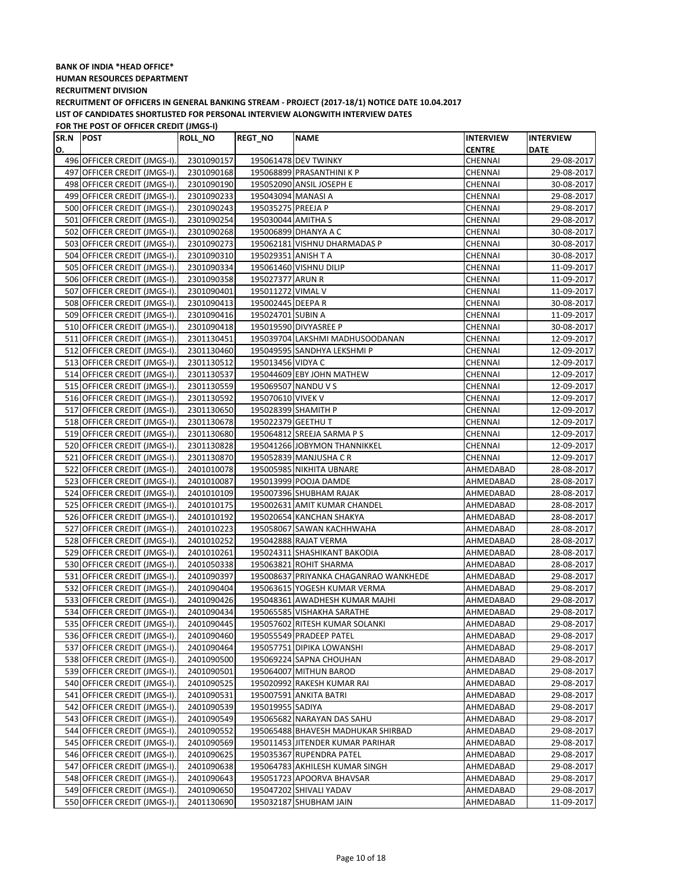**BANK OF INDIA *HEAD OFFICE***

**HUMAN RESOURCES DEPARTMENT**

**RECRUITMENT DIVISION**

**RECRUITMENT OF OFFICERS IN GENERAL BANKING STREAM - PROJECT (2017-18/1) NOTICE DATE 10.04.2017**

**LIST OF CANDIDATES SHORTLISTED FOR PERSONAL INTERVIEW ALONGWITH INTERVIEW DATES**

**FOR THE POST OF OFFICER CREDIT (JMGS-I)**

| SR.NO. | POST | ROLL_NO | REGT_NO | NAME | INTERVIEW CENTRE | INTERVIEW DATE |
|---|---|---|---|---|---|---|
| 496 | OFFICER CREDIT (JMGS-I). | 2301090157 | 195061478 | DEV TWINKY | CHENNAI | 29-08-2017 |
| 497 | OFFICER CREDIT (JMGS-I). | 2301090168 | 195068899 | PRASANTHINI K P | CHENNAI | 29-08-2017 |
| 498 | OFFICER CREDIT (JMGS-I). | 2301090190 | 195052090 | ANSIL JOSEPH E | CHENNAI | 30-08-2017 |
| 499 | OFFICER CREDIT (JMGS-I). | 2301090233 | 195043094 | MANASI A | CHENNAI | 29-08-2017 |
| 500 | OFFICER CREDIT (JMGS-I). | 2301090243 | 195035275 | PREEJA P | CHENNAI | 29-08-2017 |
| 501 | OFFICER CREDIT (JMGS-I). | 2301090254 | 195030044 | AMITHA S | CHENNAI | 29-08-2017 |
| 502 | OFFICER CREDIT (JMGS-I). | 2301090268 | 195006899 | DHANYA A C | CHENNAI | 30-08-2017 |
| 503 | OFFICER CREDIT (JMGS-I). | 2301090273 | 195062181 | VISHNU DHARMADAS P | CHENNAI | 30-08-2017 |
| 504 | OFFICER CREDIT (JMGS-I). | 2301090310 | 195029351 | ANISH T A | CHENNAI | 30-08-2017 |
| 505 | OFFICER CREDIT (JMGS-I). | 2301090334 | 195061460 | VISHNU DILIP | CHENNAI | 11-09-2017 |
| 506 | OFFICER CREDIT (JMGS-I). | 2301090358 | 195027377 | ARUN R | CHENNAI | 11-09-2017 |
| 507 | OFFICER CREDIT (JMGS-I). | 2301090401 | 195011272 | VIMAL V | CHENNAI | 11-09-2017 |
| 508 | OFFICER CREDIT (JMGS-I). | 2301090413 | 195002445 | DEEPA R | CHENNAI | 30-08-2017 |
| 509 | OFFICER CREDIT (JMGS-I). | 2301090416 | 195024701 | SUBIN A | CHENNAI | 11-09-2017 |
| 510 | OFFICER CREDIT (JMGS-I). | 2301090418 | 195019590 | DIVYASREE P | CHENNAI | 30-08-2017 |
| 511 | OFFICER CREDIT (JMGS-I). | 2301130451 | 195039704 | LAKSHMI MADHUSOODANAN | CHENNAI | 12-09-2017 |
| 512 | OFFICER CREDIT (JMGS-I). | 2301130460 | 195049595 | SANDHYA LEKSHMI P | CHENNAI | 12-09-2017 |
| 513 | OFFICER CREDIT (JMGS-I). | 2301130512 | 195013456 | VIDYA C | CHENNAI | 12-09-2017 |
| 514 | OFFICER CREDIT (JMGS-I). | 2301130537 | 195044609 | EBY JOHN MATHEW | CHENNAI | 12-09-2017 |
| 515 | OFFICER CREDIT (JMGS-I). | 2301130559 | 195069507 | NANDU V S | CHENNAI | 12-09-2017 |
| 516 | OFFICER CREDIT (JMGS-I). | 2301130592 | 195070610 | VIVEK V | CHENNAI | 12-09-2017 |
| 517 | OFFICER CREDIT (JMGS-I). | 2301130650 | 195028399 | SHAMITH P | CHENNAI | 12-09-2017 |
| 518 | OFFICER CREDIT (JMGS-I). | 2301130678 | 195022379 | GEETHU T | CHENNAI | 12-09-2017 |
| 519 | OFFICER CREDIT (JMGS-I). | 2301130680 | 195064812 | SREEJA SARMA P S | CHENNAI | 12-09-2017 |
| 520 | OFFICER CREDIT (JMGS-I). | 2301130828 | 195041266 | JOBYMON THANNIKKEL | CHENNAI | 12-09-2017 |
| 521 | OFFICER CREDIT (JMGS-I). | 2301130870 | 195052839 | MANJUSHA C R | CHENNAI | 12-09-2017 |
| 522 | OFFICER CREDIT (JMGS-I). | 2401010078 | 195005985 | NIKHITA UBNARE | AHMEDABAD | 28-08-2017 |
| 523 | OFFICER CREDIT (JMGS-I). | 2401010087 | 195013999 | POOJA DAMDE | AHMEDABAD | 28-08-2017 |
| 524 | OFFICER CREDIT (JMGS-I). | 2401010109 | 195007396 | SHUBHAM RAJAK | AHMEDABAD | 28-08-2017 |
| 525 | OFFICER CREDIT (JMGS-I). | 2401010175 | 195002631 | AMIT KUMAR CHANDEL | AHMEDABAD | 28-08-2017 |
| 526 | OFFICER CREDIT (JMGS-I). | 2401010192 | 195020654 | KANCHAN SHAKYA | AHMEDABAD | 28-08-2017 |
| 527 | OFFICER CREDIT (JMGS-I). | 2401010223 | 195058067 | SAWAN KACHHWAHA | AHMEDABAD | 28-08-2017 |
| 528 | OFFICER CREDIT (JMGS-I). | 2401010252 | 195042888 | RAJAT VERMA | AHMEDABAD | 28-08-2017 |
| 529 | OFFICER CREDIT (JMGS-I). | 2401010261 | 195024311 | SHASHIKANT BAKODIA | AHMEDABAD | 28-08-2017 |
| 530 | OFFICER CREDIT (JMGS-I). | 2401050338 | 195063821 | ROHIT SHARMA | AHMEDABAD | 28-08-2017 |
| 531 | OFFICER CREDIT (JMGS-I). | 2401090397 | 195008637 | PRIYANKA CHAGANRAO WANKHEDE | AHMEDABAD | 29-08-2017 |
| 532 | OFFICER CREDIT (JMGS-I). | 2401090404 | 195063615 | YOGESH KUMAR VERMA | AHMEDABAD | 29-08-2017 |
| 533 | OFFICER CREDIT (JMGS-I). | 2401090426 | 195048361 | AWADHESH KUMAR MAJHI | AHMEDABAD | 29-08-2017 |
| 534 | OFFICER CREDIT (JMGS-I). | 2401090434 | 195065585 | VISHAKHA SARATHE | AHMEDABAD | 29-08-2017 |
| 535 | OFFICER CREDIT (JMGS-I). | 2401090445 | 195057602 | RITESH KUMAR SOLANKI | AHMEDABAD | 29-08-2017 |
| 536 | OFFICER CREDIT (JMGS-I). | 2401090460 | 195055549 | PRADEEP PATEL | AHMEDABAD | 29-08-2017 |
| 537 | OFFICER CREDIT (JMGS-I). | 2401090464 | 195057751 | DIPIKA LOWANSHI | AHMEDABAD | 29-08-2017 |
| 538 | OFFICER CREDIT (JMGS-I). | 2401090500 | 195069224 | SAPNA CHOUHAN | AHMEDABAD | 29-08-2017 |
| 539 | OFFICER CREDIT (JMGS-I). | 2401090501 | 195064007 | MITHUN BAROD | AHMEDABAD | 29-08-2017 |
| 540 | OFFICER CREDIT (JMGS-I). | 2401090525 | 195020992 | RAKESH KUMAR RAI | AHMEDABAD | 29-08-2017 |
| 541 | OFFICER CREDIT (JMGS-I). | 2401090531 | 195007591 | ANKITA BATRI | AHMEDABAD | 29-08-2017 |
| 542 | OFFICER CREDIT (JMGS-I). | 2401090539 | 195019955 | SADIYA | AHMEDABAD | 29-08-2017 |
| 543 | OFFICER CREDIT (JMGS-I). | 2401090549 | 195065682 | NARAYAN DAS SAHU | AHMEDABAD | 29-08-2017 |
| 544 | OFFICER CREDIT (JMGS-I). | 2401090552 | 195065488 | BHAVESH MADHUKAR SHIRBAD | AHMEDABAD | 29-08-2017 |
| 545 | OFFICER CREDIT (JMGS-I). | 2401090569 | 195011453 | JITENDER KUMAR PARIHAR | AHMEDABAD | 29-08-2017 |
| 546 | OFFICER CREDIT (JMGS-I). | 2401090625 | 195035367 | RUPENDRA PATEL | AHMEDABAD | 29-08-2017 |
| 547 | OFFICER CREDIT (JMGS-I). | 2401090638 | 195064783 | AKHILESH KUMAR SINGH | AHMEDABAD | 29-08-2017 |
| 548 | OFFICER CREDIT (JMGS-I). | 2401090643 | 195051723 | APOORVA BHAVSAR | AHMEDABAD | 29-08-2017 |
| 549 | OFFICER CREDIT (JMGS-I). | 2401090650 | 195047202 | SHIVALI YADAV | AHMEDABAD | 29-08-2017 |
| 550 | OFFICER CREDIT (JMGS-I). | 2401130690 | 195032187 | SHUBHAM JAIN | AHMEDABAD | 11-09-2017 |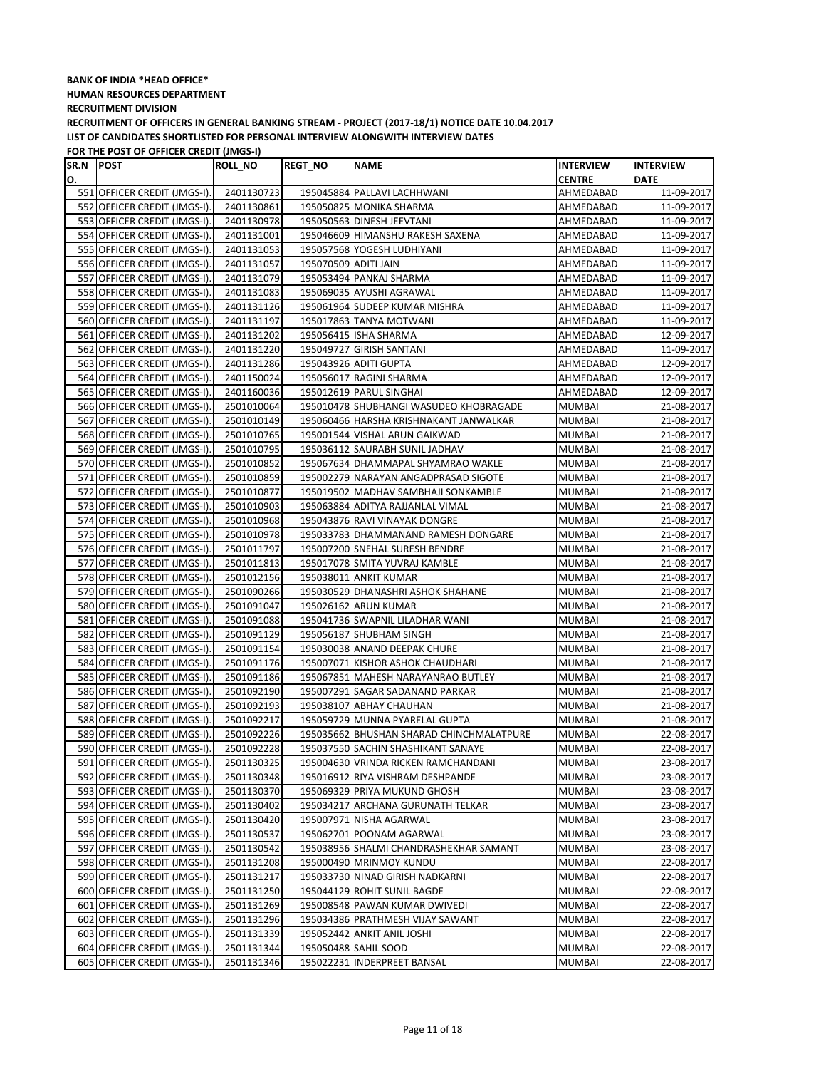**BANK OF INDIA *HEAD OFFICE***

**HUMAN RESOURCES DEPARTMENT**

**RECRUITMENT DIVISION**

**RECRUITMENT OF OFFICERS IN GENERAL BANKING STREAM - PROJECT (2017-18/1) NOTICE DATE 10.04.2017**

**LIST OF CANDIDATES SHORTLISTED FOR PERSONAL INTERVIEW ALONGWITH INTERVIEW DATES**

**FOR THE POST OF OFFICER CREDIT (JMGS-I)**

| SR.NO. | POST | ROLL_NO | REGT_NO | NAME | INTERVIEW CENTRE | INTERVIEW DATE |
|---|---|---|---|---|---|---|
| 551 | OFFICER CREDIT (JMGS-I). | 2401130723 | 195045884 | PALLAVI LACHHWANI | AHMEDABAD | 11-09-2017 |
| 552 | OFFICER CREDIT (JMGS-I). | 2401130861 | 195050825 | MONIKA SHARMA | AHMEDABAD | 11-09-2017 |
| 553 | OFFICER CREDIT (JMGS-I). | 2401130978 | 195050563 | DINESH JEEVTANI | AHMEDABAD | 11-09-2017 |
| 554 | OFFICER CREDIT (JMGS-I). | 2401131001 | 195046609 | HIMANSHU RAKESH SAXENA | AHMEDABAD | 11-09-2017 |
| 555 | OFFICER CREDIT (JMGS-I). | 2401131053 | 195057568 | YOGESH LUDHIYANI | AHMEDABAD | 11-09-2017 |
| 556 | OFFICER CREDIT (JMGS-I). | 2401131057 | 195070509 | ADITI JAIN | AHMEDABAD | 11-09-2017 |
| 557 | OFFICER CREDIT (JMGS-I). | 2401131079 | 195053494 | PANKAJ SHARMA | AHMEDABAD | 11-09-2017 |
| 558 | OFFICER CREDIT (JMGS-I). | 2401131083 | 195069035 | AYUSHI AGRAWAL | AHMEDABAD | 11-09-2017 |
| 559 | OFFICER CREDIT (JMGS-I). | 2401131126 | 195061964 | SUDEEP KUMAR MISHRA | AHMEDABAD | 11-09-2017 |
| 560 | OFFICER CREDIT (JMGS-I). | 2401131197 | 195017863 | TANYA MOTWANI | AHMEDABAD | 11-09-2017 |
| 561 | OFFICER CREDIT (JMGS-I). | 2401131202 | 195056415 | ISHA SHARMA | AHMEDABAD | 12-09-2017 |
| 562 | OFFICER CREDIT (JMGS-I). | 2401131220 | 195049727 | GIRISH SANTANI | AHMEDABAD | 11-09-2017 |
| 563 | OFFICER CREDIT (JMGS-I). | 2401131286 | 195043926 | ADITI GUPTA | AHMEDABAD | 12-09-2017 |
| 564 | OFFICER CREDIT (JMGS-I). | 2401150024 | 195056017 | RAGINI SHARMA | AHMEDABAD | 12-09-2017 |
| 565 | OFFICER CREDIT (JMGS-I). | 2401160036 | 195012619 | PARUL SINGHAI | AHMEDABAD | 12-09-2017 |
| 566 | OFFICER CREDIT (JMGS-I). | 2501010064 | 195010478 | SHUBHANGI WASUDEO KHOBRAGADE | MUMBAI | 21-08-2017 |
| 567 | OFFICER CREDIT (JMGS-I). | 2501010149 | 195060466 | HARSHA KRISHNAKANT JANWALKAR | MUMBAI | 21-08-2017 |
| 568 | OFFICER CREDIT (JMGS-I). | 2501010765 | 195001544 | VISHAL ARUN GAIKWAD | MUMBAI | 21-08-2017 |
| 569 | OFFICER CREDIT (JMGS-I). | 2501010795 | 195036112 | SAURABH SUNIL JADHAV | MUMBAI | 21-08-2017 |
| 570 | OFFICER CREDIT (JMGS-I). | 2501010852 | 195067634 | DHAMMAPAL SHYAMRAO WAKLE | MUMBAI | 21-08-2017 |
| 571 | OFFICER CREDIT (JMGS-I). | 2501010859 | 195002279 | NARAYAN ANGADPRASAD SIGOTE | MUMBAI | 21-08-2017 |
| 572 | OFFICER CREDIT (JMGS-I). | 2501010877 | 195019502 | MADHAV SAMBHAJI SONKAMBLE | MUMBAI | 21-08-2017 |
| 573 | OFFICER CREDIT (JMGS-I). | 2501010903 | 195063884 | ADITYA RAJJANLAL VIMAL | MUMBAI | 21-08-2017 |
| 574 | OFFICER CREDIT (JMGS-I). | 2501010968 | 195043876 | RAVI VINAYAK DONGRE | MUMBAI | 21-08-2017 |
| 575 | OFFICER CREDIT (JMGS-I). | 2501010978 | 195033783 | DHAMMANAND RAMESH DONGARE | MUMBAI | 21-08-2017 |
| 576 | OFFICER CREDIT (JMGS-I). | 2501011797 | 195007200 | SNEHAL SURESH BENDRE | MUMBAI | 21-08-2017 |
| 577 | OFFICER CREDIT (JMGS-I). | 2501011813 | 195017078 | SMITA YUVRAJ KAMBLE | MUMBAI | 21-08-2017 |
| 578 | OFFICER CREDIT (JMGS-I). | 2501012156 | 195038011 | ANKIT KUMAR | MUMBAI | 21-08-2017 |
| 579 | OFFICER CREDIT (JMGS-I). | 2501090266 | 195030529 | DHANASHRI ASHOK SHAHANE | MUMBAI | 21-08-2017 |
| 580 | OFFICER CREDIT (JMGS-I). | 2501091047 | 195026162 | ARUN KUMAR | MUMBAI | 21-08-2017 |
| 581 | OFFICER CREDIT (JMGS-I). | 2501091088 | 195041736 | SWAPNIL LILADHAR WANI | MUMBAI | 21-08-2017 |
| 582 | OFFICER CREDIT (JMGS-I). | 2501091129 | 195056187 | SHUBHAM SINGH | MUMBAI | 21-08-2017 |
| 583 | OFFICER CREDIT (JMGS-I). | 2501091154 | 195030038 | ANAND DEEPAK CHURE | MUMBAI | 21-08-2017 |
| 584 | OFFICER CREDIT (JMGS-I). | 2501091176 | 195007071 | KISHOR ASHOK CHAUDHARI | MUMBAI | 21-08-2017 |
| 585 | OFFICER CREDIT (JMGS-I). | 2501091186 | 195067851 | MAHESH NARAYANRAO BUTLEY | MUMBAI | 21-08-2017 |
| 586 | OFFICER CREDIT (JMGS-I). | 2501092190 | 195007291 | SAGAR SADANAND PARKAR | MUMBAI | 21-08-2017 |
| 587 | OFFICER CREDIT (JMGS-I). | 2501092193 | 195038107 | ABHAY CHAUHAN | MUMBAI | 21-08-2017 |
| 588 | OFFICER CREDIT (JMGS-I). | 2501092217 | 195059729 | MUNNA PYARELAL GUPTA | MUMBAI | 21-08-2017 |
| 589 | OFFICER CREDIT (JMGS-I). | 2501092226 | 195035662 | BHUSHAN SHARAD CHINCHMALATPURE | MUMBAI | 22-08-2017 |
| 590 | OFFICER CREDIT (JMGS-I). | 2501092228 | 195037550 | SACHIN SHASHIKANT SANAYE | MUMBAI | 22-08-2017 |
| 591 | OFFICER CREDIT (JMGS-I). | 2501130325 | 195004630 | VRINDA RICKEN RAMCHANDANI | MUMBAI | 23-08-2017 |
| 592 | OFFICER CREDIT (JMGS-I). | 2501130348 | 195016912 | RIYA VISHRAM DESHPANDE | MUMBAI | 23-08-2017 |
| 593 | OFFICER CREDIT (JMGS-I). | 2501130370 | 195069329 | PRIYA MUKUND GHOSH | MUMBAI | 23-08-2017 |
| 594 | OFFICER CREDIT (JMGS-I). | 2501130402 | 195034217 | ARCHANA GURUNATH TELKAR | MUMBAI | 23-08-2017 |
| 595 | OFFICER CREDIT (JMGS-I). | 2501130420 | 195007971 | NISHA AGARWAL | MUMBAI | 23-08-2017 |
| 596 | OFFICER CREDIT (JMGS-I). | 2501130537 | 195062701 | POONAM AGARWAL | MUMBAI | 23-08-2017 |
| 597 | OFFICER CREDIT (JMGS-I). | 2501130542 | 195038956 | SHALMI CHANDRASHEKHAR SAMANT | MUMBAI | 23-08-2017 |
| 598 | OFFICER CREDIT (JMGS-I). | 2501131208 | 195000490 | MRINMOY KUNDU | MUMBAI | 22-08-2017 |
| 599 | OFFICER CREDIT (JMGS-I). | 2501131217 | 195033730 | NINAD GIRISH NADKARNI | MUMBAI | 22-08-2017 |
| 600 | OFFICER CREDIT (JMGS-I). | 2501131250 | 195044129 | ROHIT SUNIL BAGDE | MUMBAI | 22-08-2017 |
| 601 | OFFICER CREDIT (JMGS-I). | 2501131269 | 195008548 | PAWAN KUMAR DWIVEDI | MUMBAI | 22-08-2017 |
| 602 | OFFICER CREDIT (JMGS-I). | 2501131296 | 195034386 | PRATHMESH VIJAY SAWANT | MUMBAI | 22-08-2017 |
| 603 | OFFICER CREDIT (JMGS-I). | 2501131339 | 195052442 | ANKIT ANIL JOSHI | MUMBAI | 22-08-2017 |
| 604 | OFFICER CREDIT (JMGS-I). | 2501131344 | 195050488 | SAHIL SOOD | MUMBAI | 22-08-2017 |
| 605 | OFFICER CREDIT (JMGS-I). | 2501131346 | 195022231 | INDERPREET BANSAL | MUMBAI | 22-08-2017 |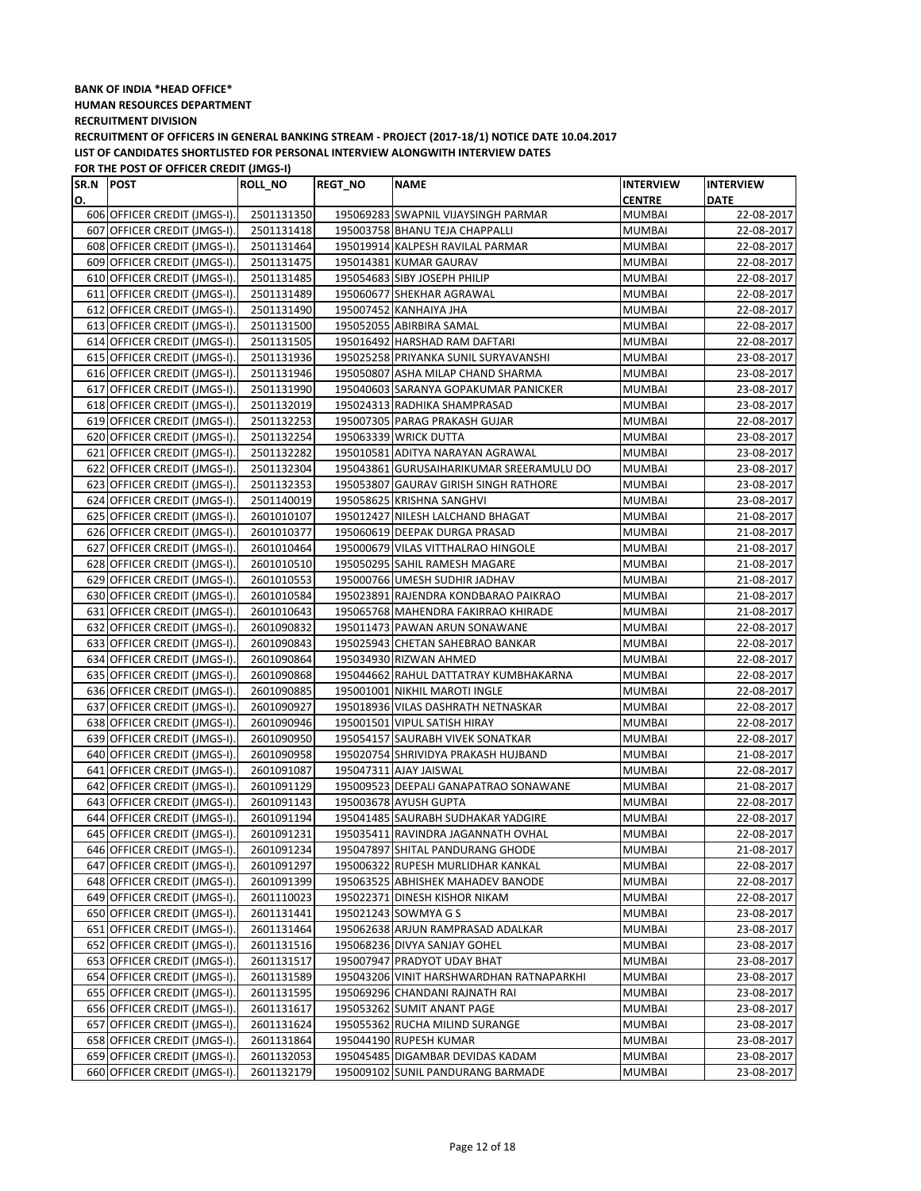**BANK OF INDIA *HEAD OFFICE***

**HUMAN RESOURCES DEPARTMENT**

**RECRUITMENT DIVISION**

**RECRUITMENT OF OFFICERS IN GENERAL BANKING STREAM - PROJECT (2017-18/1) NOTICE DATE 10.04.2017**

**LIST OF CANDIDATES SHORTLISTED FOR PERSONAL INTERVIEW ALONGWITH INTERVIEW DATES**

**FOR THE POST OF OFFICER CREDIT (JMGS-I)**

| SR.NO. | POST | ROLL_NO | REGT_NO | NAME | INTERVIEW CENTRE | INTERVIEW DATE |
|---|---|---|---|---|---|---|
| 606 | OFFICER CREDIT (JMGS-I). | 2501131350 | 195069283 | SWAPNIL VIJAYSINGH PARMAR | MUMBAI | 22-08-2017 |
| 607 | OFFICER CREDIT (JMGS-I). | 2501131418 | 195003758 | BHANU TEJA CHAPPALLI | MUMBAI | 22-08-2017 |
| 608 | OFFICER CREDIT (JMGS-I). | 2501131464 | 195019914 | KALPESH RAVILAL PARMAR | MUMBAI | 22-08-2017 |
| 609 | OFFICER CREDIT (JMGS-I). | 2501131475 | 195014381 | KUMAR GAURAV | MUMBAI | 22-08-2017 |
| 610 | OFFICER CREDIT (JMGS-I). | 2501131485 | 195054683 | SIBY JOSEPH PHILIP | MUMBAI | 22-08-2017 |
| 611 | OFFICER CREDIT (JMGS-I). | 2501131489 | 195060677 | SHEKHAR AGRAWAL | MUMBAI | 22-08-2017 |
| 612 | OFFICER CREDIT (JMGS-I). | 2501131490 | 195007452 | KANHAIYA JHA | MUMBAI | 22-08-2017 |
| 613 | OFFICER CREDIT (JMGS-I). | 2501131500 | 195052055 | ABIRBIRA SAMAL | MUMBAI | 22-08-2017 |
| 614 | OFFICER CREDIT (JMGS-I). | 2501131505 | 195016492 | HARSHAD RAM DAFTARI | MUMBAI | 22-08-2017 |
| 615 | OFFICER CREDIT (JMGS-I). | 2501131936 | 195025258 | PRIYANKA SUNIL SURYAVANSHI | MUMBAI | 23-08-2017 |
| 616 | OFFICER CREDIT (JMGS-I). | 2501131946 | 195050807 | ASHA MILAP CHAND SHARMA | MUMBAI | 23-08-2017 |
| 617 | OFFICER CREDIT (JMGS-I). | 2501131990 | 195040603 | SARANYA GOPAKUMAR PANICKER | MUMBAI | 23-08-2017 |
| 618 | OFFICER CREDIT (JMGS-I). | 2501132019 | 195024313 | RADHIKA SHAMPRASAD | MUMBAI | 23-08-2017 |
| 619 | OFFICER CREDIT (JMGS-I). | 2501132253 | 195007305 | PARAG PRAKASH GUJAR | MUMBAI | 22-08-2017 |
| 620 | OFFICER CREDIT (JMGS-I). | 2501132254 | 195063339 | WRICK DUTTA | MUMBAI | 23-08-2017 |
| 621 | OFFICER CREDIT (JMGS-I). | 2501132282 | 195010581 | ADITYA NARAYAN AGRAWAL | MUMBAI | 23-08-2017 |
| 622 | OFFICER CREDIT (JMGS-I). | 2501132304 | 195043861 | GURUSAIHARIKUMAR SREERAMULU DO | MUMBAI | 23-08-2017 |
| 623 | OFFICER CREDIT (JMGS-I). | 2501132353 | 195053807 | GAURAV GIRISH SINGH RATHORE | MUMBAI | 23-08-2017 |
| 624 | OFFICER CREDIT (JMGS-I). | 2501140019 | 195058625 | KRISHNA SANGHVI | MUMBAI | 23-08-2017 |
| 625 | OFFICER CREDIT (JMGS-I). | 2601010107 | 195012427 | NILESH LALCHAND BHAGAT | MUMBAI | 21-08-2017 |
| 626 | OFFICER CREDIT (JMGS-I). | 2601010377 | 195060619 | DEEPAK DURGA PRASAD | MUMBAI | 21-08-2017 |
| 627 | OFFICER CREDIT (JMGS-I). | 2601010464 | 195000679 | VILAS VITTHALRAO HINGOLE | MUMBAI | 21-08-2017 |
| 628 | OFFICER CREDIT (JMGS-I). | 2601010510 | 195050295 | SAHIL RAMESH MAGARE | MUMBAI | 21-08-2017 |
| 629 | OFFICER CREDIT (JMGS-I). | 2601010553 | 195000766 | UMESH SUDHIR JADHAV | MUMBAI | 21-08-2017 |
| 630 | OFFICER CREDIT (JMGS-I). | 2601010584 | 195023891 | RAJENDRA KONDBARAO PAIKRAO | MUMBAI | 21-08-2017 |
| 631 | OFFICER CREDIT (JMGS-I). | 2601010643 | 195065768 | MAHENDRA FAKIRRAO KHIRADE | MUMBAI | 21-08-2017 |
| 632 | OFFICER CREDIT (JMGS-I). | 2601090832 | 195011473 | PAWAN ARUN SONAWANE | MUMBAI | 22-08-2017 |
| 633 | OFFICER CREDIT (JMGS-I). | 2601090843 | 195025943 | CHETAN SAHEBRAO BANKAR | MUMBAI | 22-08-2017 |
| 634 | OFFICER CREDIT (JMGS-I). | 2601090864 | 195034930 | RIZWAN AHMED | MUMBAI | 22-08-2017 |
| 635 | OFFICER CREDIT (JMGS-I). | 2601090868 | 195044662 | RAHUL DATTATRAY KUMBHAKARNA | MUMBAI | 22-08-2017 |
| 636 | OFFICER CREDIT (JMGS-I). | 2601090885 | 195001001 | NIKHIL MAROTI INGLE | MUMBAI | 22-08-2017 |
| 637 | OFFICER CREDIT (JMGS-I). | 2601090927 | 195018936 | VILAS DASHRATH NETNASKAR | MUMBAI | 22-08-2017 |
| 638 | OFFICER CREDIT (JMGS-I). | 2601090946 | 195001501 | VIPUL SATISH HIRAY | MUMBAI | 22-08-2017 |
| 639 | OFFICER CREDIT (JMGS-I). | 2601090950 | 195054157 | SAURABH VIVEK SONATKAR | MUMBAI | 22-08-2017 |
| 640 | OFFICER CREDIT (JMGS-I). | 2601090958 | 195020754 | SHRIVIDYA PRAKASH HUJBAND | MUMBAI | 21-08-2017 |
| 641 | OFFICER CREDIT (JMGS-I). | 2601091087 | 195047311 | AJAY JAISWAL | MUMBAI | 22-08-2017 |
| 642 | OFFICER CREDIT (JMGS-I). | 2601091129 | 195009523 | DEEPALI GANAPATRAO SONAWANE | MUMBAI | 21-08-2017 |
| 643 | OFFICER CREDIT (JMGS-I). | 2601091143 | 195003678 | AYUSH GUPTA | MUMBAI | 22-08-2017 |
| 644 | OFFICER CREDIT (JMGS-I). | 2601091194 | 195041485 | SAURABH SUDHAKAR YADGIRE | MUMBAI | 22-08-2017 |
| 645 | OFFICER CREDIT (JMGS-I). | 2601091231 | 195035411 | RAVINDRA JAGANNATH OVHAL | MUMBAI | 22-08-2017 |
| 646 | OFFICER CREDIT (JMGS-I). | 2601091234 | 195047897 | SHITAL PANDURANG GHODE | MUMBAI | 21-08-2017 |
| 647 | OFFICER CREDIT (JMGS-I). | 2601091297 | 195006322 | RUPESH MURLIDHAR KANKAL | MUMBAI | 22-08-2017 |
| 648 | OFFICER CREDIT (JMGS-I). | 2601091399 | 195063525 | ABHISHEK MAHADEV BANODE | MUMBAI | 22-08-2017 |
| 649 | OFFICER CREDIT (JMGS-I). | 2601110023 | 195022371 | DINESH KISHOR NIKAM | MUMBAI | 22-08-2017 |
| 650 | OFFICER CREDIT (JMGS-I). | 2601131441 | 195021243 | SOWMYA G S | MUMBAI | 23-08-2017 |
| 651 | OFFICER CREDIT (JMGS-I). | 2601131464 | 195062638 | ARJUN RAMPRASAD ADALKAR | MUMBAI | 23-08-2017 |
| 652 | OFFICER CREDIT (JMGS-I). | 2601131516 | 195068236 | DIVYA SANJAY GOHEL | MUMBAI | 23-08-2017 |
| 653 | OFFICER CREDIT (JMGS-I). | 2601131517 | 195007947 | PRADYOT UDAY BHAT | MUMBAI | 23-08-2017 |
| 654 | OFFICER CREDIT (JMGS-I). | 2601131589 | 195043206 | VINIT HARSHWARDHAN RATNAPARKHI | MUMBAI | 23-08-2017 |
| 655 | OFFICER CREDIT (JMGS-I). | 2601131595 | 195069296 | CHANDANI RAJNATH RAI | MUMBAI | 23-08-2017 |
| 656 | OFFICER CREDIT (JMGS-I). | 2601131617 | 195053262 | SUMIT ANANT PAGE | MUMBAI | 23-08-2017 |
| 657 | OFFICER CREDIT (JMGS-I). | 2601131624 | 195055362 | RUCHA MILIND SURANGE | MUMBAI | 23-08-2017 |
| 658 | OFFICER CREDIT (JMGS-I). | 2601131864 | 195044190 | RUPESH KUMAR | MUMBAI | 23-08-2017 |
| 659 | OFFICER CREDIT (JMGS-I). | 2601132053 | 195045485 | DIGAMBAR DEVIDAS KADAM | MUMBAI | 23-08-2017 |
| 660 | OFFICER CREDIT (JMGS-I). | 2601132179 | 195009102 | SUNIL PANDURANG BARMADE | MUMBAI | 23-08-2017 |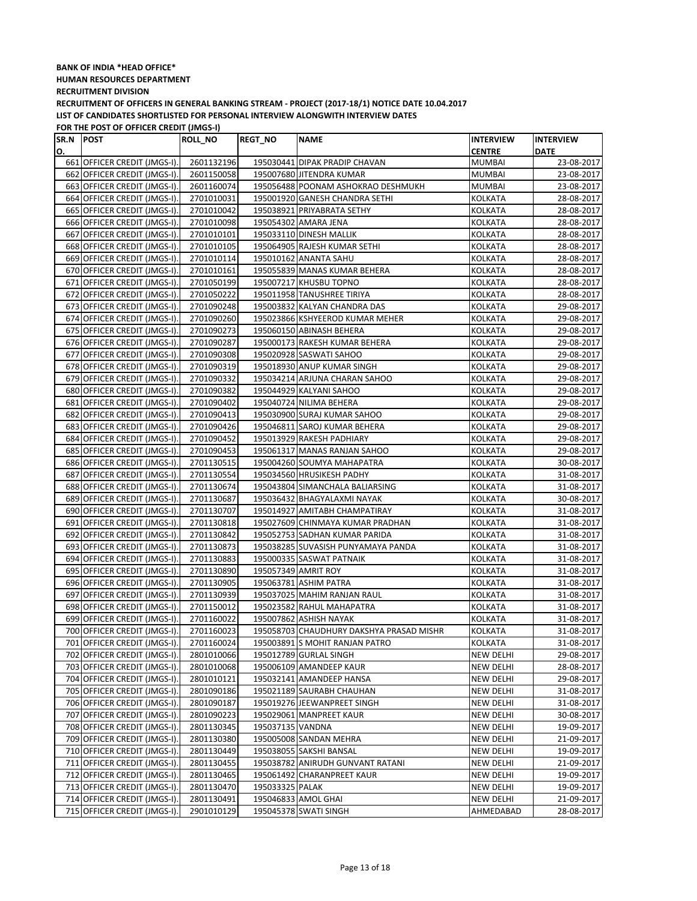**BANK OF INDIA *HEAD OFFICE***

**HUMAN RESOURCES DEPARTMENT**

**RECRUITMENT DIVISION**

**RECRUITMENT OF OFFICERS IN GENERAL BANKING STREAM - PROJECT (2017-18/1) NOTICE DATE 10.04.2017**

**LIST OF CANDIDATES SHORTLISTED FOR PERSONAL INTERVIEW ALONGWITH INTERVIEW DATES**

**FOR THE POST OF OFFICER CREDIT (JMGS-I)**

| SR.NO. | POST | ROLL_NO | REGT_NO | NAME | INTERVIEW CENTRE | INTERVIEW DATE |
|---|---|---|---|---|---|---|
| 661 | OFFICER CREDIT (JMGS-I). | 2601132196 | 195030441 | DIPAK PRADIP CHAVAN | MUMBAI | 23-08-2017 |
| 662 | OFFICER CREDIT (JMGS-I). | 2601150058 | 195007680 | JITENDRA KUMAR | MUMBAI | 23-08-2017 |
| 663 | OFFICER CREDIT (JMGS-I). | 2601160074 | 195056488 | POONAM ASHOKRAO DESHMUKH | MUMBAI | 23-08-2017 |
| 664 | OFFICER CREDIT (JMGS-I). | 2701010031 | 195001920 | GANESH CHANDRA SETHI | KOLKATA | 28-08-2017 |
| 665 | OFFICER CREDIT (JMGS-I). | 2701010042 | 195038921 | PRIYABRATA SETHY | KOLKATA | 28-08-2017 |
| 666 | OFFICER CREDIT (JMGS-I). | 2701010098 | 195054302 | AMARA JENA | KOLKATA | 28-08-2017 |
| 667 | OFFICER CREDIT (JMGS-I). | 2701010101 | 195033110 | DINESH MALLIK | KOLKATA | 28-08-2017 |
| 668 | OFFICER CREDIT (JMGS-I). | 2701010105 | 195064905 | RAJESH KUMAR SETHI | KOLKATA | 28-08-2017 |
| 669 | OFFICER CREDIT (JMGS-I). | 2701010114 | 195010162 | ANANTA SAHU | KOLKATA | 28-08-2017 |
| 670 | OFFICER CREDIT (JMGS-I). | 2701010161 | 195055839 | MANAS KUMAR BEHERA | KOLKATA | 28-08-2017 |
| 671 | OFFICER CREDIT (JMGS-I). | 2701050199 | 195007217 | KHUSBU TOPNO | KOLKATA | 28-08-2017 |
| 672 | OFFICER CREDIT (JMGS-I). | 2701050222 | 195011958 | TANUSHREE TIRIYA | KOLKATA | 28-08-2017 |
| 673 | OFFICER CREDIT (JMGS-I). | 2701090248 | 195003832 | KALYAN CHANDRA DAS | KOLKATA | 29-08-2017 |
| 674 | OFFICER CREDIT (JMGS-I). | 2701090260 | 195023866 | KSHYEEROD KUMAR MEHER | KOLKATA | 29-08-2017 |
| 675 | OFFICER CREDIT (JMGS-I). | 2701090273 | 195060150 | ABINASH BEHERA | KOLKATA | 29-08-2017 |
| 676 | OFFICER CREDIT (JMGS-I). | 2701090287 | 195000173 | RAKESH KUMAR BEHERA | KOLKATA | 29-08-2017 |
| 677 | OFFICER CREDIT (JMGS-I). | 2701090308 | 195020928 | SASWATI SAHOO | KOLKATA | 29-08-2017 |
| 678 | OFFICER CREDIT (JMGS-I). | 2701090319 | 195018930 | ANUP KUMAR SINGH | KOLKATA | 29-08-2017 |
| 679 | OFFICER CREDIT (JMGS-I). | 2701090332 | 195034214 | ARJUNA CHARAN SAHOO | KOLKATA | 29-08-2017 |
| 680 | OFFICER CREDIT (JMGS-I). | 2701090382 | 195044929 | KALYANI SAHOO | KOLKATA | 29-08-2017 |
| 681 | OFFICER CREDIT (JMGS-I). | 2701090402 | 195040724 | NILIMA BEHERA | KOLKATA | 29-08-2017 |
| 682 | OFFICER CREDIT (JMGS-I). | 2701090413 | 195030900 | SURAJ KUMAR SAHOO | KOLKATA | 29-08-2017 |
| 683 | OFFICER CREDIT (JMGS-I). | 2701090426 | 195046811 | SAROJ KUMAR BEHERA | KOLKATA | 29-08-2017 |
| 684 | OFFICER CREDIT (JMGS-I). | 2701090452 | 195013929 | RAKESH PADHIARY | KOLKATA | 29-08-2017 |
| 685 | OFFICER CREDIT (JMGS-I). | 2701090453 | 195061317 | MANAS RANJAN SAHOO | KOLKATA | 29-08-2017 |
| 686 | OFFICER CREDIT (JMGS-I). | 2701130515 | 195004260 | SOUMYA MAHAPATRA | KOLKATA | 30-08-2017 |
| 687 | OFFICER CREDIT (JMGS-I). | 2701130554 | 195034560 | HRUSIKESH PADHY | KOLKATA | 31-08-2017 |
| 688 | OFFICER CREDIT (JMGS-I). | 2701130674 | 195043804 | SIMANCHALA BALIARSING | KOLKATA | 31-08-2017 |
| 689 | OFFICER CREDIT (JMGS-I). | 2701130687 | 195036432 | BHAGYALAXMI NAYAK | KOLKATA | 30-08-2017 |
| 690 | OFFICER CREDIT (JMGS-I). | 2701130707 | 195014927 | AMITABH CHAMPATIRAY | KOLKATA | 31-08-2017 |
| 691 | OFFICER CREDIT (JMGS-I). | 2701130818 | 195027609 | CHINMAYA KUMAR PRADHAN | KOLKATA | 31-08-2017 |
| 692 | OFFICER CREDIT (JMGS-I). | 2701130842 | 195052753 | SADHAN KUMAR PARIDA | KOLKATA | 31-08-2017 |
| 693 | OFFICER CREDIT (JMGS-I). | 2701130873 | 195038285 | SUVASISH PUNYAMAYA PANDA | KOLKATA | 31-08-2017 |
| 694 | OFFICER CREDIT (JMGS-I). | 2701130883 | 195000335 | SASWAT PATNAIK | KOLKATA | 31-08-2017 |
| 695 | OFFICER CREDIT (JMGS-I). | 2701130890 | 195057349 | AMRIT ROY | KOLKATA | 31-08-2017 |
| 696 | OFFICER CREDIT (JMGS-I). | 2701130905 | 195063781 | ASHIM PATRA | KOLKATA | 31-08-2017 |
| 697 | OFFICER CREDIT (JMGS-I). | 2701130939 | 195037025 | MAHIM RANJAN RAUL | KOLKATA | 31-08-2017 |
| 698 | OFFICER CREDIT (JMGS-I). | 2701150012 | 195023582 | RAHUL MAHAPATRA | KOLKATA | 31-08-2017 |
| 699 | OFFICER CREDIT (JMGS-I). | 2701160022 | 195007862 | ASHISH NAYAK | KOLKATA | 31-08-2017 |
| 700 | OFFICER CREDIT (JMGS-I). | 2701160023 | 195058703 | CHAUDHURY DAKSHYA PRASAD MISHR | KOLKATA | 31-08-2017 |
| 701 | OFFICER CREDIT (JMGS-I). | 2701160024 | 195003891 | S MOHIT RANJAN PATRO | KOLKATA | 31-08-2017 |
| 702 | OFFICER CREDIT (JMGS-I). | 2801010066 | 195012789 | GURLAL SINGH | NEW DELHI | 29-08-2017 |
| 703 | OFFICER CREDIT (JMGS-I). | 2801010068 | 195006109 | AMANDEEP KAUR | NEW DELHI | 28-08-2017 |
| 704 | OFFICER CREDIT (JMGS-I). | 2801010121 | 195032141 | AMANDEEP HANSA | NEW DELHI | 29-08-2017 |
| 705 | OFFICER CREDIT (JMGS-I). | 2801090186 | 195021189 | SAURABH CHAUHAN | NEW DELHI | 31-08-2017 |
| 706 | OFFICER CREDIT (JMGS-I). | 2801090187 | 195019276 | JEEWANPREET SINGH | NEW DELHI | 31-08-2017 |
| 707 | OFFICER CREDIT (JMGS-I). | 2801090223 | 195029061 | MANPREET KAUR | NEW DELHI | 30-08-2017 |
| 708 | OFFICER CREDIT (JMGS-I). | 2801130345 | 195037135 | VANDNA | NEW DELHI | 19-09-2017 |
| 709 | OFFICER CREDIT (JMGS-I). | 2801130380 | 195005008 | SANDAN MEHRA | NEW DELHI | 21-09-2017 |
| 710 | OFFICER CREDIT (JMGS-I). | 2801130449 | 195038055 | SAKSHI BANSAL | NEW DELHI | 19-09-2017 |
| 711 | OFFICER CREDIT (JMGS-I). | 2801130455 | 195038782 | ANIRUDH GUNVANT RATANI | NEW DELHI | 21-09-2017 |
| 712 | OFFICER CREDIT (JMGS-I). | 2801130465 | 195061492 | CHARANPREET KAUR | NEW DELHI | 19-09-2017 |
| 713 | OFFICER CREDIT (JMGS-I). | 2801130470 | 195033325 | PALAK | NEW DELHI | 19-09-2017 |
| 714 | OFFICER CREDIT (JMGS-I). | 2801130491 | 195046833 | AMOL GHAI | NEW DELHI | 21-09-2017 |
| 715 | OFFICER CREDIT (JMGS-I). | 2901010129 | 195045378 | SWATI SINGH | AHMEDABAD | 28-08-2017 |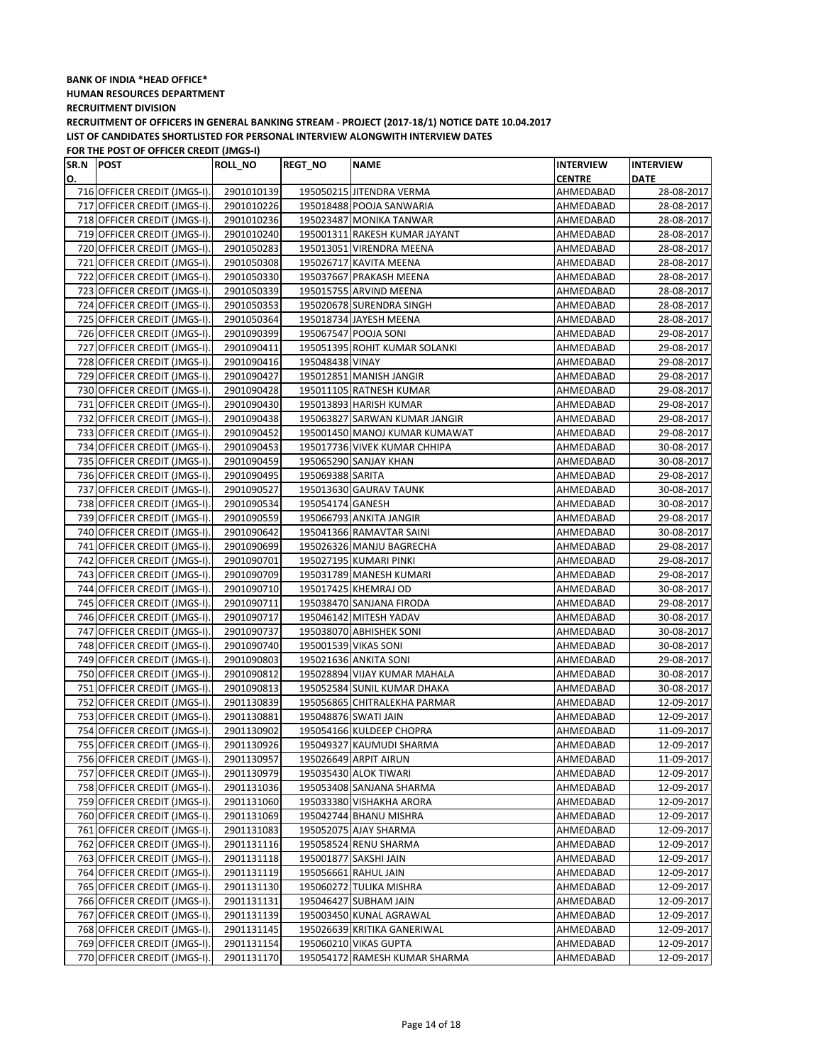**BANK OF INDIA *HEAD OFFICE***

**HUMAN RESOURCES DEPARTMENT**

**RECRUITMENT DIVISION**

**RECRUITMENT OF OFFICERS IN GENERAL BANKING STREAM - PROJECT (2017-18/1) NOTICE DATE 10.04.2017**

**LIST OF CANDIDATES SHORTLISTED FOR PERSONAL INTERVIEW ALONGWITH INTERVIEW DATES**

**FOR THE POST OF OFFICER CREDIT (JMGS-I)**

| SR.NO. | POST | ROLL_NO | REGT_NO | NAME | INTERVIEW CENTRE | INTERVIEW DATE |
|---|---|---|---|---|---|---|
| 716 | OFFICER CREDIT (JMGS-I). | 2901010139 | 195050215 | JITENDRA VERMA | AHMEDABAD | 28-08-2017 |
| 717 | OFFICER CREDIT (JMGS-I). | 2901010226 | 195018488 | POOJA SANWARIA | AHMEDABAD | 28-08-2017 |
| 718 | OFFICER CREDIT (JMGS-I). | 2901010236 | 195023487 | MONIKA TANWAR | AHMEDABAD | 28-08-2017 |
| 719 | OFFICER CREDIT (JMGS-I). | 2901010240 | 195001311 | RAKESH KUMAR JAYANT | AHMEDABAD | 28-08-2017 |
| 720 | OFFICER CREDIT (JMGS-I). | 2901050283 | 195013051 | VIRENDRA MEENA | AHMEDABAD | 28-08-2017 |
| 721 | OFFICER CREDIT (JMGS-I). | 2901050308 | 195026717 | KAVITA MEENA | AHMEDABAD | 28-08-2017 |
| 722 | OFFICER CREDIT (JMGS-I). | 2901050330 | 195037667 | PRAKASH MEENA | AHMEDABAD | 28-08-2017 |
| 723 | OFFICER CREDIT (JMGS-I). | 2901050339 | 195015755 | ARVIND MEENA | AHMEDABAD | 28-08-2017 |
| 724 | OFFICER CREDIT (JMGS-I). | 2901050353 | 195020678 | SURENDRA SINGH | AHMEDABAD | 28-08-2017 |
| 725 | OFFICER CREDIT (JMGS-I). | 2901050364 | 195018734 | JAYESH MEENA | AHMEDABAD | 28-08-2017 |
| 726 | OFFICER CREDIT (JMGS-I). | 2901090399 | 195067547 | POOJA SONI | AHMEDABAD | 29-08-2017 |
| 727 | OFFICER CREDIT (JMGS-I). | 2901090411 | 195051395 | ROHIT KUMAR SOLANKI | AHMEDABAD | 29-08-2017 |
| 728 | OFFICER CREDIT (JMGS-I). | 2901090416 | 195048438 | VINAY | AHMEDABAD | 29-08-2017 |
| 729 | OFFICER CREDIT (JMGS-I). | 2901090427 | 195012851 | MANISH JANGIR | AHMEDABAD | 29-08-2017 |
| 730 | OFFICER CREDIT (JMGS-I). | 2901090428 | 195011105 | RATNESH KUMAR | AHMEDABAD | 29-08-2017 |
| 731 | OFFICER CREDIT (JMGS-I). | 2901090430 | 195013893 | HARISH KUMAR | AHMEDABAD | 29-08-2017 |
| 732 | OFFICER CREDIT (JMGS-I). | 2901090438 | 195063827 | SARWAN KUMAR JANGIR | AHMEDABAD | 29-08-2017 |
| 733 | OFFICER CREDIT (JMGS-I). | 2901090452 | 195001450 | MANOJ KUMAR KUMAWAT | AHMEDABAD | 29-08-2017 |
| 734 | OFFICER CREDIT (JMGS-I). | 2901090453 | 195017736 | VIVEK KUMAR CHHIPA | AHMEDABAD | 30-08-2017 |
| 735 | OFFICER CREDIT (JMGS-I). | 2901090459 | 195065290 | SANJAY KHAN | AHMEDABAD | 30-08-2017 |
| 736 | OFFICER CREDIT (JMGS-I). | 2901090495 | 195069388 | SARITA | AHMEDABAD | 29-08-2017 |
| 737 | OFFICER CREDIT (JMGS-I). | 2901090527 | 195013630 | GAURAV TAUNK | AHMEDABAD | 30-08-2017 |
| 738 | OFFICER CREDIT (JMGS-I). | 2901090534 | 195054174 | GANESH | AHMEDABAD | 30-08-2017 |
| 739 | OFFICER CREDIT (JMGS-I). | 2901090559 | 195066793 | ANKITA JANGIR | AHMEDABAD | 29-08-2017 |
| 740 | OFFICER CREDIT (JMGS-I). | 2901090642 | 195041366 | RAMAVTAR SAINI | AHMEDABAD | 30-08-2017 |
| 741 | OFFICER CREDIT (JMGS-I). | 2901090699 | 195026326 | MANJU BAGRECHA | AHMEDABAD | 29-08-2017 |
| 742 | OFFICER CREDIT (JMGS-I). | 2901090701 | 195027195 | KUMARI PINKI | AHMEDABAD | 29-08-2017 |
| 743 | OFFICER CREDIT (JMGS-I). | 2901090709 | 195031789 | MANESH KUMARI | AHMEDABAD | 29-08-2017 |
| 744 | OFFICER CREDIT (JMGS-I). | 2901090710 | 195017425 | KHEMRAJ OD | AHMEDABAD | 30-08-2017 |
| 745 | OFFICER CREDIT (JMGS-I). | 2901090711 | 195038470 | SANJANA FIRODA | AHMEDABAD | 29-08-2017 |
| 746 | OFFICER CREDIT (JMGS-I). | 2901090717 | 195046142 | MITESH YADAV | AHMEDABAD | 30-08-2017 |
| 747 | OFFICER CREDIT (JMGS-I). | 2901090737 | 195038070 | ABHISHEK SONI | AHMEDABAD | 30-08-2017 |
| 748 | OFFICER CREDIT (JMGS-I). | 2901090740 | 195001539 | VIKAS SONI | AHMEDABAD | 30-08-2017 |
| 749 | OFFICER CREDIT (JMGS-I). | 2901090803 | 195021636 | ANKITA SONI | AHMEDABAD | 29-08-2017 |
| 750 | OFFICER CREDIT (JMGS-I). | 2901090812 | 195028894 | VIJAY KUMAR MAHALA | AHMEDABAD | 30-08-2017 |
| 751 | OFFICER CREDIT (JMGS-I). | 2901090813 | 195052584 | SUNIL KUMAR DHAKA | AHMEDABAD | 30-08-2017 |
| 752 | OFFICER CREDIT (JMGS-I). | 2901130839 | 195056865 | CHITRALEKHA PARMAR | AHMEDABAD | 12-09-2017 |
| 753 | OFFICER CREDIT (JMGS-I). | 2901130881 | 195048876 | SWATI JAIN | AHMEDABAD | 12-09-2017 |
| 754 | OFFICER CREDIT (JMGS-I). | 2901130902 | 195054166 | KULDEEP CHOPRA | AHMEDABAD | 11-09-2017 |
| 755 | OFFICER CREDIT (JMGS-I). | 2901130926 | 195049327 | KAUMUDI SHARMA | AHMEDABAD | 12-09-2017 |
| 756 | OFFICER CREDIT (JMGS-I). | 2901130957 | 195026649 | ARPIT AIRUN | AHMEDABAD | 11-09-2017 |
| 757 | OFFICER CREDIT (JMGS-I). | 2901130979 | 195035430 | ALOK TIWARI | AHMEDABAD | 12-09-2017 |
| 758 | OFFICER CREDIT (JMGS-I). | 2901131036 | 195053408 | SANJANA SHARMA | AHMEDABAD | 12-09-2017 |
| 759 | OFFICER CREDIT (JMGS-I). | 2901131060 | 195033380 | VISHAKHA ARORA | AHMEDABAD | 12-09-2017 |
| 760 | OFFICER CREDIT (JMGS-I). | 2901131069 | 195042744 | BHANU MISHRA | AHMEDABAD | 12-09-2017 |
| 761 | OFFICER CREDIT (JMGS-I). | 2901131083 | 195052075 | AJAY SHARMA | AHMEDABAD | 12-09-2017 |
| 762 | OFFICER CREDIT (JMGS-I). | 2901131116 | 195058524 | RENU SHARMA | AHMEDABAD | 12-09-2017 |
| 763 | OFFICER CREDIT (JMGS-I). | 2901131118 | 195001877 | SAKSHI JAIN | AHMEDABAD | 12-09-2017 |
| 764 | OFFICER CREDIT (JMGS-I). | 2901131119 | 195056661 | RAHUL JAIN | AHMEDABAD | 12-09-2017 |
| 765 | OFFICER CREDIT (JMGS-I). | 2901131130 | 195060272 | TULIKA MISHRA | AHMEDABAD | 12-09-2017 |
| 766 | OFFICER CREDIT (JMGS-I). | 2901131131 | 195046427 | SUBHAM JAIN | AHMEDABAD | 12-09-2017 |
| 767 | OFFICER CREDIT (JMGS-I). | 2901131139 | 195003450 | KUNAL AGRAWAL | AHMEDABAD | 12-09-2017 |
| 768 | OFFICER CREDIT (JMGS-I). | 2901131145 | 195026639 | KRITIKA GANERIWAL | AHMEDABAD | 12-09-2017 |
| 769 | OFFICER CREDIT (JMGS-I). | 2901131154 | 195060210 | VIKAS GUPTA | AHMEDABAD | 12-09-2017 |
| 770 | OFFICER CREDIT (JMGS-I). | 2901131170 | 195054172 | RAMESH KUMAR SHARMA | AHMEDABAD | 12-09-2017 |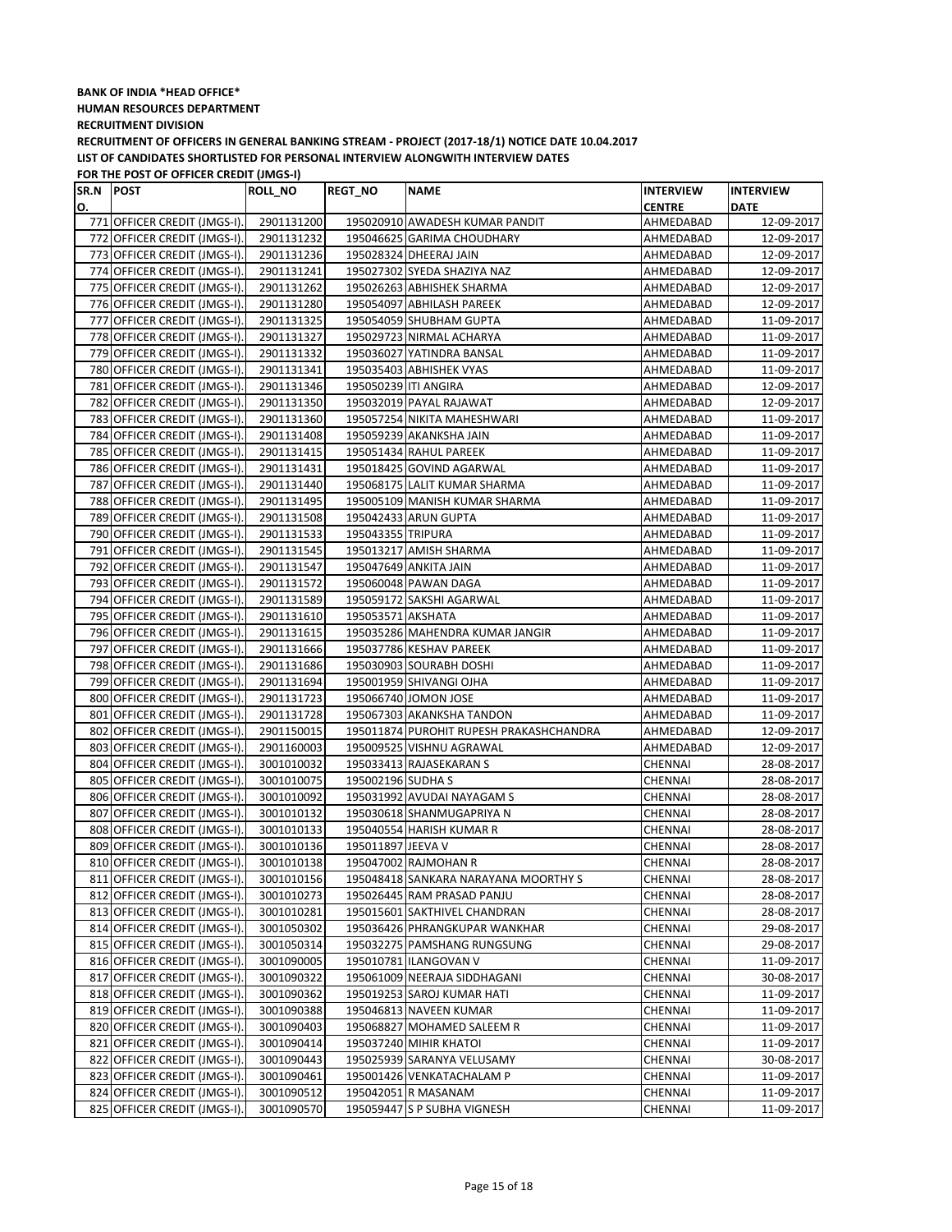**BANK OF INDIA *HEAD OFFICE***

**HUMAN RESOURCES DEPARTMENT**

**RECRUITMENT DIVISION**

**RECRUITMENT OF OFFICERS IN GENERAL BANKING STREAM - PROJECT (2017-18/1) NOTICE DATE 10.04.2017**

**LIST OF CANDIDATES SHORTLISTED FOR PERSONAL INTERVIEW ALONGWITH INTERVIEW DATES**

**FOR THE POST OF OFFICER CREDIT (JMGS-I)**

| SR.NO. | POST | ROLL_NO | REGT_NO | NAME | INTERVIEW CENTRE | INTERVIEW DATE |
|---|---|---|---|---|---|---|
| 771 | OFFICER CREDIT (JMGS-I). | 2901131200 | 195020910 | AWADESH KUMAR PANDIT | AHMEDABAD | 12-09-2017 |
| 772 | OFFICER CREDIT (JMGS-I). | 2901131232 | 195046625 | GARIMA CHOUDHARY | AHMEDABAD | 12-09-2017 |
| 773 | OFFICER CREDIT (JMGS-I). | 2901131236 | 195028324 | DHEERAJ JAIN | AHMEDABAD | 12-09-2017 |
| 774 | OFFICER CREDIT (JMGS-I). | 2901131241 | 195027302 | SYEDA SHAZIYA NAZ | AHMEDABAD | 12-09-2017 |
| 775 | OFFICER CREDIT (JMGS-I). | 2901131262 | 195026263 | ABHISHEK SHARMA | AHMEDABAD | 12-09-2017 |
| 776 | OFFICER CREDIT (JMGS-I). | 2901131280 | 195054097 | ABHILASH PAREEK | AHMEDABAD | 12-09-2017 |
| 777 | OFFICER CREDIT (JMGS-I). | 2901131325 | 195054059 | SHUBHAM GUPTA | AHMEDABAD | 11-09-2017 |
| 778 | OFFICER CREDIT (JMGS-I). | 2901131327 | 195029723 | NIRMAL ACHARYA | AHMEDABAD | 11-09-2017 |
| 779 | OFFICER CREDIT (JMGS-I). | 2901131332 | 195036027 | YATINDRA BANSAL | AHMEDABAD | 11-09-2017 |
| 780 | OFFICER CREDIT (JMGS-I). | 2901131341 | 195035403 | ABHISHEK VYAS | AHMEDABAD | 11-09-2017 |
| 781 | OFFICER CREDIT (JMGS-I). | 2901131346 | 195050239 | ITI ANGIRA | AHMEDABAD | 12-09-2017 |
| 782 | OFFICER CREDIT (JMGS-I). | 2901131350 | 195032019 | PAYAL RAJAWAT | AHMEDABAD | 12-09-2017 |
| 783 | OFFICER CREDIT (JMGS-I). | 2901131360 | 195057254 | NIKITA MAHESHWARI | AHMEDABAD | 11-09-2017 |
| 784 | OFFICER CREDIT (JMGS-I). | 2901131408 | 195059239 | AKANKSHA JAIN | AHMEDABAD | 11-09-2017 |
| 785 | OFFICER CREDIT (JMGS-I). | 2901131415 | 195051434 | RAHUL PAREEK | AHMEDABAD | 11-09-2017 |
| 786 | OFFICER CREDIT (JMGS-I). | 2901131431 | 195018425 | GOVIND AGARWAL | AHMEDABAD | 11-09-2017 |
| 787 | OFFICER CREDIT (JMGS-I). | 2901131440 | 195068175 | LALIT KUMAR SHARMA | AHMEDABAD | 11-09-2017 |
| 788 | OFFICER CREDIT (JMGS-I). | 2901131495 | 195005109 | MANISH KUMAR SHARMA | AHMEDABAD | 11-09-2017 |
| 789 | OFFICER CREDIT (JMGS-I). | 2901131508 | 195042433 | ARUN GUPTA | AHMEDABAD | 11-09-2017 |
| 790 | OFFICER CREDIT (JMGS-I). | 2901131533 | 195043355 | TRIPURA | AHMEDABAD | 11-09-2017 |
| 791 | OFFICER CREDIT (JMGS-I). | 2901131545 | 195013217 | AMISH SHARMA | AHMEDABAD | 11-09-2017 |
| 792 | OFFICER CREDIT (JMGS-I). | 2901131547 | 195047649 | ANKITA JAIN | AHMEDABAD | 11-09-2017 |
| 793 | OFFICER CREDIT (JMGS-I). | 2901131572 | 195060048 | PAWAN DAGA | AHMEDABAD | 11-09-2017 |
| 794 | OFFICER CREDIT (JMGS-I). | 2901131589 | 195059172 | SAKSHI AGARWAL | AHMEDABAD | 11-09-2017 |
| 795 | OFFICER CREDIT (JMGS-I). | 2901131610 | 195053571 | AKSHATA | AHMEDABAD | 11-09-2017 |
| 796 | OFFICER CREDIT (JMGS-I). | 2901131615 | 195035286 | MAHENDRA KUMAR JANGIR | AHMEDABAD | 11-09-2017 |
| 797 | OFFICER CREDIT (JMGS-I). | 2901131666 | 195037786 | KESHAV PAREEK | AHMEDABAD | 11-09-2017 |
| 798 | OFFICER CREDIT (JMGS-I). | 2901131686 | 195030903 | SOURABH DOSHI | AHMEDABAD | 11-09-2017 |
| 799 | OFFICER CREDIT (JMGS-I). | 2901131694 | 195001959 | SHIVANGI OJHA | AHMEDABAD | 11-09-2017 |
| 800 | OFFICER CREDIT (JMGS-I). | 2901131723 | 195066740 | JOMON JOSE | AHMEDABAD | 11-09-2017 |
| 801 | OFFICER CREDIT (JMGS-I). | 2901131728 | 195067303 | AKANKSHA TANDON | AHMEDABAD | 11-09-2017 |
| 802 | OFFICER CREDIT (JMGS-I). | 2901150015 | 195011874 | PUROHIT RUPESH PRAKASHCHANDRA | AHMEDABAD | 12-09-2017 |
| 803 | OFFICER CREDIT (JMGS-I). | 2901160003 | 195009525 | VISHNU AGRAWAL | AHMEDABAD | 12-09-2017 |
| 804 | OFFICER CREDIT (JMGS-I). | 3001010032 | 195033413 | RAJASEKARAN S | CHENNAI | 28-08-2017 |
| 805 | OFFICER CREDIT (JMGS-I). | 3001010075 | 195002196 | SUDHA S | CHENNAI | 28-08-2017 |
| 806 | OFFICER CREDIT (JMGS-I). | 3001010092 | 195031992 | AVUDAI NAYAGAM S | CHENNAI | 28-08-2017 |
| 807 | OFFICER CREDIT (JMGS-I). | 3001010132 | 195030618 | SHANMUGAPRIYA N | CHENNAI | 28-08-2017 |
| 808 | OFFICER CREDIT (JMGS-I). | 3001010133 | 195040554 | HARISH KUMAR R | CHENNAI | 28-08-2017 |
| 809 | OFFICER CREDIT (JMGS-I). | 3001010136 | 195011897 | JEEVA V | CHENNAI | 28-08-2017 |
| 810 | OFFICER CREDIT (JMGS-I). | 3001010138 | 195047002 | RAJMOHAN R | CHENNAI | 28-08-2017 |
| 811 | OFFICER CREDIT (JMGS-I). | 3001010156 | 195048418 | SANKARA NARAYANA MOORTHY S | CHENNAI | 28-08-2017 |
| 812 | OFFICER CREDIT (JMGS-I). | 3001010273 | 195026445 | RAM PRASAD PANJU | CHENNAI | 28-08-2017 |
| 813 | OFFICER CREDIT (JMGS-I). | 3001010281 | 195015601 | SAKTHIVEL CHANDRAN | CHENNAI | 28-08-2017 |
| 814 | OFFICER CREDIT (JMGS-I). | 3001050302 | 195036426 | PHRANGKUPAR WANKHAR | CHENNAI | 29-08-2017 |
| 815 | OFFICER CREDIT (JMGS-I). | 3001050314 | 195032275 | PAMSHANG RUNGSUNG | CHENNAI | 29-08-2017 |
| 816 | OFFICER CREDIT (JMGS-I). | 3001090005 | 195010781 | ILANGOVAN V | CHENNAI | 11-09-2017 |
| 817 | OFFICER CREDIT (JMGS-I). | 3001090322 | 195061009 | NEERAJA SIDDHAGANI | CHENNAI | 30-08-2017 |
| 818 | OFFICER CREDIT (JMGS-I). | 3001090362 | 195019253 | SAROJ KUMAR HATI | CHENNAI | 11-09-2017 |
| 819 | OFFICER CREDIT (JMGS-I). | 3001090388 | 195046813 | NAVEEN KUMAR | CHENNAI | 11-09-2017 |
| 820 | OFFICER CREDIT (JMGS-I). | 3001090403 | 195068827 | MOHAMED SALEEM R | CHENNAI | 11-09-2017 |
| 821 | OFFICER CREDIT (JMGS-I). | 3001090414 | 195037240 | MIHIR KHATOI | CHENNAI | 11-09-2017 |
| 822 | OFFICER CREDIT (JMGS-I). | 3001090443 | 195025939 | SARANYA VELUSAMY | CHENNAI | 30-08-2017 |
| 823 | OFFICER CREDIT (JMGS-I). | 3001090461 | 195001426 | VENKATACHALAM P | CHENNAI | 11-09-2017 |
| 824 | OFFICER CREDIT (JMGS-I). | 3001090512 | 195042051 | R MASANAM | CHENNAI | 11-09-2017 |
| 825 | OFFICER CREDIT (JMGS-I). | 3001090570 | 195059447 | S P SUBHA VIGNESH | CHENNAI | 11-09-2017 |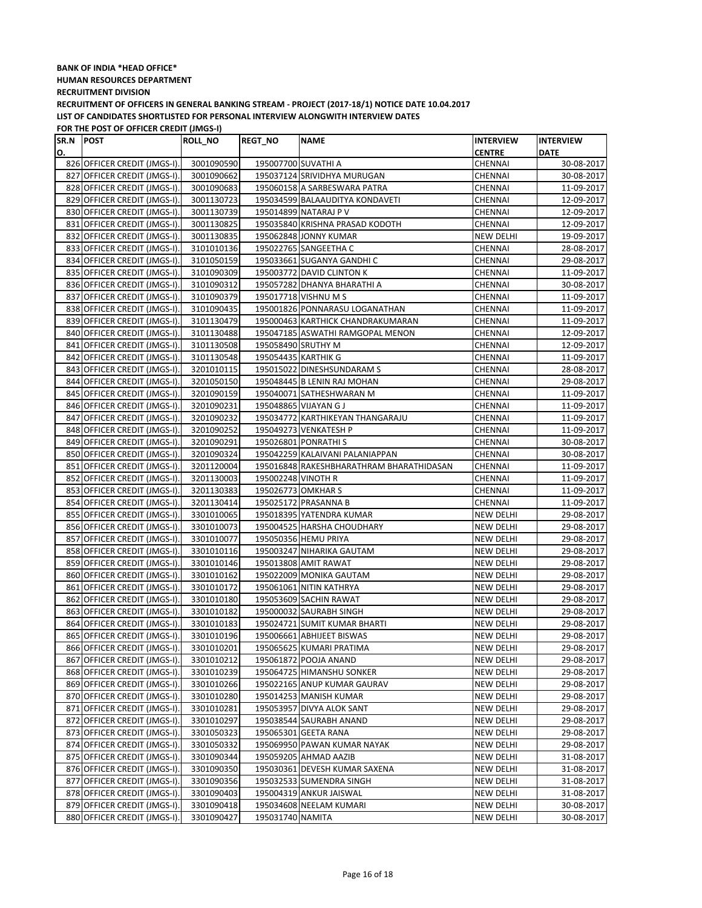**BANK OF INDIA *HEAD OFFICE***

**HUMAN RESOURCES DEPARTMENT**

**RECRUITMENT DIVISION**

**RECRUITMENT OF OFFICERS IN GENERAL BANKING STREAM - PROJECT (2017-18/1) NOTICE DATE 10.04.2017**

**LIST OF CANDIDATES SHORTLISTED FOR PERSONAL INTERVIEW ALONGWITH INTERVIEW DATES**

**FOR THE POST OF OFFICER CREDIT (JMGS-I)**

| SR.NO. | POST | ROLL_NO | REGT_NO | NAME | INTERVIEW CENTRE | INTERVIEW DATE |
|---|---|---|---|---|---|---|
| 826 | OFFICER CREDIT (JMGS-I). | 3001090590 | 195007700 | SUVATHI A | CHENNAI | 30-08-2017 |
| 827 | OFFICER CREDIT (JMGS-I). | 3001090662 | 195037124 | SRIVIDHYA MURUGAN | CHENNAI | 30-08-2017 |
| 828 | OFFICER CREDIT (JMGS-I). | 3001090683 | 195060158 | A SARBESWARA PATRA | CHENNAI | 11-09-2017 |
| 829 | OFFICER CREDIT (JMGS-I). | 3001130723 | 195034599 | BALAAUDITYA KONDAVETI | CHENNAI | 12-09-2017 |
| 830 | OFFICER CREDIT (JMGS-I). | 3001130739 | 195014899 | NATARAJ P V | CHENNAI | 12-09-2017 |
| 831 | OFFICER CREDIT (JMGS-I). | 3001130825 | 195035840 | KRISHNA PRASAD KODOTH | CHENNAI | 12-09-2017 |
| 832 | OFFICER CREDIT (JMGS-I). | 3001130835 | 195062848 | JONNY KUMAR | NEW DELHI | 19-09-2017 |
| 833 | OFFICER CREDIT (JMGS-I). | 3101010136 | 195022765 | SANGEETHA C | CHENNAI | 28-08-2017 |
| 834 | OFFICER CREDIT (JMGS-I). | 3101050159 | 195033661 | SUGANYA GANDHI C | CHENNAI | 29-08-2017 |
| 835 | OFFICER CREDIT (JMGS-I). | 3101090309 | 195003772 | DAVID CLINTON K | CHENNAI | 11-09-2017 |
| 836 | OFFICER CREDIT (JMGS-I). | 3101090312 | 195057282 | DHANYA BHARATHI A | CHENNAI | 30-08-2017 |
| 837 | OFFICER CREDIT (JMGS-I). | 3101090379 | 195017718 | VISHNU M S | CHENNAI | 11-09-2017 |
| 838 | OFFICER CREDIT (JMGS-I). | 3101090435 | 195001826 | PONNARASU LOGANATHAN | CHENNAI | 11-09-2017 |
| 839 | OFFICER CREDIT (JMGS-I). | 3101130479 | 195000463 | KARTHICK CHANDRAKUMARAN | CHENNAI | 11-09-2017 |
| 840 | OFFICER CREDIT (JMGS-I). | 3101130488 | 195047185 | ASWATHI RAMGOPAL MENON | CHENNAI | 12-09-2017 |
| 841 | OFFICER CREDIT (JMGS-I). | 3101130508 | 195058490 | SRUTHY M | CHENNAI | 12-09-2017 |
| 842 | OFFICER CREDIT (JMGS-I). | 3101130548 | 195054435 | KARTHIK G | CHENNAI | 11-09-2017 |
| 843 | OFFICER CREDIT (JMGS-I). | 3201010115 | 195015022 | DINESHSUNDARAM S | CHENNAI | 28-08-2017 |
| 844 | OFFICER CREDIT (JMGS-I). | 3201050150 | 195048445 | B LENIN RAJ MOHAN | CHENNAI | 29-08-2017 |
| 845 | OFFICER CREDIT (JMGS-I). | 3201090159 | 195040071 | SATHESHWARAN M | CHENNAI | 11-09-2017 |
| 846 | OFFICER CREDIT (JMGS-I). | 3201090231 | 195048865 | VIJAYAN G J | CHENNAI | 11-09-2017 |
| 847 | OFFICER CREDIT (JMGS-I). | 3201090232 | 195034772 | KARTHIKEYAN THANGARAJU | CHENNAI | 11-09-2017 |
| 848 | OFFICER CREDIT (JMGS-I). | 3201090252 | 195049273 | VENKATESH P | CHENNAI | 11-09-2017 |
| 849 | OFFICER CREDIT (JMGS-I). | 3201090291 | 195026801 | PONRATHI S | CHENNAI | 30-08-2017 |
| 850 | OFFICER CREDIT (JMGS-I). | 3201090324 | 195042259 | KALAIVANI PALANIAPPAN | CHENNAI | 30-08-2017 |
| 851 | OFFICER CREDIT (JMGS-I). | 3201120004 | 195016848 | RAKESHBHARATHRAM BHARATHIDASAN | CHENNAI | 11-09-2017 |
| 852 | OFFICER CREDIT (JMGS-I). | 3201130003 | 195002248 | VINOTH R | CHENNAI | 11-09-2017 |
| 853 | OFFICER CREDIT (JMGS-I). | 3201130383 | 195026773 | OMKHAR S | CHENNAI | 11-09-2017 |
| 854 | OFFICER CREDIT (JMGS-I). | 3201130414 | 195025172 | PRASANNA B | CHENNAI | 11-09-2017 |
| 855 | OFFICER CREDIT (JMGS-I). | 3301010065 | 195018395 | YATENDRA KUMAR | NEW DELHI | 29-08-2017 |
| 856 | OFFICER CREDIT (JMGS-I). | 3301010073 | 195004525 | HARSHA CHOUDHARY | NEW DELHI | 29-08-2017 |
| 857 | OFFICER CREDIT (JMGS-I). | 3301010077 | 195050356 | HEMU PRIYA | NEW DELHI | 29-08-2017 |
| 858 | OFFICER CREDIT (JMGS-I). | 3301010116 | 195003247 | NIHARIKA GAUTAM | NEW DELHI | 29-08-2017 |
| 859 | OFFICER CREDIT (JMGS-I). | 3301010146 | 195013808 | AMIT RAWAT | NEW DELHI | 29-08-2017 |
| 860 | OFFICER CREDIT (JMGS-I). | 3301010162 | 195022009 | MONIKA GAUTAM | NEW DELHI | 29-08-2017 |
| 861 | OFFICER CREDIT (JMGS-I). | 3301010172 | 195061061 | NITIN KATHRYA | NEW DELHI | 29-08-2017 |
| 862 | OFFICER CREDIT (JMGS-I). | 3301010180 | 195053609 | SACHIN RAWAT | NEW DELHI | 29-08-2017 |
| 863 | OFFICER CREDIT (JMGS-I). | 3301010182 | 195000032 | SAURABH SINGH | NEW DELHI | 29-08-2017 |
| 864 | OFFICER CREDIT (JMGS-I). | 3301010183 | 195024721 | SUMIT KUMAR BHARTI | NEW DELHI | 29-08-2017 |
| 865 | OFFICER CREDIT (JMGS-I). | 3301010196 | 195006661 | ABHIJEET BISWAS | NEW DELHI | 29-08-2017 |
| 866 | OFFICER CREDIT (JMGS-I). | 3301010201 | 195065625 | KUMARI PRATIMA | NEW DELHI | 29-08-2017 |
| 867 | OFFICER CREDIT (JMGS-I). | 3301010212 | 195061872 | POOJA ANAND | NEW DELHI | 29-08-2017 |
| 868 | OFFICER CREDIT (JMGS-I). | 3301010239 | 195064725 | HIMANSHU SONKER | NEW DELHI | 29-08-2017 |
| 869 | OFFICER CREDIT (JMGS-I). | 3301010266 | 195022165 | ANUP KUMAR GAURAV | NEW DELHI | 29-08-2017 |
| 870 | OFFICER CREDIT (JMGS-I). | 3301010280 | 195014253 | MANISH KUMAR | NEW DELHI | 29-08-2017 |
| 871 | OFFICER CREDIT (JMGS-I). | 3301010281 | 195053957 | DIVYA ALOK SANT | NEW DELHI | 29-08-2017 |
| 872 | OFFICER CREDIT (JMGS-I). | 3301010297 | 195038544 | SAURABH ANAND | NEW DELHI | 29-08-2017 |
| 873 | OFFICER CREDIT (JMGS-I). | 3301050323 | 195065301 | GEETA RANA | NEW DELHI | 29-08-2017 |
| 874 | OFFICER CREDIT (JMGS-I). | 3301050332 | 195069950 | PAWAN KUMAR NAYAK | NEW DELHI | 29-08-2017 |
| 875 | OFFICER CREDIT (JMGS-I). | 3301090344 | 195059205 | AHMAD AAZIB | NEW DELHI | 31-08-2017 |
| 876 | OFFICER CREDIT (JMGS-I). | 3301090350 | 195030361 | DEVESH KUMAR SAXENA | NEW DELHI | 31-08-2017 |
| 877 | OFFICER CREDIT (JMGS-I). | 3301090356 | 195032533 | SUMENDRA SINGH | NEW DELHI | 31-08-2017 |
| 878 | OFFICER CREDIT (JMGS-I). | 3301090403 | 195004319 | ANKUR JAISWAL | NEW DELHI | 31-08-2017 |
| 879 | OFFICER CREDIT (JMGS-I). | 3301090418 | 195034608 | NEELAM KUMARI | NEW DELHI | 30-08-2017 |
| 880 | OFFICER CREDIT (JMGS-I). | 3301090427 | 195031740 | NAMITA | NEW DELHI | 30-08-2017 |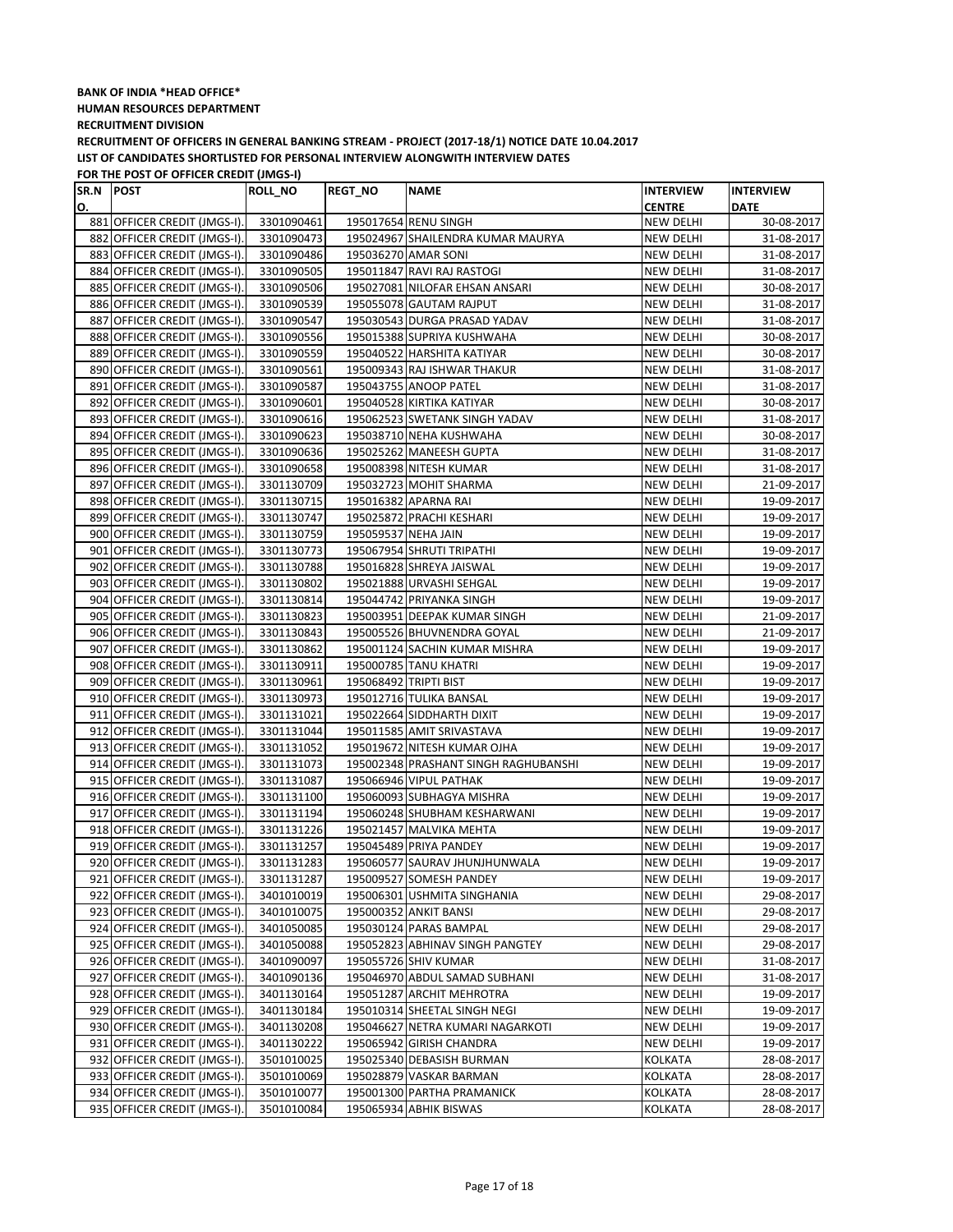**BANK OF INDIA *HEAD OFFICE***

**HUMAN RESOURCES DEPARTMENT**

**RECRUITMENT DIVISION**

**RECRUITMENT OF OFFICERS IN GENERAL BANKING STREAM - PROJECT (2017-18/1) NOTICE DATE 10.04.2017**

**LIST OF CANDIDATES SHORTLISTED FOR PERSONAL INTERVIEW ALONGWITH INTERVIEW DATES**

**FOR THE POST OF OFFICER CREDIT (JMGS-I)**

| SR.NO. | POST | ROLL_NO | REGT_NO | NAME | INTERVIEW CENTRE | INTERVIEW DATE |
|---|---|---|---|---|---|---|
| 881 | OFFICER CREDIT (JMGS-I). | 3301090461 | 195017654 | RENU SINGH | NEW DELHI | 30-08-2017 |
| 882 | OFFICER CREDIT (JMGS-I). | 3301090473 | 195024967 | SHAILENDRA KUMAR MAURYA | NEW DELHI | 31-08-2017 |
| 883 | OFFICER CREDIT (JMGS-I). | 3301090486 | 195036270 | AMAR SONI | NEW DELHI | 31-08-2017 |
| 884 | OFFICER CREDIT (JMGS-I). | 3301090505 | 195011847 | RAVI RAJ RASTOGI | NEW DELHI | 31-08-2017 |
| 885 | OFFICER CREDIT (JMGS-I). | 3301090506 | 195027081 | NILOFAR EHSAN ANSARI | NEW DELHI | 30-08-2017 |
| 886 | OFFICER CREDIT (JMGS-I). | 3301090539 | 195055078 | GAUTAM RAJPUT | NEW DELHI | 31-08-2017 |
| 887 | OFFICER CREDIT (JMGS-I). | 3301090547 | 195030543 | DURGA PRASAD YADAV | NEW DELHI | 31-08-2017 |
| 888 | OFFICER CREDIT (JMGS-I). | 3301090556 | 195015388 | SUPRIYA KUSHWAHA | NEW DELHI | 30-08-2017 |
| 889 | OFFICER CREDIT (JMGS-I). | 3301090559 | 195040522 | HARSHITA KATIYAR | NEW DELHI | 30-08-2017 |
| 890 | OFFICER CREDIT (JMGS-I). | 3301090561 | 195009343 | RAJ ISHWAR THAKUR | NEW DELHI | 31-08-2017 |
| 891 | OFFICER CREDIT (JMGS-I). | 3301090587 | 195043755 | ANOOP PATEL | NEW DELHI | 31-08-2017 |
| 892 | OFFICER CREDIT (JMGS-I). | 3301090601 | 195040528 | KIRTIKA KATIYAR | NEW DELHI | 30-08-2017 |
| 893 | OFFICER CREDIT (JMGS-I). | 3301090616 | 195062523 | SWETANK SINGH YADAV | NEW DELHI | 31-08-2017 |
| 894 | OFFICER CREDIT (JMGS-I). | 3301090623 | 195038710 | NEHA KUSHWAHA | NEW DELHI | 30-08-2017 |
| 895 | OFFICER CREDIT (JMGS-I). | 3301090636 | 195025262 | MANEESH GUPTA | NEW DELHI | 31-08-2017 |
| 896 | OFFICER CREDIT (JMGS-I). | 3301090658 | 195008398 | NITESH KUMAR | NEW DELHI | 31-08-2017 |
| 897 | OFFICER CREDIT (JMGS-I). | 3301130709 | 195032723 | MOHIT SHARMA | NEW DELHI | 21-09-2017 |
| 898 | OFFICER CREDIT (JMGS-I). | 3301130715 | 195016382 | APARNA RAI | NEW DELHI | 19-09-2017 |
| 899 | OFFICER CREDIT (JMGS-I). | 3301130747 | 195025872 | PRACHI KESHARI | NEW DELHI | 19-09-2017 |
| 900 | OFFICER CREDIT (JMGS-I). | 3301130759 | 195059537 | NEHA JAIN | NEW DELHI | 19-09-2017 |
| 901 | OFFICER CREDIT (JMGS-I). | 3301130773 | 195067954 | SHRUTI TRIPATHI | NEW DELHI | 19-09-2017 |
| 902 | OFFICER CREDIT (JMGS-I). | 3301130788 | 195016828 | SHREYA JAISWAL | NEW DELHI | 19-09-2017 |
| 903 | OFFICER CREDIT (JMGS-I). | 3301130802 | 195021888 | URVASHI SEHGAL | NEW DELHI | 19-09-2017 |
| 904 | OFFICER CREDIT (JMGS-I). | 3301130814 | 195044742 | PRIYANKA SINGH | NEW DELHI | 19-09-2017 |
| 905 | OFFICER CREDIT (JMGS-I). | 3301130823 | 195003951 | DEEPAK KUMAR SINGH | NEW DELHI | 21-09-2017 |
| 906 | OFFICER CREDIT (JMGS-I). | 3301130843 | 195005526 | BHUVNENDRA GOYAL | NEW DELHI | 21-09-2017 |
| 907 | OFFICER CREDIT (JMGS-I). | 3301130862 | 195001124 | SACHIN KUMAR MISHRA | NEW DELHI | 19-09-2017 |
| 908 | OFFICER CREDIT (JMGS-I). | 3301130911 | 195000785 | TANU KHATRI | NEW DELHI | 19-09-2017 |
| 909 | OFFICER CREDIT (JMGS-I). | 3301130961 | 195068492 | TRIPTI BIST | NEW DELHI | 19-09-2017 |
| 910 | OFFICER CREDIT (JMGS-I). | 3301130973 | 195012716 | TULIKA BANSAL | NEW DELHI | 19-09-2017 |
| 911 | OFFICER CREDIT (JMGS-I). | 3301131021 | 195022664 | SIDDHARTH DIXIT | NEW DELHI | 19-09-2017 |
| 912 | OFFICER CREDIT (JMGS-I). | 3301131044 | 195011585 | AMIT SRIVASTAVA | NEW DELHI | 19-09-2017 |
| 913 | OFFICER CREDIT (JMGS-I). | 3301131052 | 195019672 | NITESH KUMAR OJHA | NEW DELHI | 19-09-2017 |
| 914 | OFFICER CREDIT (JMGS-I). | 3301131073 | 195002348 | PRASHANT SINGH RAGHUBANSHI | NEW DELHI | 19-09-2017 |
| 915 | OFFICER CREDIT (JMGS-I). | 3301131087 | 195066946 | VIPUL PATHAK | NEW DELHI | 19-09-2017 |
| 916 | OFFICER CREDIT (JMGS-I). | 3301131100 | 195060093 | SUBHAGYA MISHRA | NEW DELHI | 19-09-2017 |
| 917 | OFFICER CREDIT (JMGS-I). | 3301131194 | 195060248 | SHUBHAM KESHARWANI | NEW DELHI | 19-09-2017 |
| 918 | OFFICER CREDIT (JMGS-I). | 3301131226 | 195021457 | MALVIKA MEHTA | NEW DELHI | 19-09-2017 |
| 919 | OFFICER CREDIT (JMGS-I). | 3301131257 | 195045489 | PRIYA PANDEY | NEW DELHI | 19-09-2017 |
| 920 | OFFICER CREDIT (JMGS-I). | 3301131283 | 195060577 | SAURAV JHUNJHUNWALA | NEW DELHI | 19-09-2017 |
| 921 | OFFICER CREDIT (JMGS-I). | 3301131287 | 195009527 | SOMESH PANDEY | NEW DELHI | 19-09-2017 |
| 922 | OFFICER CREDIT (JMGS-I). | 3401010019 | 195006301 | USHMITA SINGHANIA | NEW DELHI | 29-08-2017 |
| 923 | OFFICER CREDIT (JMGS-I). | 3401010075 | 195000352 | ANKIT BANSI | NEW DELHI | 29-08-2017 |
| 924 | OFFICER CREDIT (JMGS-I). | 3401050085 | 195030124 | PARAS BAMPAL | NEW DELHI | 29-08-2017 |
| 925 | OFFICER CREDIT (JMGS-I). | 3401050088 | 195052823 | ABHINAV SINGH PANGTEY | NEW DELHI | 29-08-2017 |
| 926 | OFFICER CREDIT (JMGS-I). | 3401090097 | 195055726 | SHIV KUMAR | NEW DELHI | 31-08-2017 |
| 927 | OFFICER CREDIT (JMGS-I). | 3401090136 | 195046970 | ABDUL SAMAD SUBHANI | NEW DELHI | 31-08-2017 |
| 928 | OFFICER CREDIT (JMGS-I). | 3401130164 | 195051287 | ARCHIT MEHROTRA | NEW DELHI | 19-09-2017 |
| 929 | OFFICER CREDIT (JMGS-I). | 3401130184 | 195010314 | SHEETAL SINGH NEGI | NEW DELHI | 19-09-2017 |
| 930 | OFFICER CREDIT (JMGS-I). | 3401130208 | 195046627 | NETRA KUMARI NAGARKOTI | NEW DELHI | 19-09-2017 |
| 931 | OFFICER CREDIT (JMGS-I). | 3401130222 | 195065942 | GIRISH CHANDRA | NEW DELHI | 19-09-2017 |
| 932 | OFFICER CREDIT (JMGS-I). | 3501010025 | 195025340 | DEBASISH BURMAN | KOLKATA | 28-08-2017 |
| 933 | OFFICER CREDIT (JMGS-I). | 3501010069 | 195028879 | VASKAR BARMAN | KOLKATA | 28-08-2017 |
| 934 | OFFICER CREDIT (JMGS-I). | 3501010077 | 195001300 | PARTHA PRAMANICK | KOLKATA | 28-08-2017 |
| 935 | OFFICER CREDIT (JMGS-I). | 3501010084 | 195065934 | ABHIK BISWAS | KOLKATA | 28-08-2017 |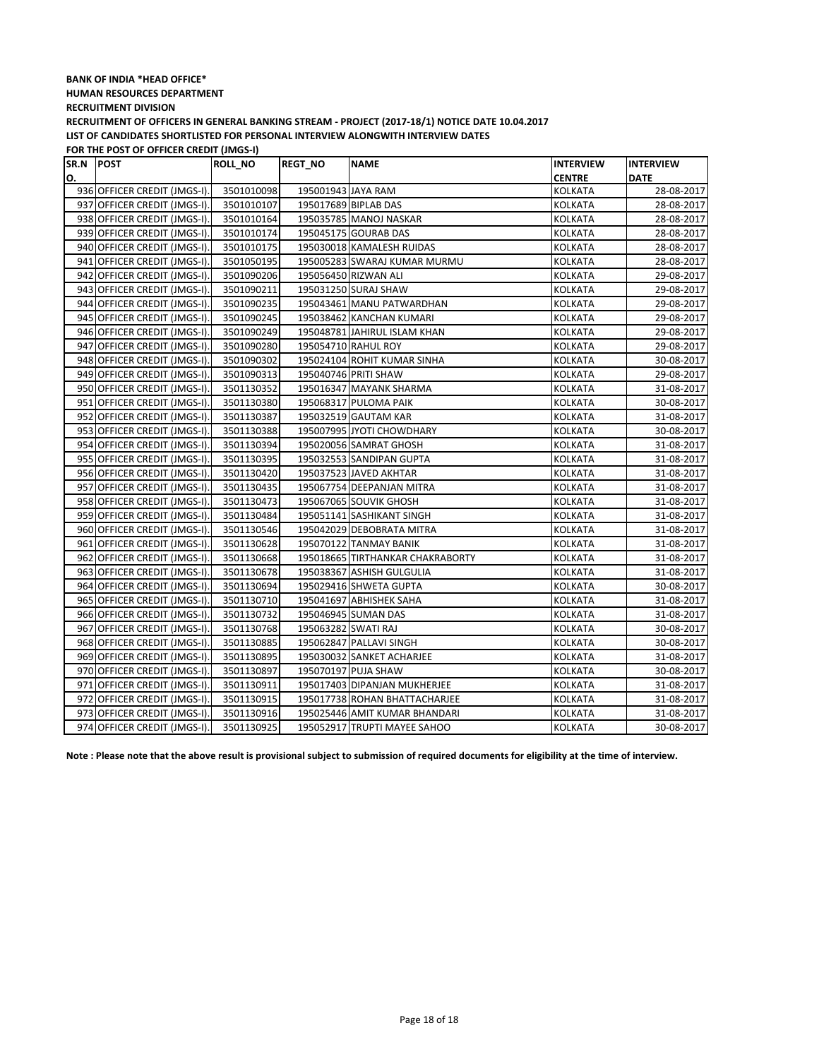**BANK OF INDIA \*HEAD OFFICE\***

**HUMAN RESOURCES DEPARTMENT**

**RECRUITMENT DIVISION**

**RECRUITMENT OF OFFICERS IN GENERAL BANKING STREAM - PROJECT (2017-18/1) NOTICE DATE 10.04.2017**

**LIST OF CANDIDATES SHORTLISTED FOR PERSONAL INTERVIEW ALONGWITH INTERVIEW DATES**

**FOR THE POST OF OFFICER CREDIT (JMGS-I)**

| SR.NO. | POST | ROLL_NO | REGT_NO | NAME | INTERVIEW CENTRE | INTERVIEW DATE |
|---|---|---|---|---|---|---|
| 936 | OFFICER CREDIT (JMGS-I). | 3501010098 | 195001943 | JAYA RAM | KOLKATA | 28-08-2017 |
| 937 | OFFICER CREDIT (JMGS-I). | 3501010107 | 195017689 | BIPLAB DAS | KOLKATA | 28-08-2017 |
| 938 | OFFICER CREDIT (JMGS-I). | 3501010164 | 195035785 | MANOJ NASKAR | KOLKATA | 28-08-2017 |
| 939 | OFFICER CREDIT (JMGS-I). | 3501010174 | 195045175 | GOURAB DAS | KOLKATA | 28-08-2017 |
| 940 | OFFICER CREDIT (JMGS-I). | 3501010175 | 195030018 | KAMALESH RUIDAS | KOLKATA | 28-08-2017 |
| 941 | OFFICER CREDIT (JMGS-I). | 3501050195 | 195005283 | SWARAJ KUMAR MURMU | KOLKATA | 28-08-2017 |
| 942 | OFFICER CREDIT (JMGS-I). | 3501090206 | 195056450 | RIZWAN ALI | KOLKATA | 29-08-2017 |
| 943 | OFFICER CREDIT (JMGS-I). | 3501090211 | 195031250 | SURAJ SHAW | KOLKATA | 29-08-2017 |
| 944 | OFFICER CREDIT (JMGS-I). | 3501090235 | 195043461 | MANU PATWARDHAN | KOLKATA | 29-08-2017 |
| 945 | OFFICER CREDIT (JMGS-I). | 3501090245 | 195038462 | KANCHAN KUMARI | KOLKATA | 29-08-2017 |
| 946 | OFFICER CREDIT (JMGS-I). | 3501090249 | 195048781 | JAHIRUL ISLAM KHAN | KOLKATA | 29-08-2017 |
| 947 | OFFICER CREDIT (JMGS-I). | 3501090280 | 195054710 | RAHUL ROY | KOLKATA | 29-08-2017 |
| 948 | OFFICER CREDIT (JMGS-I). | 3501090302 | 195024104 | ROHIT KUMAR SINHA | KOLKATA | 30-08-2017 |
| 949 | OFFICER CREDIT (JMGS-I). | 3501090313 | 195040746 | PRITI SHAW | KOLKATA | 29-08-2017 |
| 950 | OFFICER CREDIT (JMGS-I). | 3501130352 | 195016347 | MAYANK SHARMA | KOLKATA | 31-08-2017 |
| 951 | OFFICER CREDIT (JMGS-I). | 3501130380 | 195068317 | PULOMA PAIK | KOLKATA | 30-08-2017 |
| 952 | OFFICER CREDIT (JMGS-I). | 3501130387 | 195032519 | GAUTAM KAR | KOLKATA | 31-08-2017 |
| 953 | OFFICER CREDIT (JMGS-I). | 3501130388 | 195007995 | JYOTI CHOWDHARY | KOLKATA | 30-08-2017 |
| 954 | OFFICER CREDIT (JMGS-I). | 3501130394 | 195020056 | SAMRAT GHOSH | KOLKATA | 31-08-2017 |
| 955 | OFFICER CREDIT (JMGS-I). | 3501130395 | 195032553 | SANDIPAN GUPTA | KOLKATA | 31-08-2017 |
| 956 | OFFICER CREDIT (JMGS-I). | 3501130420 | 195037523 | JAVED AKHTAR | KOLKATA | 31-08-2017 |
| 957 | OFFICER CREDIT (JMGS-I). | 3501130435 | 195067754 | DEEPANJAN MITRA | KOLKATA | 31-08-2017 |
| 958 | OFFICER CREDIT (JMGS-I). | 3501130473 | 195067065 | SOUVIK GHOSH | KOLKATA | 31-08-2017 |
| 959 | OFFICER CREDIT (JMGS-I). | 3501130484 | 195051141 | SASHIKANT SINGH | KOLKATA | 31-08-2017 |
| 960 | OFFICER CREDIT (JMGS-I). | 3501130546 | 195042029 | DEBOBRATA MITRA | KOLKATA | 31-08-2017 |
| 961 | OFFICER CREDIT (JMGS-I). | 3501130628 | 195070122 | TANMAY BANIK | KOLKATA | 31-08-2017 |
| 962 | OFFICER CREDIT (JMGS-I). | 3501130668 | 195018665 | TIRTHANKAR CHAKRABORTY | KOLKATA | 31-08-2017 |
| 963 | OFFICER CREDIT (JMGS-I). | 3501130678 | 195038367 | ASHISH GULGULIA | KOLKATA | 31-08-2017 |
| 964 | OFFICER CREDIT (JMGS-I). | 3501130694 | 195029416 | SHWETA GUPTA | KOLKATA | 30-08-2017 |
| 965 | OFFICER CREDIT (JMGS-I). | 3501130710 | 195041697 | ABHISHEK SAHA | KOLKATA | 31-08-2017 |
| 966 | OFFICER CREDIT (JMGS-I). | 3501130732 | 195046945 | SUMAN DAS | KOLKATA | 31-08-2017 |
| 967 | OFFICER CREDIT (JMGS-I). | 3501130768 | 195063282 | SWATI RAJ | KOLKATA | 30-08-2017 |
| 968 | OFFICER CREDIT (JMGS-I). | 3501130885 | 195062847 | PALLAVI SINGH | KOLKATA | 30-08-2017 |
| 969 | OFFICER CREDIT (JMGS-I). | 3501130895 | 195030032 | SANKET ACHARJEE | KOLKATA | 31-08-2017 |
| 970 | OFFICER CREDIT (JMGS-I). | 3501130897 | 195070197 | PUJA SHAW | KOLKATA | 30-08-2017 |
| 971 | OFFICER CREDIT (JMGS-I). | 3501130911 | 195017403 | DIPANJAN MUKHERJEE | KOLKATA | 31-08-2017 |
| 972 | OFFICER CREDIT (JMGS-I). | 3501130915 | 195017738 | ROHAN BHATTACHARJEE | KOLKATA | 31-08-2017 |
| 973 | OFFICER CREDIT (JMGS-I). | 3501130916 | 195025446 | AMIT KUMAR BHANDARI | KOLKATA | 31-08-2017 |
| 974 | OFFICER CREDIT (JMGS-I). | 3501130925 | 195052917 | TRUPTI MAYEE SAHOO | KOLKATA | 30-08-2017 |

**Note : Please note that the above result is provisional subject to submission of required documents for eligibility at the time of interview.**